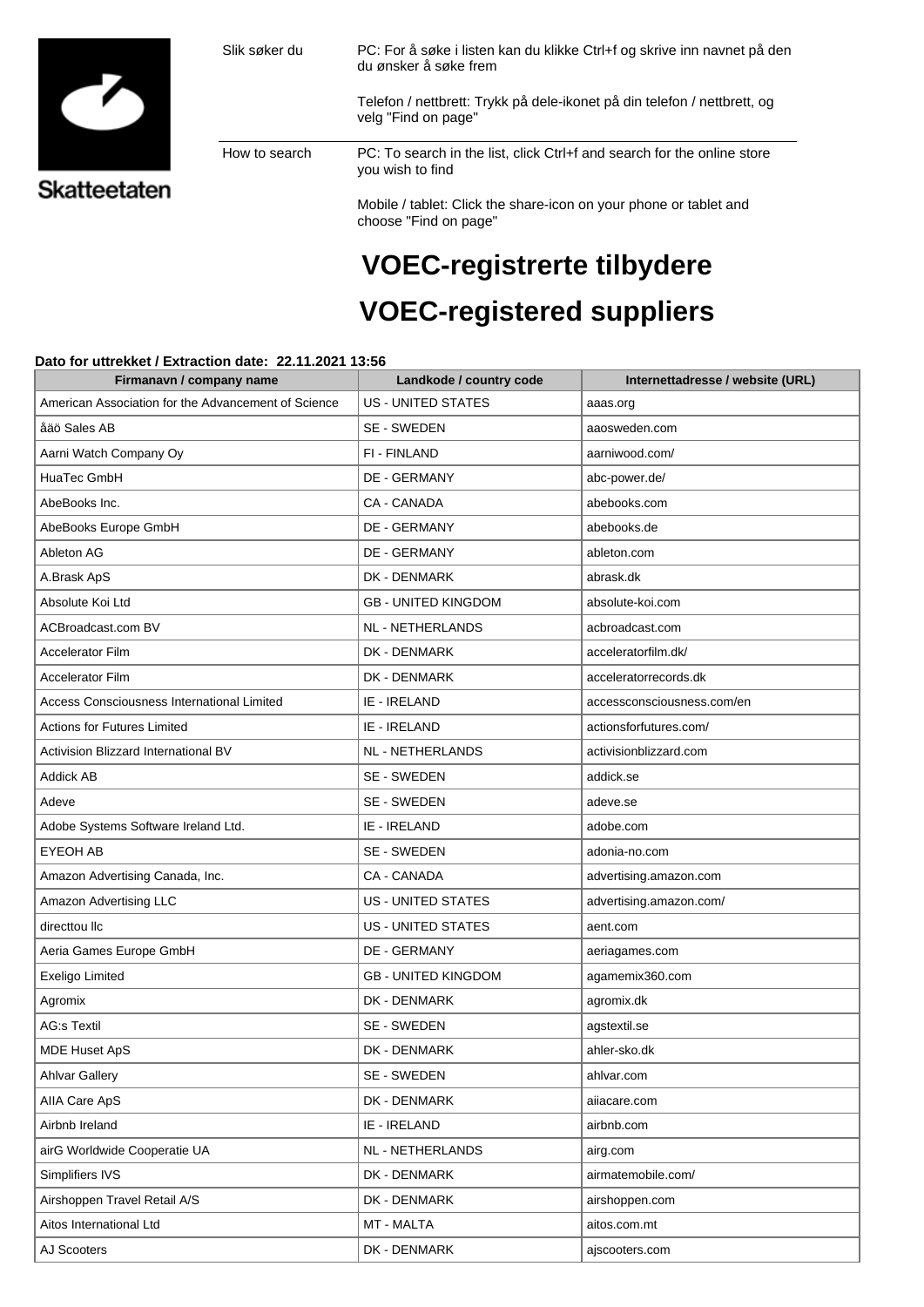Skatteetaten

| | |
|---|---|
| Slik søker du | PC: For å søke i listen kan du klikke Ctrl+f og skrive inn navnet på den du ønsker å søke frem |
| | Telefon / nettbrett: Trykk på dele-ikonet på din telefon / nettbrett, og velg "Find on page" |
| How to search | PC: To search in the list, click Ctrl+f and search for the online store you wish to find |
| | Mobile / tablet: Click the share-icon on your phone or tablet and choose "Find on page" |

# VOEC-registrerte tilbydere

# VOEC-registered suppliers

**Dato for uttrekket / Extraction date: 22.11.2021 13:56**

| Firmanavn / company name | Landkode / country code | Internettadresse / website (URL) |
|---|---|---|
| American Association for the Advancement of Science | US - UNITED STATES | aaas.org |
| åäö Sales AB | SE - SWEDEN | aaosweden.com |
| Aarni Watch Company Oy | FI - FINLAND | aarniwood.com/ |
| HuaTec GmbH | DE - GERMANY | abc-power.de/ |
| AbeBooks Inc. | CA - CANADA | abebooks.com |
| AbeBooks Europe GmbH | DE - GERMANY | abebooks.de |
| Ableton AG | DE - GERMANY | ableton.com |
| A.Brask ApS | DK - DENMARK | abrask.dk |
| Absolute Koi Ltd | GB - UNITED KINGDOM | absolute-koi.com |
| ACBroadcast.com BV | NL - NETHERLANDS | acbroadcast.com |
| Accelerator Film | DK - DENMARK | acceleratorfilm.dk/ |
| Accelerator Film | DK - DENMARK | acceleratorrecords.dk |
| Access Consciousness International Limited | IE - IRELAND | accessconsciousness.com/en |
| Actions for Futures Limited | IE - IRELAND | actionsforfutures.com/ |
| Activision Blizzard International BV | NL - NETHERLANDS | activisionblizzard.com |
| Addick AB | SE - SWEDEN | addick.se |
| Adeve | SE - SWEDEN | adeve.se |
| Adobe Systems Software Ireland Ltd. | IE - IRELAND | adobe.com |
| EYEOH AB | SE - SWEDEN | adonia-no.com |
| Amazon Advertising Canada, Inc. | CA - CANADA | advertising.amazon.com |
| Amazon Advertising LLC | US - UNITED STATES | advertising.amazon.com/ |
| directtou llc | US - UNITED STATES | aent.com |
| Aeria Games Europe GmbH | DE - GERMANY | aeriagames.com |
| Exeligo Limited | GB - UNITED KINGDOM | agamemix360.com |
| Agromix | DK - DENMARK | agromix.dk |
| AG:s Textil | SE - SWEDEN | agstextil.se |
| MDE Huset ApS | DK - DENMARK | ahler-sko.dk |
| Ahlvar Gallery | SE - SWEDEN | ahlvar.com |
| AIIA Care ApS | DK - DENMARK | aiiacare.com |
| Airbnb Ireland | IE - IRELAND | airbnb.com |
| airG Worldwide Cooperatie UA | NL - NETHERLANDS | airg.com |
| Simplifiers IVS | DK - DENMARK | airmatemobile.com/ |
| Airshoppen Travel Retail A/S | DK - DENMARK | airshoppen.com |
| Aitos International Ltd | MT - MALTA | aitos.com.mt |
| AJ Scooters | DK - DENMARK | ajscooters.com |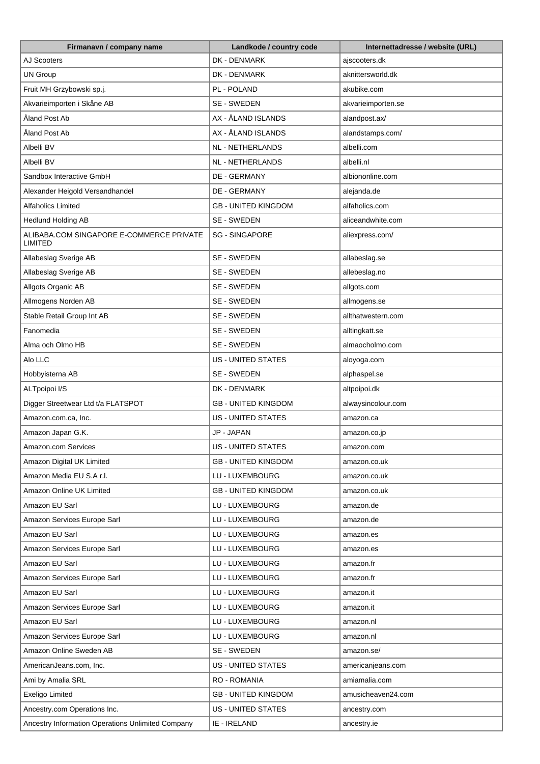| Firmanavn / company name | Landkode / country code | Internettadresse / website (URL) |
|---|---|---|
| AJ Scooters | DK - DENMARK | ajscooters.dk |
| UN Group | DK - DENMARK | aknittersworld.dk |
| Fruit MH Grzybowski sp.j. | PL - POLAND | akubike.com |
| Akvarieimporten i Skåne AB | SE - SWEDEN | akvarieimporten.se |
| Åland Post Ab | AX - ÅLAND ISLANDS | alandpost.ax/ |
| Åland Post Ab | AX - ÅLAND ISLANDS | alandstamps.com/ |
| Albelli BV | NL - NETHERLANDS | albelli.com |
| Albelli BV | NL - NETHERLANDS | albelli.nl |
| Sandbox Interactive GmbH | DE - GERMANY | albiononline.com |
| Alexander Heigold Versandhandel | DE - GERMANY | alejanda.de |
| Alfaholics Limited | GB - UNITED KINGDOM | alfaholics.com |
| Hedlund Holding AB | SE - SWEDEN | aliceandwhite.com |
| ALIBABA.COM SINGAPORE E-COMMERCE PRIVATE LIMITED | SG - SINGAPORE | aliexpress.com/ |
| Allabeslag Sverige AB | SE - SWEDEN | allabeslag.se |
| Allabeslag Sverige AB | SE - SWEDEN | allebeslag.no |
| Allgots Organic AB | SE - SWEDEN | allgots.com |
| Allmogens Norden AB | SE - SWEDEN | allmogens.se |
| Stable Retail Group Int AB | SE - SWEDEN | allthatwestern.com |
| Fanomedia | SE - SWEDEN | alltingkatt.se |
| Alma och Olmo HB | SE - SWEDEN | almaocholmo.com |
| Alo LLC | US - UNITED STATES | aloyoga.com |
| Hobbyisterna AB | SE - SWEDEN | alphaspel.se |
| ALTpoipoi I/S | DK - DENMARK | altpoipoi.dk |
| Digger Streetwear Ltd t/a FLATSPOT | GB - UNITED KINGDOM | alwaysincolour.com |
| Amazon.com.ca, Inc. | US - UNITED STATES | amazon.ca |
| Amazon Japan G.K. | JP - JAPAN | amazon.co.jp |
| Amazon.com Services | US - UNITED STATES | amazon.com |
| Amazon Digital UK Limited | GB - UNITED KINGDOM | amazon.co.uk |
| Amazon Media EU S.A r.l. | LU - LUXEMBOURG | amazon.co.uk |
| Amazon Online UK Limited | GB - UNITED KINGDOM | amazon.co.uk |
| Amazon EU Sarl | LU - LUXEMBOURG | amazon.de |
| Amazon Services Europe Sarl | LU - LUXEMBOURG | amazon.de |
| Amazon EU Sarl | LU - LUXEMBOURG | amazon.es |
| Amazon Services Europe Sarl | LU - LUXEMBOURG | amazon.es |
| Amazon EU Sarl | LU - LUXEMBOURG | amazon.fr |
| Amazon Services Europe Sarl | LU - LUXEMBOURG | amazon.fr |
| Amazon EU Sarl | LU - LUXEMBOURG | amazon.it |
| Amazon Services Europe Sarl | LU - LUXEMBOURG | amazon.it |
| Amazon EU Sarl | LU - LUXEMBOURG | amazon.nl |
| Amazon Services Europe Sarl | LU - LUXEMBOURG | amazon.nl |
| Amazon Online Sweden AB | SE - SWEDEN | amazon.se/ |
| AmericanJeans.com, Inc. | US - UNITED STATES | americanjeans.com |
| Ami by Amalia SRL | RO - ROMANIA | amiamalia.com |
| Exeligo Limited | GB - UNITED KINGDOM | amusicheaven24.com |
| Ancestry.com Operations Inc. | US - UNITED STATES | ancestry.com |
| Ancestry Information Operations Unlimited Company | IE - IRELAND | ancestry.ie |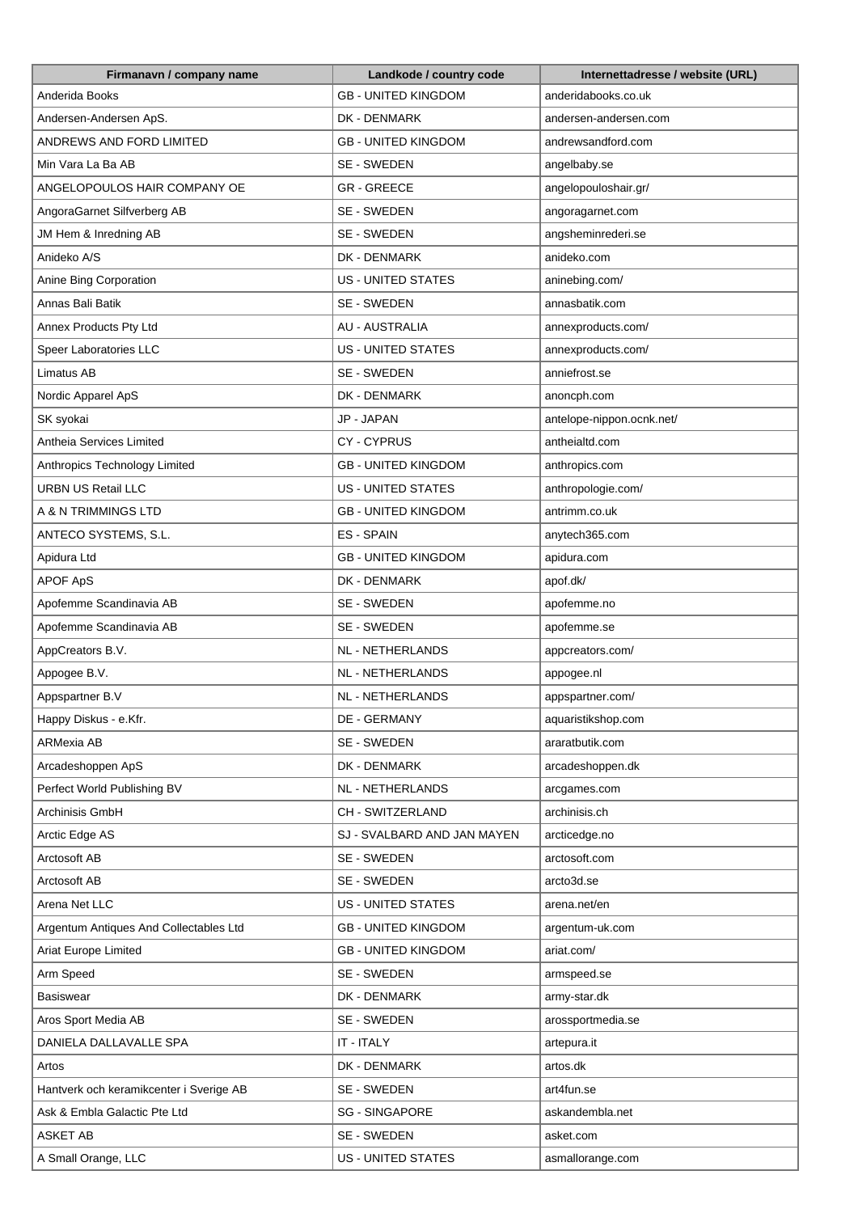| Firmanavn / company name | Landkode / country code | Internettadresse / website (URL) |
| --- | --- | --- |
| Anderida Books | GB - UNITED KINGDOM | anderidabooks.co.uk |
| Andersen-Andersen ApS. | DK - DENMARK | andersen-andersen.com |
| ANDREWS AND FORD LIMITED | GB - UNITED KINGDOM | andrewsandford.com |
| Min Vara La Ba AB | SE - SWEDEN | angelbaby.se |
| ANGELOPOULOS HAIR COMPANY OE | GR - GREECE | angelopouloshair.gr/ |
| AngoraGarnet Silfverberg AB | SE - SWEDEN | angoragarnet.com |
| JM Hem & Inredning AB | SE - SWEDEN | angsheminrederi.se |
| Anideko A/S | DK - DENMARK | anideko.com |
| Anine Bing Corporation | US - UNITED STATES | aninebing.com/ |
| Annas Bali Batik | SE - SWEDEN | annasbatik.com |
| Annex Products Pty Ltd | AU - AUSTRALIA | annexproducts.com/ |
| Speer Laboratories LLC | US - UNITED STATES | annexproducts.com/ |
| Limatus AB | SE - SWEDEN | anniefrost.se |
| Nordic Apparel ApS | DK - DENMARK | anoncph.com |
| SK syokai | JP - JAPAN | antelope-nippon.ocnk.net/ |
| Antheia Services Limited | CY - CYPRUS | antheialtd.com |
| Anthropics Technology Limited | GB - UNITED KINGDOM | anthropics.com |
| URBN US Retail LLC | US - UNITED STATES | anthropologie.com/ |
| A & N TRIMMINGS LTD | GB - UNITED KINGDOM | antrimm.co.uk |
| ANTECO SYSTEMS, S.L. | ES - SPAIN | anytech365.com |
| Apidura Ltd | GB - UNITED KINGDOM | apidura.com |
| APOF ApS | DK - DENMARK | apof.dk/ |
| Apofemme Scandinavia AB | SE - SWEDEN | apofemme.no |
| Apofemme Scandinavia AB | SE - SWEDEN | apofemme.se |
| AppCreators B.V. | NL - NETHERLANDS | appcreators.com/ |
| Appogee B.V. | NL - NETHERLANDS | appogee.nl |
| Appspartner B.V | NL - NETHERLANDS | appspartner.com/ |
| Happy Diskus - e.Kfr. | DE - GERMANY | aquaristikshop.com |
| ARMexia AB | SE - SWEDEN | araratbutik.com |
| Arcadeshoppen ApS | DK - DENMARK | arcadeshoppen.dk |
| Perfect World Publishing BV | NL - NETHERLANDS | arcgames.com |
| Archinisis GmbH | CH - SWITZERLAND | archinisis.ch |
| Arctic Edge AS | SJ - SVALBARD AND JAN MAYEN | arcticedge.no |
| Arctosoft AB | SE - SWEDEN | arctosoft.com |
| Arctosoft AB | SE - SWEDEN | arcto3d.se |
| Arena Net LLC | US - UNITED STATES | arena.net/en |
| Argentum Antiques And Collectables Ltd | GB - UNITED KINGDOM | argentum-uk.com |
| Ariat Europe Limited | GB - UNITED KINGDOM | ariat.com/ |
| Arm Speed | SE - SWEDEN | armspeed.se |
| Basiswear | DK - DENMARK | army-star.dk |
| Aros Sport Media AB | SE - SWEDEN | arossportmedia.se |
| DANIELA DALLAVALLE SPA | IT - ITALY | artepura.it |
| Artos | DK - DENMARK | artos.dk |
| Hantverk och keramikcenter i Sverige AB | SE - SWEDEN | art4fun.se |
| Ask & Embla Galactic Pte Ltd | SG - SINGAPORE | askandembla.net |
| ASKET AB | SE - SWEDEN | asket.com |
| A Small Orange, LLC | US - UNITED STATES | asmallorange.com |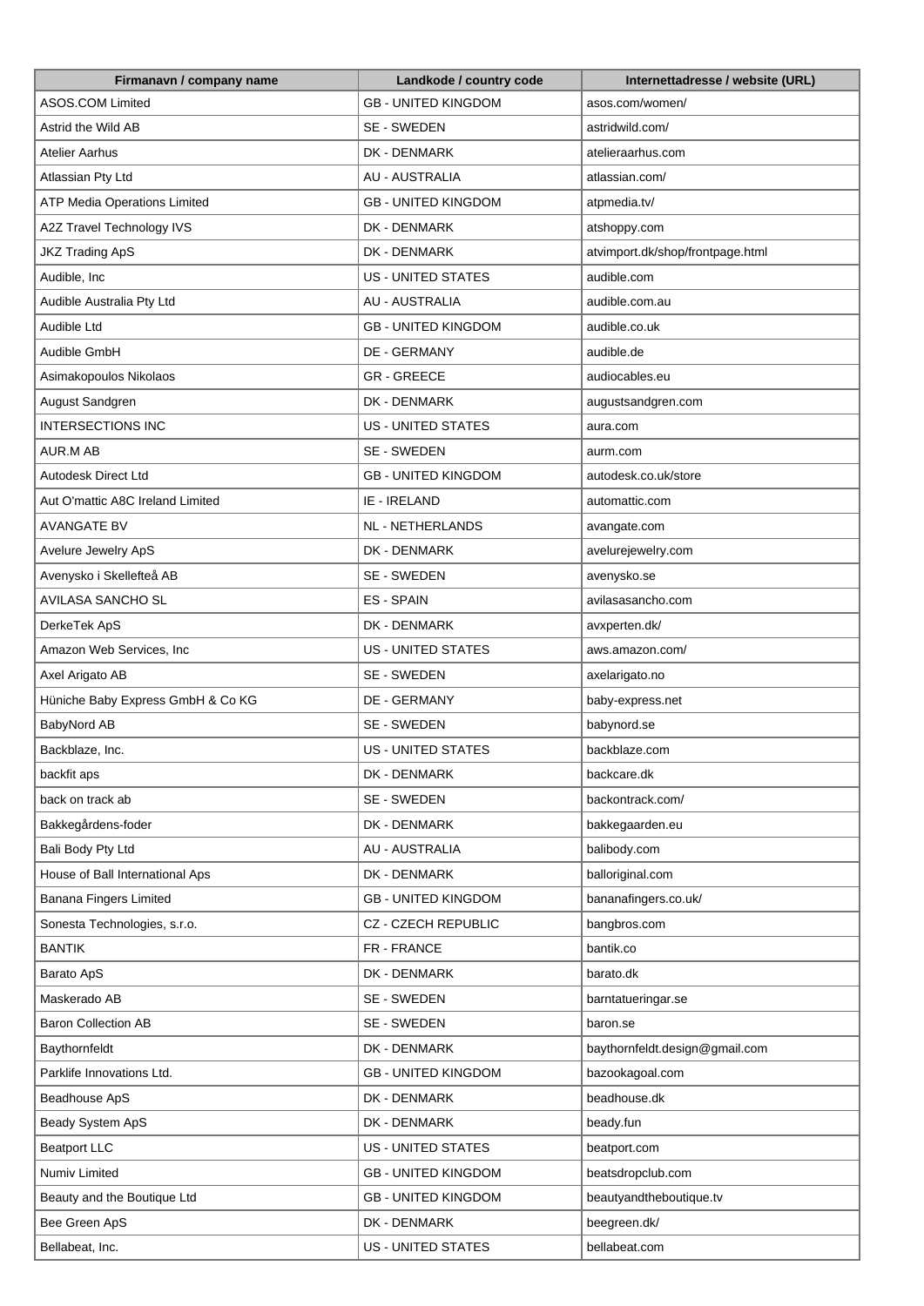| Firmanavn / company name | Landkode / country code | Internettadresse / website (URL) |
|---|---|---|
| ASOS.COM Limited | GB - UNITED KINGDOM | asos.com/women/ |
| Astrid the Wild AB | SE - SWEDEN | astridwild.com/ |
| Atelier Aarhus | DK - DENMARK | atelieraarhus.com |
| Atlassian Pty Ltd | AU - AUSTRALIA | atlassian.com/ |
| ATP Media Operations Limited | GB - UNITED KINGDOM | atpmedia.tv/ |
| A2Z Travel Technology IVS | DK - DENMARK | atshoppy.com |
| JKZ Trading ApS | DK - DENMARK | atvimport.dk/shop/frontpage.html |
| Audible, Inc | US - UNITED STATES | audible.com |
| Audible Australia Pty Ltd | AU - AUSTRALIA | audible.com.au |
| Audible Ltd | GB - UNITED KINGDOM | audible.co.uk |
| Audible GmbH | DE - GERMANY | audible.de |
| Asimakopoulos Nikolaos | GR - GREECE | audiocables.eu |
| August Sandgren | DK - DENMARK | augustsandgren.com |
| INTERSECTIONS INC | US - UNITED STATES | aura.com |
| AUR.M AB | SE - SWEDEN | aurm.com |
| Autodesk Direct Ltd | GB - UNITED KINGDOM | autodesk.co.uk/store |
| Aut O'mattic A8C Ireland Limited | IE - IRELAND | automattic.com |
| AVANGATE BV | NL - NETHERLANDS | avangate.com |
| Avelure Jewelry ApS | DK - DENMARK | avelurejewelry.com |
| Avenysko i Skellefteå AB | SE - SWEDEN | avenysko.se |
| AVILASA SANCHO SL | ES - SPAIN | avilasasancho.com |
| DerkeTek ApS | DK - DENMARK | avxperten.dk/ |
| Amazon Web Services, Inc | US - UNITED STATES | aws.amazon.com/ |
| Axel Arigato AB | SE - SWEDEN | axelarigato.no |
| Hüniche Baby Express GmbH & Co KG | DE - GERMANY | baby-express.net |
| BabyNord AB | SE - SWEDEN | babynord.se |
| Backblaze, Inc. | US - UNITED STATES | backblaze.com |
| backfit aps | DK - DENMARK | backcare.dk |
| back on track ab | SE - SWEDEN | backontrack.com/ |
| Bakkegårdens-foder | DK - DENMARK | bakkegaarden.eu |
| Bali Body Pty Ltd | AU - AUSTRALIA | balibody.com |
| House of Ball International Aps | DK - DENMARK | balloriginal.com |
| Banana Fingers Limited | GB - UNITED KINGDOM | bananafingers.co.uk/ |
| Sonesta Technologies, s.r.o. | CZ - CZECH REPUBLIC | bangbros.com |
| BANTIK | FR - FRANCE | bantik.co |
| Barato ApS | DK - DENMARK | barato.dk |
| Maskerado AB | SE - SWEDEN | barntatueringar.se |
| Baron Collection AB | SE - SWEDEN | baron.se |
| Baythornfeldt | DK - DENMARK | baythornfeldt.design@gmail.com |
| Parklife Innovations Ltd. | GB - UNITED KINGDOM | bazookagoal.com |
| Beadhouse ApS | DK - DENMARK | beadhouse.dk |
| Beady System ApS | DK - DENMARK | beady.fun |
| Beatport LLC | US - UNITED STATES | beatport.com |
| Numiv Limited | GB - UNITED KINGDOM | beatsdropclub.com |
| Beauty and the Boutique Ltd | GB - UNITED KINGDOM | beautyandtheboutique.tv |
| Bee Green ApS | DK - DENMARK | beegreen.dk/ |
| Bellabeat, Inc. | US - UNITED STATES | bellabeat.com |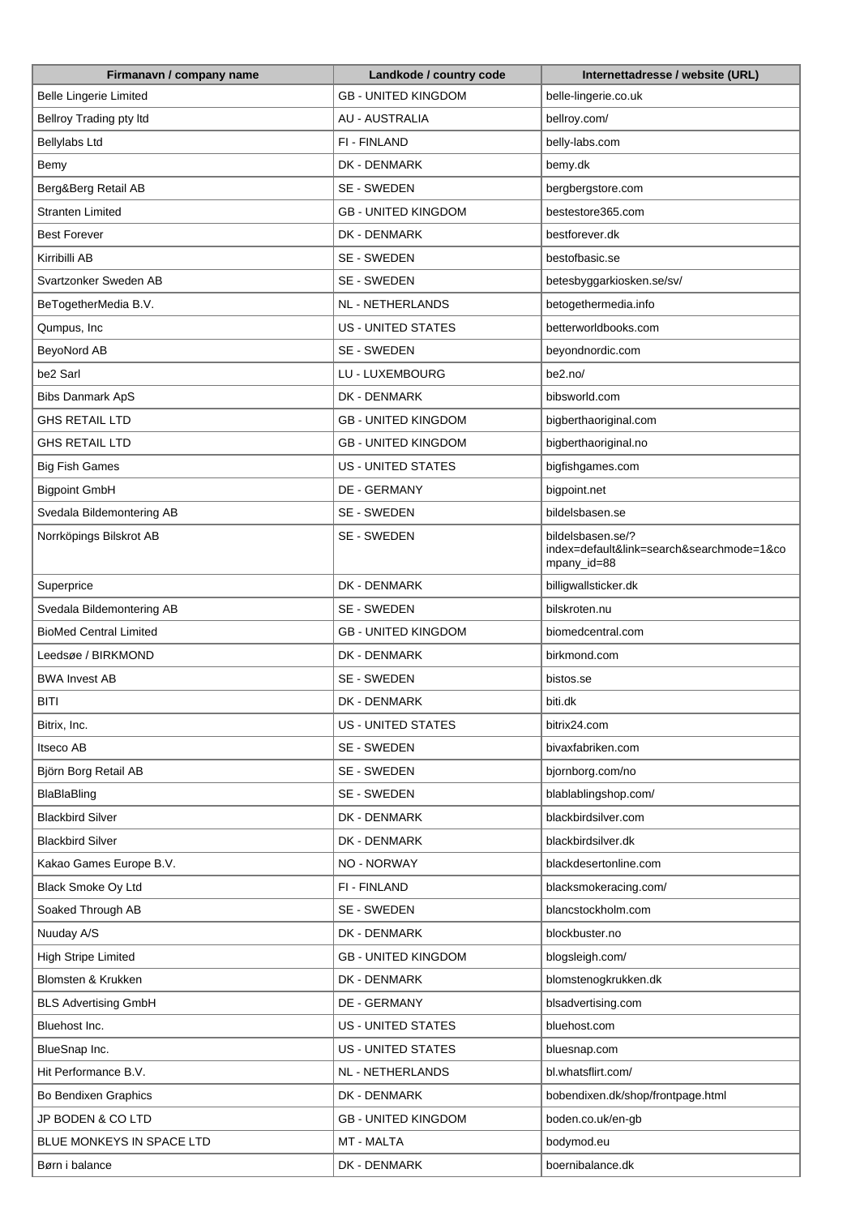| Firmanavn / company name | Landkode / country code | Internettadresse / website (URL) |
|---|---|---|
| Belle Lingerie Limited | GB - UNITED KINGDOM | belle-lingerie.co.uk |
| Bellroy Trading pty ltd | AU - AUSTRALIA | bellroy.com/ |
| Bellylabs Ltd | FI - FINLAND | belly-labs.com |
| Bemy | DK - DENMARK | bemy.dk |
| Berg&Berg Retail AB | SE - SWEDEN | bergbergstore.com |
| Stranten Limited | GB - UNITED KINGDOM | bestestore365.com |
| Best Forever | DK - DENMARK | bestforever.dk |
| Kirribilli AB | SE - SWEDEN | bestofbasic.se |
| Svartzonker Sweden AB | SE - SWEDEN | betesbyggarkiosken.se/sv/ |
| BeTogetherMedia B.V. | NL - NETHERLANDS | betogethermedia.info |
| Qumpus, Inc | US - UNITED STATES | betterworldbooks.com |
| BeyoNord AB | SE - SWEDEN | beyondnordic.com |
| be2 Sarl | LU - LUXEMBOURG | be2.no/ |
| Bibs Danmark ApS | DK - DENMARK | bibsworld.com |
| GHS RETAIL LTD | GB - UNITED KINGDOM | bigberthaoriginal.com |
| GHS RETAIL LTD | GB - UNITED KINGDOM | bigberthaoriginal.no |
| Big Fish Games | US - UNITED STATES | bigfishgames.com |
| Bigpoint GmbH | DE - GERMANY | bigpoint.net |
| Svedala Bildemontering AB | SE - SWEDEN | bildelsbasen.se |
| Norrköpings Bilskrot AB | SE - SWEDEN | bildelsbasen.se/?index=default&link=search&searchmode=1&company_id=88 |
| Superprice | DK - DENMARK | billigwallsticker.dk |
| Svedala Bildemontering AB | SE - SWEDEN | bilskroten.nu |
| BioMed Central Limited | GB - UNITED KINGDOM | biomedcentral.com |
| Leedsøe / BIRKMOND | DK - DENMARK | birkmond.com |
| BWA Invest AB | SE - SWEDEN | bistos.se |
| BITI | DK - DENMARK | biti.dk |
| Bitrix, Inc. | US - UNITED STATES | bitrix24.com |
| Itseco AB | SE - SWEDEN | bivaxfabriken.com |
| Björn Borg Retail AB | SE - SWEDEN | bjornborg.com/no |
| BlaBlaBling | SE - SWEDEN | blablablingshop.com/ |
| Blackbird Silver | DK - DENMARK | blackbirdsilver.com |
| Blackbird Silver | DK - DENMARK | blackbirdsilver.dk |
| Kakao Games Europe B.V. | NO - NORWAY | blackdesertonline.com |
| Black Smoke Oy Ltd | FI - FINLAND | blacksmokeracing.com/ |
| Soaked Through AB | SE - SWEDEN | blancstockholm.com |
| Nuuday A/S | DK - DENMARK | blockbuster.no |
| High Stripe Limited | GB - UNITED KINGDOM | blogsleigh.com/ |
| Blomsten & Krukken | DK - DENMARK | blomstenogkrukken.dk |
| BLS Advertising GmbH | DE - GERMANY | blsadvertising.com |
| Bluehost Inc. | US - UNITED STATES | bluehost.com |
| BlueSnap Inc. | US - UNITED STATES | bluesnap.com |
| Hit Performance B.V. | NL - NETHERLANDS | bl.whatsflirt.com/ |
| Bo Bendixen Graphics | DK - DENMARK | bobendixen.dk/shop/frontpage.html |
| JP BODEN & CO LTD | GB - UNITED KINGDOM | boden.co.uk/en-gb |
| BLUE MONKEYS IN SPACE LTD | MT - MALTA | bodymod.eu |
| Børn i balance | DK - DENMARK | boernibalance.dk |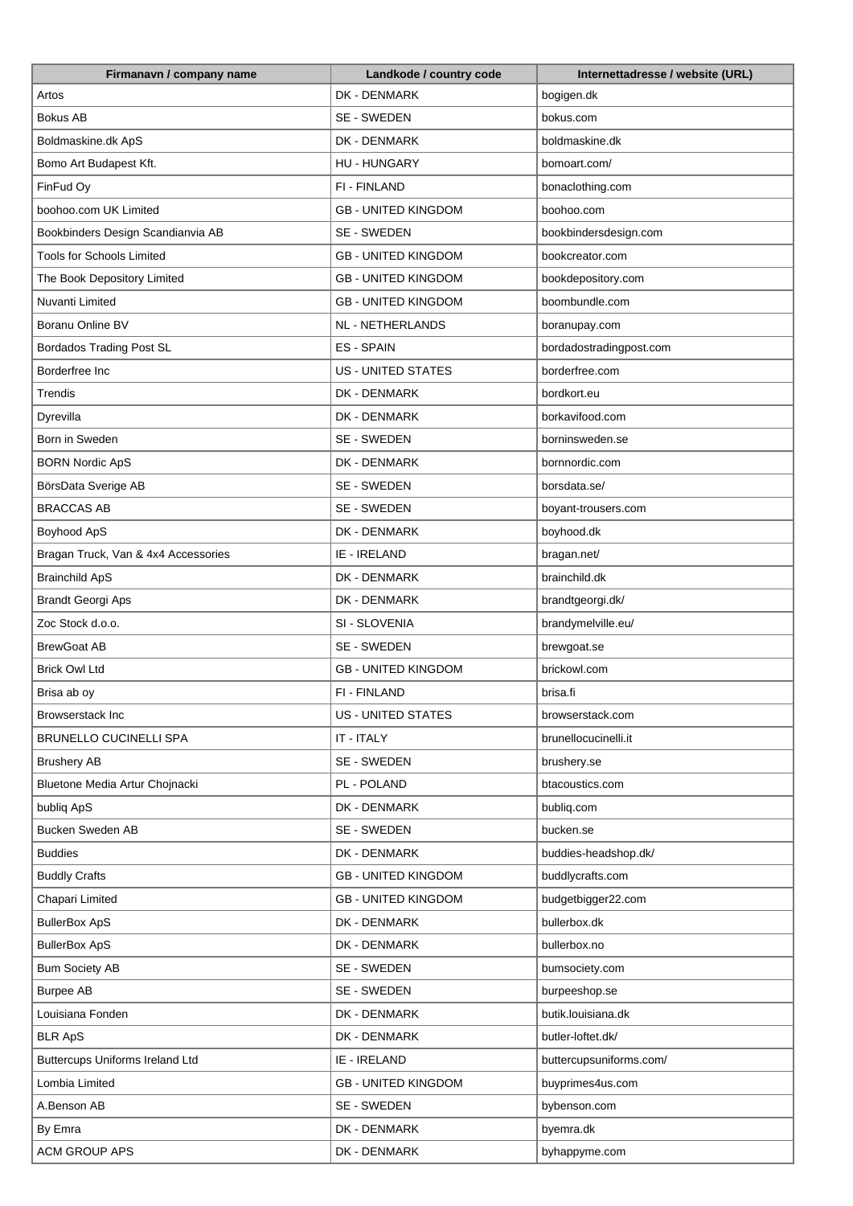| Firmanavn / company name | Landkode / country code | Internettadresse / website (URL) |
| --- | --- | --- |
| Artos | DK - DENMARK | bogigen.dk |
| Bokus AB | SE - SWEDEN | bokus.com |
| Boldmaskine.dk ApS | DK - DENMARK | boldmaskine.dk |
| Bomo Art Budapest Kft. | HU - HUNGARY | bomoart.com/ |
| FinFud Oy | FI - FINLAND | bonaclothing.com |
| boohoo.com UK Limited | GB - UNITED KINGDOM | boohoo.com |
| Bookbinders Design Scandianvia AB | SE - SWEDEN | bookbindersdesign.com |
| Tools for Schools Limited | GB - UNITED KINGDOM | bookcreator.com |
| The Book Depository Limited | GB - UNITED KINGDOM | bookdepository.com |
| Nuvanti Limited | GB - UNITED KINGDOM | boombundle.com |
| Boranu Online BV | NL - NETHERLANDS | boranupay.com |
| Bordados Trading Post SL | ES - SPAIN | bordadostradingpost.com |
| Borderfree Inc | US - UNITED STATES | borderfree.com |
| Trendis | DK - DENMARK | bordkort.eu |
| Dyrevilla | DK - DENMARK | borkavifood.com |
| Born in Sweden | SE - SWEDEN | borninsweden.se |
| BORN Nordic ApS | DK - DENMARK | bornnordic.com |
| BörsData Sverige AB | SE - SWEDEN | borsdata.se/ |
| BRACCAS AB | SE - SWEDEN | boyant-trousers.com |
| Boyhood ApS | DK - DENMARK | boyhood.dk |
| Bragan Truck, Van & 4x4 Accessories | IE - IRELAND | bragan.net/ |
| Brainchild ApS | DK - DENMARK | brainchild.dk |
| Brandt Georgi Aps | DK - DENMARK | brandtgeorgi.dk/ |
| Zoc Stock d.o.o. | SI - SLOVENIA | brandymelville.eu/ |
| BrewGoat AB | SE - SWEDEN | brewgoat.se |
| Brick Owl Ltd | GB - UNITED KINGDOM | brickowl.com |
| Brisa ab oy | FI - FINLAND | brisa.fi |
| Browserstack Inc | US - UNITED STATES | browserstack.com |
| BRUNELLO CUCINELLI SPA | IT - ITALY | brunellocucinelli.it |
| Brushery AB | SE - SWEDEN | brushery.se |
| Bluetone Media Artur Chojnacki | PL - POLAND | btacoustics.com |
| bubliq ApS | DK - DENMARK | bubliq.com |
| Bucken Sweden AB | SE - SWEDEN | bucken.se |
| Buddies | DK - DENMARK | buddies-headshop.dk/ |
| Buddly Crafts | GB - UNITED KINGDOM | buddlycrafts.com |
| Chapari Limited | GB - UNITED KINGDOM | budgetbigger22.com |
| BullerBox ApS | DK - DENMARK | bullerbox.dk |
| BullerBox ApS | DK - DENMARK | bullerbox.no |
| Bum Society AB | SE - SWEDEN | bumsociety.com |
| Burpee AB | SE - SWEDEN | burpeeshop.se |
| Louisiana Fonden | DK - DENMARK | butik.louisiana.dk |
| BLR ApS | DK - DENMARK | butler-loftet.dk/ |
| Buttercups Uniforms Ireland Ltd | IE - IRELAND | buttercupsuniforms.com/ |
| Lombia Limited | GB - UNITED KINGDOM | buyprimes4us.com |
| A.Benson AB | SE - SWEDEN | bybenson.com |
| By Emra | DK - DENMARK | byemra.dk |
| ACM GROUP APS | DK - DENMARK | byhappyme.com |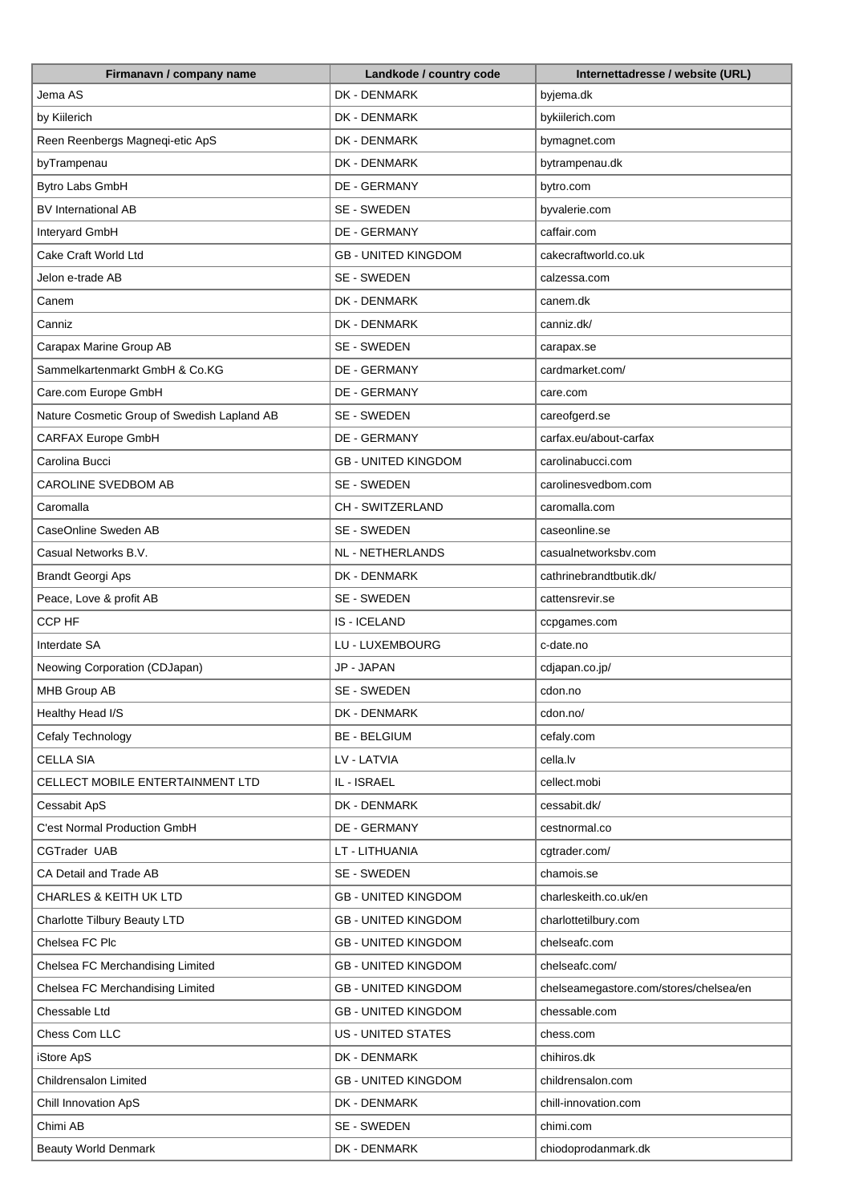| Firmanavn / company name | Landkode / country code | Internettadresse / website (URL) |
|---|---|---|
| Jema AS | DK - DENMARK | byjema.dk |
| by Kiilerich | DK - DENMARK | bykiilerich.com |
| Reen Reenbergs Magneqi-etic ApS | DK - DENMARK | bymagnet.com |
| byTrampenau | DK - DENMARK | bytrampenau.dk |
| Bytro Labs GmbH | DE - GERMANY | bytro.com |
| BV International AB | SE - SWEDEN | byvalerie.com |
| Interyard GmbH | DE - GERMANY | caffair.com |
| Cake Craft World Ltd | GB - UNITED KINGDOM | cakecraftworld.co.uk |
| Jelon e-trade AB | SE - SWEDEN | calzessa.com |
| Canem | DK - DENMARK | canem.dk |
| Canniz | DK - DENMARK | canniz.dk/ |
| Carapax Marine Group AB | SE - SWEDEN | carapax.se |
| Sammelkartenmarkt GmbH & Co.KG | DE - GERMANY | cardmarket.com/ |
| Care.com Europe GmbH | DE - GERMANY | care.com |
| Nature Cosmetic Group of Swedish Lapland AB | SE - SWEDEN | careofgerd.se |
| CARFAX Europe GmbH | DE - GERMANY | carfax.eu/about-carfax |
| Carolina Bucci | GB - UNITED KINGDOM | carolinabucci.com |
| CAROLINE SVEDBOM AB | SE - SWEDEN | carolinesvedbom.com |
| Caromalla | CH - SWITZERLAND | caromalla.com |
| CaseOnline Sweden AB | SE - SWEDEN | caseonline.se |
| Casual Networks B.V. | NL - NETHERLANDS | casualnetworksbv.com |
| Brandt Georgi Aps | DK - DENMARK | cathrinebrandtbutik.dk/ |
| Peace, Love & profit AB | SE - SWEDEN | cattensrevir.se |
| CCP HF | IS - ICELAND | ccpgames.com |
| Interdate SA | LU - LUXEMBOURG | c-date.no |
| Neowing Corporation (CDJapan) | JP - JAPAN | cdjapan.co.jp/ |
| MHB Group AB | SE - SWEDEN | cdon.no |
| Healthy Head I/S | DK - DENMARK | cdon.no/ |
| Cefaly Technology | BE - BELGIUM | cefaly.com |
| CELLA SIA | LV - LATVIA | cella.lv |
| CELLECT MOBILE ENTERTAINMENT LTD | IL - ISRAEL | cellect.mobi |
| Cessabit ApS | DK - DENMARK | cessabit.dk/ |
| C'est Normal Production GmbH | DE - GERMANY | cestnormal.co |
| CGTrader UAB | LT - LITHUANIA | cgtrader.com/ |
| CA Detail and Trade AB | SE - SWEDEN | chamois.se |
| CHARLES & KEITH UK LTD | GB - UNITED KINGDOM | charleskeith.co.uk/en |
| Charlotte Tilbury Beauty LTD | GB - UNITED KINGDOM | charlottetilbury.com |
| Chelsea FC Plc | GB - UNITED KINGDOM | chelseafc.com |
| Chelsea FC Merchandising Limited | GB - UNITED KINGDOM | chelseafc.com/ |
| Chelsea FC Merchandising Limited | GB - UNITED KINGDOM | chelseamegastore.com/stores/chelsea/en |
| Chessable Ltd | GB - UNITED KINGDOM | chessable.com |
| Chess Com LLC | US - UNITED STATES | chess.com |
| iStore ApS | DK - DENMARK | chihiros.dk |
| Childrensalon Limited | GB - UNITED KINGDOM | childrensalon.com |
| Chill Innovation ApS | DK - DENMARK | chill-innovation.com |
| Chimi AB | SE - SWEDEN | chimi.com |
| Beauty World Denmark | DK - DENMARK | chiodoprodanmark.dk |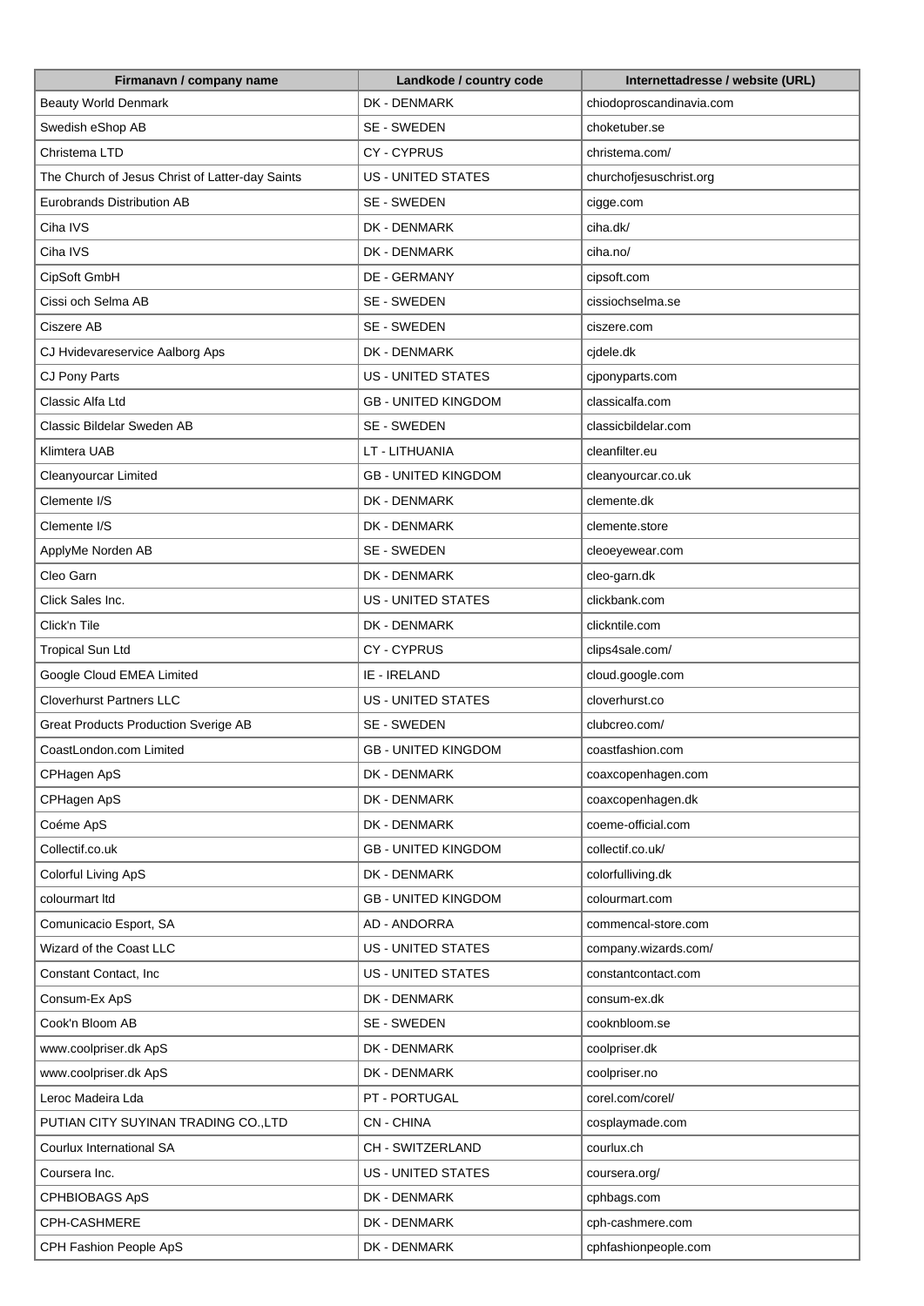| Firmanavn / company name | Landkode / country code | Internettadresse / website (URL) |
| --- | --- | --- |
| Beauty World Denmark | DK - DENMARK | chiodoproscandinavia.com |
| Swedish eShop AB | SE - SWEDEN | choketuber.se |
| Christema LTD | CY - CYPRUS | christema.com/ |
| The Church of Jesus Christ of Latter-day Saints | US - UNITED STATES | churchofjesuschrist.org |
| Eurobrands Distribution AB | SE - SWEDEN | cigge.com |
| Ciha IVS | DK - DENMARK | ciha.dk/ |
| Ciha IVS | DK - DENMARK | ciha.no/ |
| CipSoft GmbH | DE - GERMANY | cipsoft.com |
| Cissi och Selma AB | SE - SWEDEN | cissiochselma.se |
| Ciszere AB | SE - SWEDEN | ciszere.com |
| CJ Hvidevareservice Aalborg Aps | DK - DENMARK | cjdele.dk |
| CJ Pony Parts | US - UNITED STATES | cjponyparts.com |
| Classic Alfa Ltd | GB - UNITED KINGDOM | classicalfa.com |
| Classic Bildelar Sweden AB | SE - SWEDEN | classicbildelar.com |
| Klimtera UAB | LT - LITHUANIA | cleanfilter.eu |
| Cleanyourcar Limited | GB - UNITED KINGDOM | cleanyourcar.co.uk |
| Clemente I/S | DK - DENMARK | clemente.dk |
| Clemente I/S | DK - DENMARK | clemente.store |
| ApplyMe Norden AB | SE - SWEDEN | cleoeyewear.com |
| Cleo Garn | DK - DENMARK | cleo-garn.dk |
| Click Sales Inc. | US - UNITED STATES | clickbank.com |
| Click'n Tile | DK - DENMARK | clickntile.com |
| Tropical Sun Ltd | CY - CYPRUS | clips4sale.com/ |
| Google Cloud EMEA Limited | IE - IRELAND | cloud.google.com |
| Cloverhurst Partners LLC | US - UNITED STATES | cloverhurst.co |
| Great Products Production Sverige AB | SE - SWEDEN | clubcreo.com/ |
| CoastLondon.com Limited | GB - UNITED KINGDOM | coastfashion.com |
| CPHagen ApS | DK - DENMARK | coaxcopenhagen.com |
| CPHagen ApS | DK - DENMARK | coaxcopenhagen.dk |
| Coéme ApS | DK - DENMARK | coeme-official.com |
| Collectif.co.uk | GB - UNITED KINGDOM | collectif.co.uk/ |
| Colorful Living ApS | DK - DENMARK | colorfulliving.dk |
| colourmart ltd | GB - UNITED KINGDOM | colourmart.com |
| Comunicacio Esport, SA | AD - ANDORRA | commencal-store.com |
| Wizard of the Coast LLC | US - UNITED STATES | company.wizards.com/ |
| Constant Contact, Inc | US - UNITED STATES | constantcontact.com |
| Consum-Ex ApS | DK - DENMARK | consum-ex.dk |
| Cook'n Bloom AB | SE - SWEDEN | cooknbloom.se |
| www.coolpriser.dk ApS | DK - DENMARK | coolpriser.dk |
| www.coolpriser.dk ApS | DK - DENMARK | coolpriser.no |
| Leroc Madeira Lda | PT - PORTUGAL | corel.com/corel/ |
| PUTIAN CITY SUYINAN TRADING CO.,LTD | CN - CHINA | cosplaymade.com |
| Courlux International SA | CH - SWITZERLAND | courlux.ch |
| Coursera Inc. | US - UNITED STATES | coursera.org/ |
| CPHBIOBAGS ApS | DK - DENMARK | cphbags.com |
| CPH-CASHMERE | DK - DENMARK | cph-cashmere.com |
| CPH Fashion People ApS | DK - DENMARK | cphfashionpeople.com |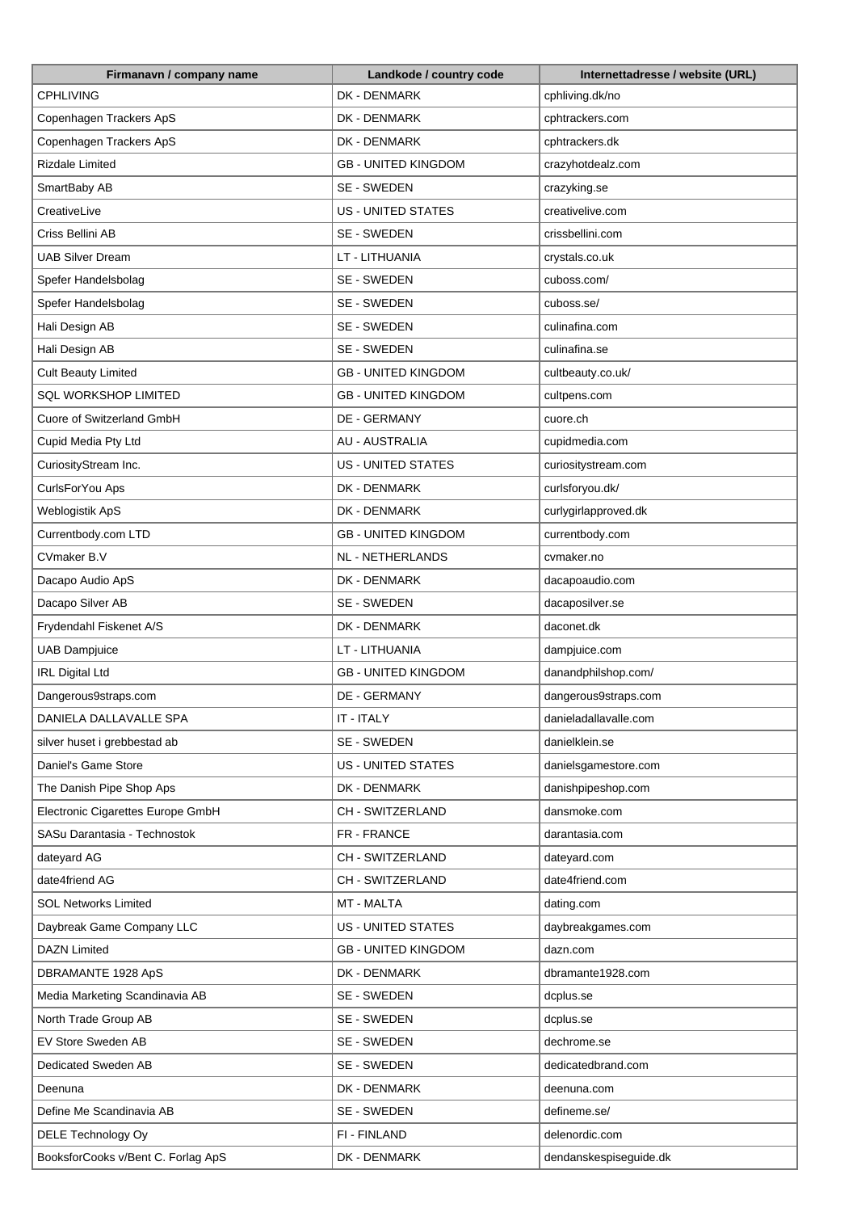| Firmanavn / company name | Landkode / country code | Internettadresse / website (URL) |
| --- | --- | --- |
| CPHLIVING | DK - DENMARK | cphliving.dk/no |
| Copenhagen Trackers ApS | DK - DENMARK | cphtrackers.com |
| Copenhagen Trackers ApS | DK - DENMARK | cphtrackers.dk |
| Rizdale Limited | GB - UNITED KINGDOM | crazyhotdealz.com |
| SmartBaby AB | SE - SWEDEN | crazyking.se |
| CreativeLive | US - UNITED STATES | creativelive.com |
| Criss Bellini AB | SE - SWEDEN | crissbellini.com |
| UAB Silver Dream | LT - LITHUANIA | crystals.co.uk |
| Spefer Handelsbolag | SE - SWEDEN | cuboss.com/ |
| Spefer Handelsbolag | SE - SWEDEN | cuboss.se/ |
| Hali Design AB | SE - SWEDEN | culinafina.com |
| Hali Design AB | SE - SWEDEN | culinafina.se |
| Cult Beauty Limited | GB - UNITED KINGDOM | cultbeauty.co.uk/ |
| SQL WORKSHOP LIMITED | GB - UNITED KINGDOM | cultpens.com |
| Cuore of Switzerland GmbH | DE - GERMANY | cuore.ch |
| Cupid Media Pty Ltd | AU - AUSTRALIA | cupidmedia.com |
| CuriosityStream Inc. | US - UNITED STATES | curiositystream.com |
| CurlsForYou Aps | DK - DENMARK | curlsforyou.dk/ |
| Weblogistik ApS | DK - DENMARK | curlygirlapproved.dk |
| Currentbody.com LTD | GB - UNITED KINGDOM | currentbody.com |
| CVmaker B.V | NL - NETHERLANDS | cvmaker.no |
| Dacapo Audio ApS | DK - DENMARK | dacapoaudio.com |
| Dacapo Silver AB | SE - SWEDEN | dacaposilver.se |
| Frydendahl Fiskenet A/S | DK - DENMARK | daconet.dk |
| UAB Dampjuice | LT - LITHUANIA | dampjuice.com |
| IRL Digital Ltd | GB - UNITED KINGDOM | danandphilshop.com/ |
| Dangerous9straps.com | DE - GERMANY | dangerous9straps.com |
| DANIELA DALLAVALLE SPA | IT - ITALY | danieladallavalle.com |
| silver huset i grebbestad ab | SE - SWEDEN | danielklein.se |
| Daniel's Game Store | US - UNITED STATES | danielsgamestore.com |
| The Danish Pipe Shop Aps | DK - DENMARK | danishpipeshop.com |
| Electronic Cigarettes Europe GmbH | CH - SWITZERLAND | dansmoke.com |
| SASu Darantasia - Technostok | FR - FRANCE | darantasia.com |
| dateyard AG | CH - SWITZERLAND | dateyard.com |
| date4friend AG | CH - SWITZERLAND | date4friend.com |
| SOL Networks Limited | MT - MALTA | dating.com |
| Daybreak Game Company LLC | US - UNITED STATES | daybreakgames.com |
| DAZN Limited | GB - UNITED KINGDOM | dazn.com |
| DBRAMANTE 1928 ApS | DK - DENMARK | dbramante1928.com |
| Media Marketing Scandinavia AB | SE - SWEDEN | dcplus.se |
| North Trade Group AB | SE - SWEDEN | dcplus.se |
| EV Store Sweden AB | SE - SWEDEN | dechrome.se |
| Dedicated Sweden AB | SE - SWEDEN | dedicatedbrand.com |
| Deenuna | DK - DENMARK | deenuna.com |
| Define Me Scandinavia AB | SE - SWEDEN | defineme.se/ |
| DELE Technology Oy | FI - FINLAND | delenordic.com |
| BooksforCooks v/Bent C. Forlag ApS | DK - DENMARK | dendanskespiseguide.dk |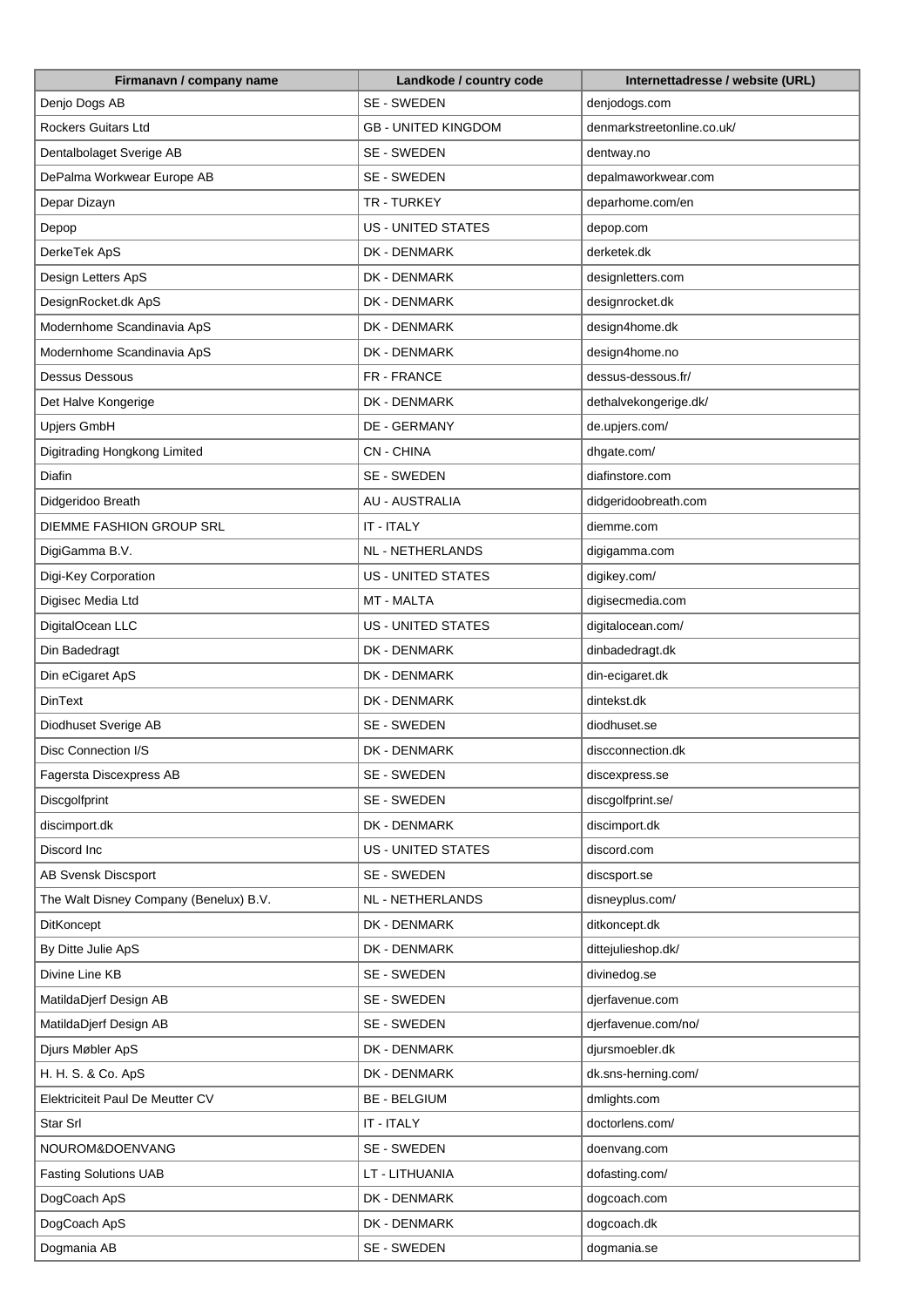| Firmanavn / company name | Landkode / country code | Internettadresse / website (URL) |
|---|---|---|
| Denjo Dogs AB | SE - SWEDEN | denjodogs.com |
| Rockers Guitars Ltd | GB - UNITED KINGDOM | denmarkstreetonline.co.uk/ |
| Dentalbolaget Sverige AB | SE - SWEDEN | dentway.no |
| DePalma Workwear Europe AB | SE - SWEDEN | depalmaworkwear.com |
| Depar Dizayn | TR - TURKEY | deparhome.com/en |
| Depop | US - UNITED STATES | depop.com |
| DerkeTek ApS | DK - DENMARK | derketek.dk |
| Design Letters ApS | DK - DENMARK | designletters.com |
| DesignRocket.dk ApS | DK - DENMARK | designrocket.dk |
| Modernhome Scandinavia ApS | DK - DENMARK | design4home.dk |
| Modernhome Scandinavia ApS | DK - DENMARK | design4home.no |
| Dessus Dessous | FR - FRANCE | dessus-dessous.fr/ |
| Det Halve Kongerige | DK - DENMARK | dethalvekongerige.dk/ |
| Upjers GmbH | DE - GERMANY | de.upjers.com/ |
| Digitrading Hongkong Limited | CN - CHINA | dhgate.com/ |
| Diafin | SE - SWEDEN | diafinstore.com |
| Didgeridoo Breath | AU - AUSTRALIA | didgeridoobreath.com |
| DIEMME FASHION GROUP SRL | IT - ITALY | diemme.com |
| DigiGamma B.V. | NL - NETHERLANDS | digigamma.com |
| Digi-Key Corporation | US - UNITED STATES | digikey.com/ |
| Digisec Media Ltd | MT - MALTA | digisecmedia.com |
| DigitalOcean LLC | US - UNITED STATES | digitalocean.com/ |
| Din Badedragt | DK - DENMARK | dinbadedragt.dk |
| Din eCigaret ApS | DK - DENMARK | din-ecigaret.dk |
| DinText | DK - DENMARK | dintekst.dk |
| Diodhuset Sverige AB | SE - SWEDEN | diodhuset.se |
| Disc Connection I/S | DK - DENMARK | discconnection.dk |
| Fagersta Discexpress AB | SE - SWEDEN | discexpress.se |
| Discgolfprint | SE - SWEDEN | discgolfprint.se/ |
| discimport.dk | DK - DENMARK | discimport.dk |
| Discord Inc | US - UNITED STATES | discord.com |
| AB Svensk Discsport | SE - SWEDEN | discsport.se |
| The Walt Disney Company (Benelux) B.V. | NL - NETHERLANDS | disneyplus.com/ |
| DitKoncept | DK - DENMARK | ditkoncept.dk |
| By Ditte Julie ApS | DK - DENMARK | dittejulieshop.dk/ |
| Divine Line KB | SE - SWEDEN | divinedog.se |
| MatildaDjerf Design AB | SE - SWEDEN | djerfavenue.com |
| MatildaDjerf Design AB | SE - SWEDEN | djerfavenue.com/no/ |
| Djurs Møbler ApS | DK - DENMARK | djursmoebler.dk |
| H. H. S. & Co. ApS | DK - DENMARK | dk.sns-herning.com/ |
| Elektriciteit Paul De Meutter CV | BE - BELGIUM | dmlights.com |
| Star Srl | IT - ITALY | doctorlens.com/ |
| NOUROM&DOENVANG | SE - SWEDEN | doenvang.com |
| Fasting Solutions UAB | LT - LITHUANIA | dofasting.com/ |
| DogCoach ApS | DK - DENMARK | dogcoach.com |
| DogCoach ApS | DK - DENMARK | dogcoach.dk |
| Dogmania AB | SE - SWEDEN | dogmania.se |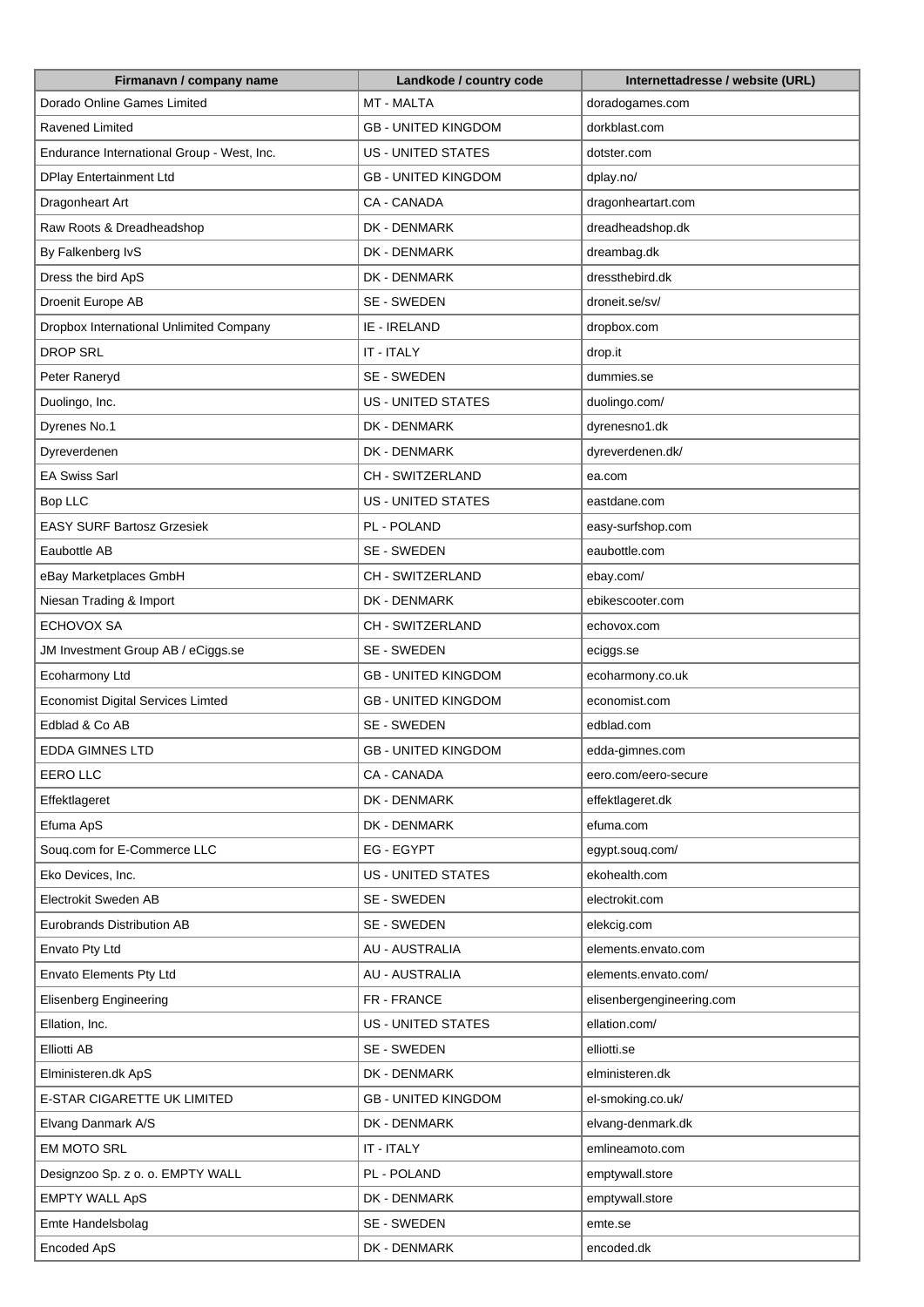| Firmanavn / company name | Landkode / country code | Internettadresse / website (URL) |
|---|---|---|
| Dorado Online Games Limited | MT - MALTA | doradogames.com |
| Ravened Limited | GB - UNITED KINGDOM | dorkblast.com |
| Endurance International Group - West, Inc. | US - UNITED STATES | dotster.com |
| DPlay Entertainment Ltd | GB - UNITED KINGDOM | dplay.no/ |
| Dragonheart Art | CA - CANADA | dragonheartart.com |
| Raw Roots & Dreadheadshop | DK - DENMARK | dreadheadshop.dk |
| By Falkenberg IvS | DK - DENMARK | dreambag.dk |
| Dress the bird ApS | DK - DENMARK | dressthebird.dk |
| Droenit Europe AB | SE - SWEDEN | droneit.se/sv/ |
| Dropbox International Unlimited Company | IE - IRELAND | dropbox.com |
| DROP SRL | IT - ITALY | drop.it |
| Peter Raneryd | SE - SWEDEN | dummies.se |
| Duolingo, Inc. | US - UNITED STATES | duolingo.com/ |
| Dyrenes No.1 | DK - DENMARK | dyrenesno1.dk |
| Dyreverdenen | DK - DENMARK | dyreverdenen.dk/ |
| EA Swiss Sarl | CH - SWITZERLAND | ea.com |
| Bop LLC | US - UNITED STATES | eastdane.com |
| EASY SURF Bartosz Grzesiek | PL - POLAND | easy-surfshop.com |
| Eaubottle AB | SE - SWEDEN | eaubottle.com |
| eBay Marketplaces GmbH | CH - SWITZERLAND | ebay.com/ |
| Niesan Trading & Import | DK - DENMARK | ebikescooter.com |
| ECHOVOX SA | CH - SWITZERLAND | echovox.com |
| JM Investment Group AB / eCiggs.se | SE - SWEDEN | eciggs.se |
| Ecoharmony Ltd | GB - UNITED KINGDOM | ecoharmony.co.uk |
| Economist Digital Services Limted | GB - UNITED KINGDOM | economist.com |
| Edblad & Co AB | SE - SWEDEN | edblad.com |
| EDDA GIMNES LTD | GB - UNITED KINGDOM | edda-gimnes.com |
| EERO LLC | CA - CANADA | eero.com/eero-secure |
| Effektlageret | DK - DENMARK | effektlageret.dk |
| Efuma ApS | DK - DENMARK | efuma.com |
| Souq.com for E-Commerce LLC | EG - EGYPT | egypt.souq.com/ |
| Eko Devices, Inc. | US - UNITED STATES | ekohealth.com |
| Electrokit Sweden AB | SE - SWEDEN | electrokit.com |
| Eurobrands Distribution AB | SE - SWEDEN | elekcig.com |
| Envato Pty Ltd | AU - AUSTRALIA | elements.envato.com |
| Envato Elements Pty Ltd | AU - AUSTRALIA | elements.envato.com/ |
| Elisenberg Engineering | FR - FRANCE | elisenbergengineering.com |
| Ellation, Inc. | US - UNITED STATES | ellation.com/ |
| Elliotti AB | SE - SWEDEN | elliotti.se |
| Elministeren.dk ApS | DK - DENMARK | elministeren.dk |
| E-STAR CIGARETTE UK LIMITED | GB - UNITED KINGDOM | el-smoking.co.uk/ |
| Elvang Danmark A/S | DK - DENMARK | elvang-denmark.dk |
| EM MOTO SRL | IT - ITALY | emlineamoto.com |
| Designzoo Sp. z o. o. EMPTY WALL | PL - POLAND | emptywall.store |
| EMPTY WALL ApS | DK - DENMARK | emptywall.store |
| Emte Handelsbolag | SE - SWEDEN | emte.se |
| Encoded ApS | DK - DENMARK | encoded.dk |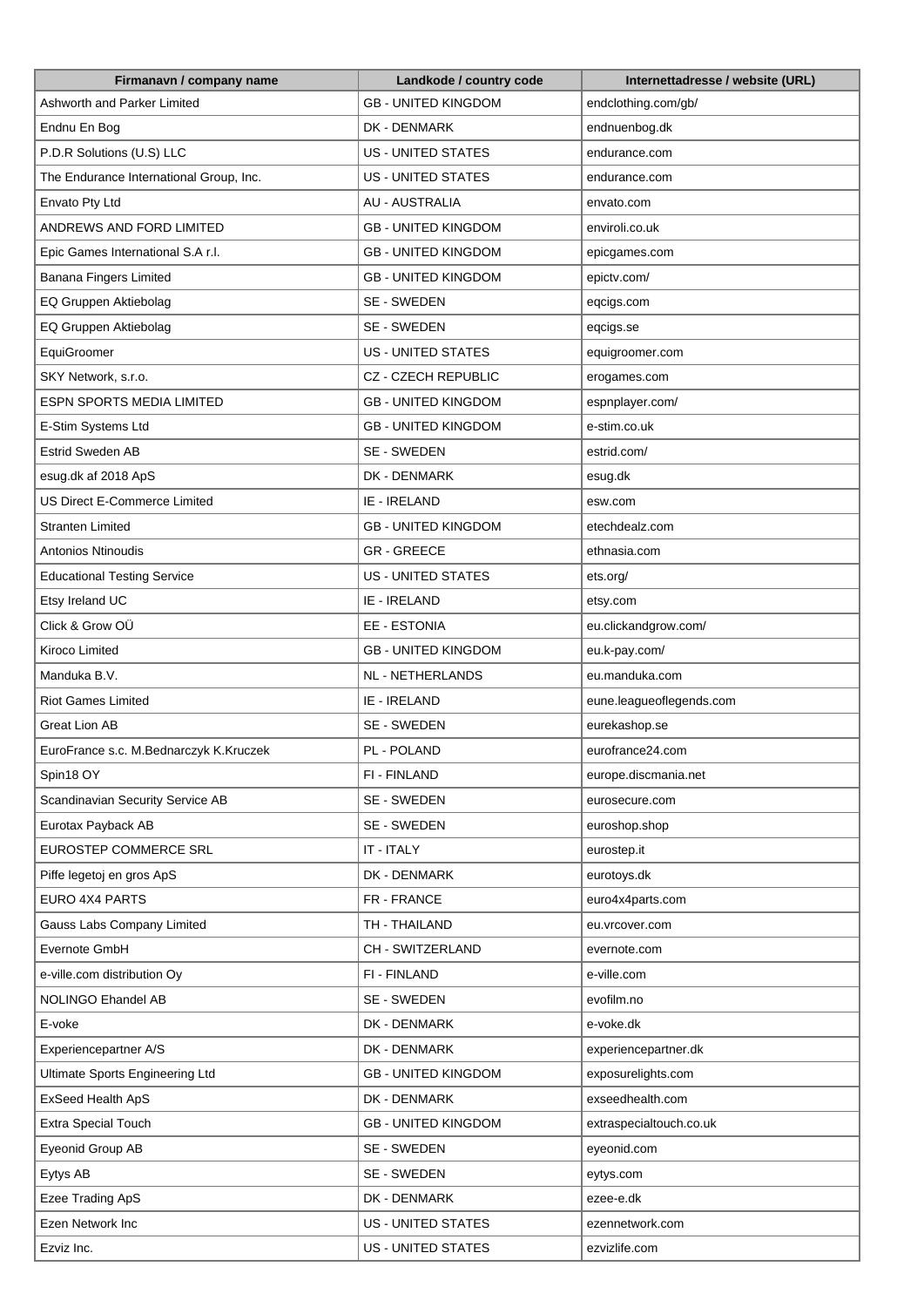| Firmanavn / company name | Landkode / country code | Internettadresse / website (URL) |
|---|---|---|
| Ashworth and Parker Limited | GB - UNITED KINGDOM | endclothing.com/gb/ |
| Endnu En Bog | DK - DENMARK | endnuenbog.dk |
| P.D.R Solutions (U.S) LLC | US - UNITED STATES | endurance.com |
| The Endurance International Group, Inc. | US - UNITED STATES | endurance.com |
| Envato Pty Ltd | AU - AUSTRALIA | envato.com |
| ANDREWS AND FORD LIMITED | GB - UNITED KINGDOM | enviroli.co.uk |
| Epic Games International S.A r.l. | GB - UNITED KINGDOM | epicgames.com |
| Banana Fingers Limited | GB - UNITED KINGDOM | epictv.com/ |
| EQ Gruppen Aktiebolag | SE - SWEDEN | eqcigs.com |
| EQ Gruppen Aktiebolag | SE - SWEDEN | eqcigs.se |
| EquiGroomer | US - UNITED STATES | equigroomer.com |
| SKY Network, s.r.o. | CZ - CZECH REPUBLIC | erogames.com |
| ESPN SPORTS MEDIA LIMITED | GB - UNITED KINGDOM | espnplayer.com/ |
| E-Stim Systems Ltd | GB - UNITED KINGDOM | e-stim.co.uk |
| Estrid Sweden AB | SE - SWEDEN | estrid.com/ |
| esug.dk af 2018 ApS | DK - DENMARK | esug.dk |
| US Direct E-Commerce Limited | IE - IRELAND | esw.com |
| Stranten Limited | GB - UNITED KINGDOM | etechdealz.com |
| Antonios Ntinoudis | GR - GREECE | ethnasia.com |
| Educational Testing Service | US - UNITED STATES | ets.org/ |
| Etsy Ireland UC | IE - IRELAND | etsy.com |
| Click & Grow OÜ | EE - ESTONIA | eu.clickandgrow.com/ |
| Kiroco Limited | GB - UNITED KINGDOM | eu.k-pay.com/ |
| Manduka B.V. | NL - NETHERLANDS | eu.manduka.com |
| Riot Games Limited | IE - IRELAND | eune.leagueoflegends.com |
| Great Lion AB | SE - SWEDEN | eurekashop.se |
| EuroFrance s.c. M.Bednarczyk K.Kruczek | PL - POLAND | eurofrance24.com |
| Spin18 OY | FI - FINLAND | europe.discmania.net |
| Scandinavian Security Service AB | SE - SWEDEN | eurosecure.com |
| Eurotax Payback AB | SE - SWEDEN | euroshop.shop |
| EUROSTEP COMMERCE SRL | IT - ITALY | eurostep.it |
| Piffe legetoj en gros ApS | DK - DENMARK | eurotoys.dk |
| EURO 4X4 PARTS | FR - FRANCE | euro4x4parts.com |
| Gauss Labs Company Limited | TH - THAILAND | eu.vrcover.com |
| Evernote GmbH | CH - SWITZERLAND | evernote.com |
| e-ville.com distribution Oy | FI - FINLAND | e-ville.com |
| NOLINGO Ehandel AB | SE - SWEDEN | evofilm.no |
| E-voke | DK - DENMARK | e-voke.dk |
| Experiencepartner A/S | DK - DENMARK | experiencepartner.dk |
| Ultimate Sports Engineering Ltd | GB - UNITED KINGDOM | exposurelights.com |
| ExSeed Health ApS | DK - DENMARK | exseedhealth.com |
| Extra Special Touch | GB - UNITED KINGDOM | extraspecialtouch.co.uk |
| Eyeonid Group AB | SE - SWEDEN | eyeonid.com |
| Eytys AB | SE - SWEDEN | eytys.com |
| Ezee Trading ApS | DK - DENMARK | ezee-e.dk |
| Ezen Network Inc | US - UNITED STATES | ezennetwork.com |
| Ezviz Inc. | US - UNITED STATES | ezvizlife.com |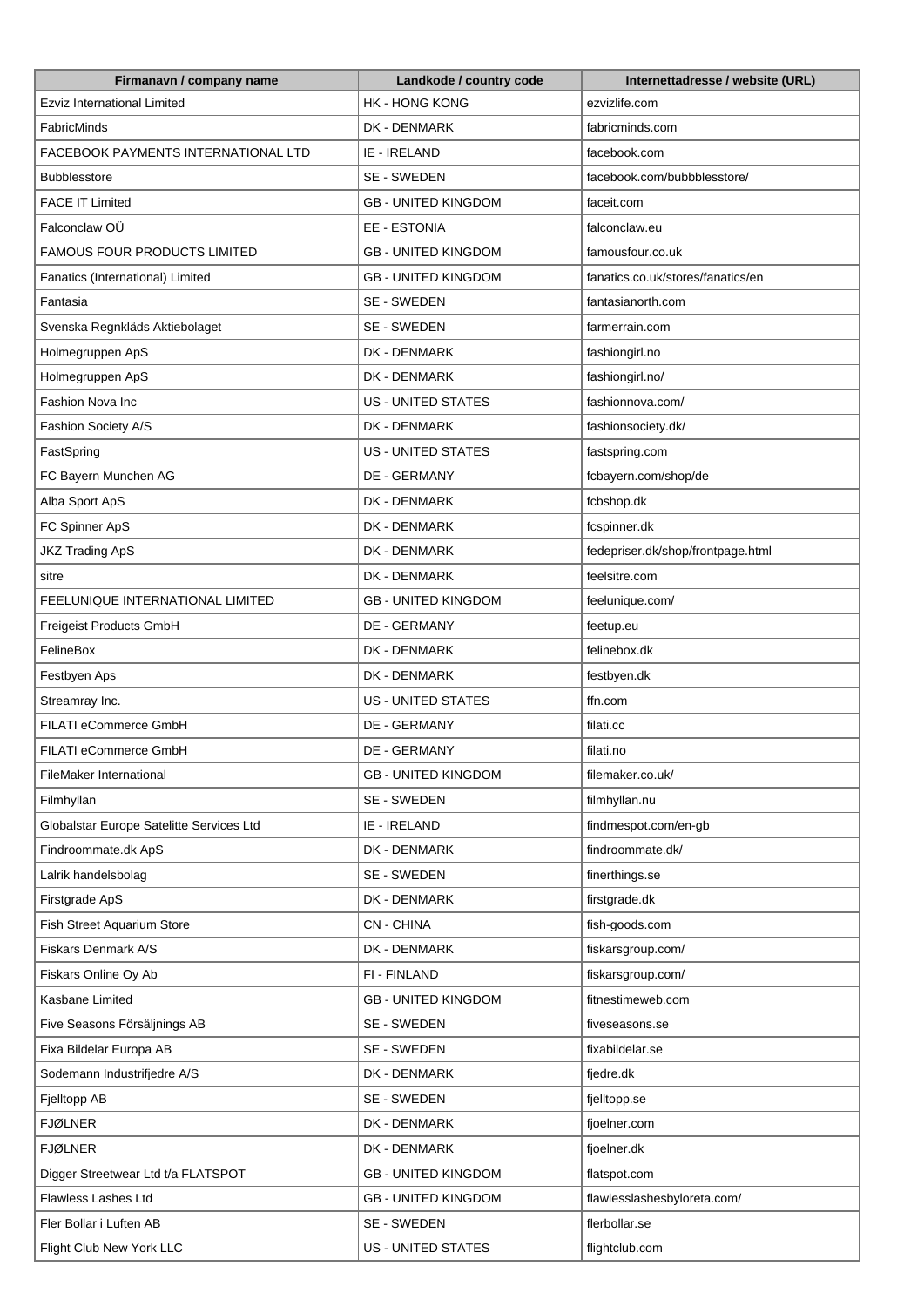| Firmanavn / company name | Landkode / country code | Internettadresse / website (URL) |
| --- | --- | --- |
| Ezviz International Limited | HK - HONG KONG | ezvizlife.com |
| FabricMinds | DK - DENMARK | fabricminds.com |
| FACEBOOK PAYMENTS INTERNATIONAL LTD | IE - IRELAND | facebook.com |
| Bubblesstore | SE - SWEDEN | facebook.com/bubbblesstore/ |
| FACE IT Limited | GB - UNITED KINGDOM | faceit.com |
| Falconclaw OÜ | EE - ESTONIA | falconclaw.eu |
| FAMOUS FOUR PRODUCTS LIMITED | GB - UNITED KINGDOM | famousfour.co.uk |
| Fanatics (International) Limited | GB - UNITED KINGDOM | fanatics.co.uk/stores/fanatics/en |
| Fantasia | SE - SWEDEN | fantasianorth.com |
| Svenska Regnkläds Aktiebolaget | SE - SWEDEN | farmerrain.com |
| Holmegruppen ApS | DK - DENMARK | fashiongirl.no |
| Holmegruppen ApS | DK - DENMARK | fashiongirl.no/ |
| Fashion Nova Inc | US - UNITED STATES | fashionnova.com/ |
| Fashion Society A/S | DK - DENMARK | fashionsociety.dk/ |
| FastSpring | US - UNITED STATES | fastspring.com |
| FC Bayern Munchen AG | DE - GERMANY | fcbayern.com/shop/de |
| Alba Sport ApS | DK - DENMARK | fcbshop.dk |
| FC Spinner ApS | DK - DENMARK | fcspinner.dk |
| JKZ Trading ApS | DK - DENMARK | fedepriser.dk/shop/frontpage.html |
| sitre | DK - DENMARK | feelsitre.com |
| FEELUNIQUE INTERNATIONAL LIMITED | GB - UNITED KINGDOM | feelunique.com/ |
| Freigeist Products GmbH | DE - GERMANY | feetup.eu |
| FelineBox | DK - DENMARK | felinebox.dk |
| Festbyen Aps | DK - DENMARK | festbyen.dk |
| Streamray Inc. | US - UNITED STATES | ffn.com |
| FILATI eCommerce GmbH | DE - GERMANY | filati.cc |
| FILATI eCommerce GmbH | DE - GERMANY | filati.no |
| FileMaker International | GB - UNITED KINGDOM | filemaker.co.uk/ |
| Filmhyllan | SE - SWEDEN | filmhyllan.nu |
| Globalstar Europe Satelitte Services Ltd | IE - IRELAND | findmespot.com/en-gb |
| Findroommate.dk ApS | DK - DENMARK | findroommate.dk/ |
| Lalrik handelsbolag | SE - SWEDEN | finerthings.se |
| Firstgrade ApS | DK - DENMARK | firstgrade.dk |
| Fish Street Aquarium Store | CN - CHINA | fish-goods.com |
| Fiskars Denmark A/S | DK - DENMARK | fiskarsgroup.com/ |
| Fiskars Online Oy Ab | FI - FINLAND | fiskarsgroup.com/ |
| Kasbane Limited | GB - UNITED KINGDOM | fitnestimeweb.com |
| Five Seasons Försäljnings AB | SE - SWEDEN | fiveseasons.se |
| Fixa Bildelar Europa AB | SE - SWEDEN | fixabildelar.se |
| Sodemann Industrifjedre A/S | DK - DENMARK | fjedre.dk |
| Fjelltopp AB | SE - SWEDEN | fjelltopp.se |
| FJØLNER | DK - DENMARK | fjoelner.com |
| FJØLNER | DK - DENMARK | fjoelner.dk |
| Digger Streetwear Ltd t/a FLATSPOT | GB - UNITED KINGDOM | flatspot.com |
| Flawless Lashes Ltd | GB - UNITED KINGDOM | flawlesslashesbyloreta.com/ |
| Fler Bollar i Luften AB | SE - SWEDEN | flerbollar.se |
| Flight Club New York LLC | US - UNITED STATES | flightclub.com |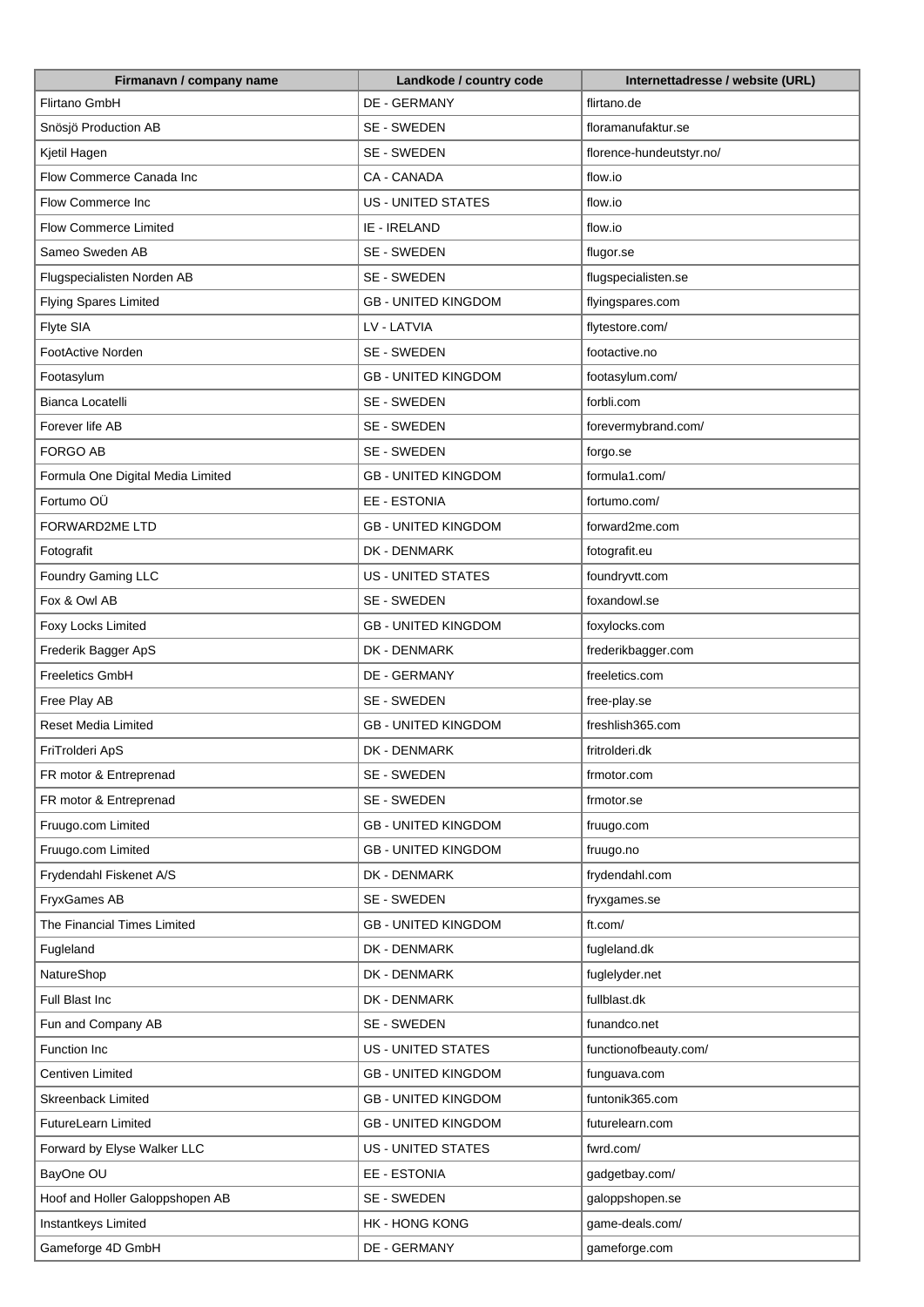| Firmanavn / company name | Landkode / country code | Internettadresse / website (URL) |
| --- | --- | --- |
| Flirtano GmbH | DE - GERMANY | flirtano.de |
| Snösjö Production AB | SE - SWEDEN | floramanufaktur.se |
| Kjetil Hagen | SE - SWEDEN | florence-hundeutstyr.no/ |
| Flow Commerce Canada Inc | CA - CANADA | flow.io |
| Flow Commerce Inc | US - UNITED STATES | flow.io |
| Flow Commerce Limited | IE - IRELAND | flow.io |
| Sameo Sweden AB | SE - SWEDEN | flugor.se |
| Flugspecialisten Norden AB | SE - SWEDEN | flugspecialisten.se |
| Flying Spares Limited | GB - UNITED KINGDOM | flyingspares.com |
| Flyte SIA | LV - LATVIA | flytestore.com/ |
| FootActive Norden | SE - SWEDEN | footactive.no |
| Footasylum | GB - UNITED KINGDOM | footasylum.com/ |
| Bianca Locatelli | SE - SWEDEN | forbli.com |
| Forever life AB | SE - SWEDEN | forevermybrand.com/ |
| FORGO AB | SE - SWEDEN | forgo.se |
| Formula One Digital Media Limited | GB - UNITED KINGDOM | formula1.com/ |
| Fortumo OÜ | EE - ESTONIA | fortumo.com/ |
| FORWARD2ME LTD | GB - UNITED KINGDOM | forward2me.com |
| Fotografit | DK - DENMARK | fotografit.eu |
| Foundry Gaming LLC | US - UNITED STATES | foundryvtt.com |
| Fox & Owl AB | SE - SWEDEN | foxandowl.se |
| Foxy Locks Limited | GB - UNITED KINGDOM | foxylocks.com |
| Frederik Bagger ApS | DK - DENMARK | frederikbagger.com |
| Freeletics GmbH | DE - GERMANY | freeletics.com |
| Free Play AB | SE - SWEDEN | free-play.se |
| Reset Media Limited | GB - UNITED KINGDOM | freshlish365.com |
| FriTrolderi ApS | DK - DENMARK | fritrolderi.dk |
| FR motor & Entreprenad | SE - SWEDEN | frmotor.com |
| FR motor & Entreprenad | SE - SWEDEN | frmotor.se |
| Fruugo.com Limited | GB - UNITED KINGDOM | fruugo.com |
| Fruugo.com Limited | GB - UNITED KINGDOM | fruugo.no |
| Frydendahl Fiskenet A/S | DK - DENMARK | frydendahl.com |
| FryxGames AB | SE - SWEDEN | fryxgames.se |
| The Financial Times Limited | GB - UNITED KINGDOM | ft.com/ |
| Fugleland | DK - DENMARK | fugleland.dk |
| NatureShop | DK - DENMARK | fuglelyder.net |
| Full Blast Inc | DK - DENMARK | fullblast.dk |
| Fun and Company AB | SE - SWEDEN | funandco.net |
| Function Inc | US - UNITED STATES | functionofbeauty.com/ |
| Centiven Limited | GB - UNITED KINGDOM | funguava.com |
| Skreenback Limited | GB - UNITED KINGDOM | funtonik365.com |
| FutureLearn Limited | GB - UNITED KINGDOM | futurelearn.com |
| Forward by Elyse Walker LLC | US - UNITED STATES | fwrd.com/ |
| BayOne OU | EE - ESTONIA | gadgetbay.com/ |
| Hoof and Holler Galoppshopen AB | SE - SWEDEN | galoppshopen.se |
| Instantkeys Limited | HK - HONG KONG | game-deals.com/ |
| Gameforge 4D GmbH | DE - GERMANY | gameforge.com |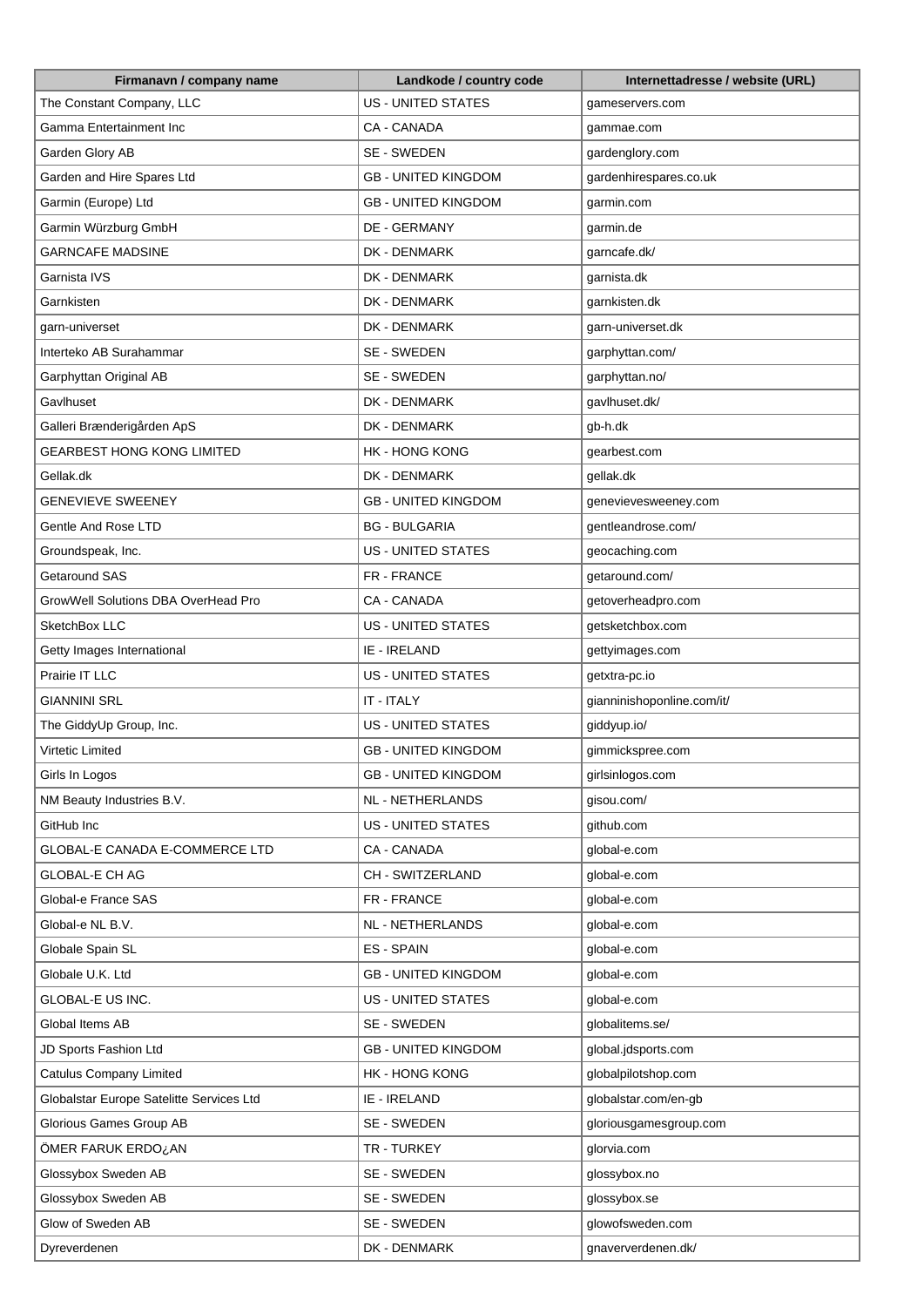| Firmanavn / company name | Landkode / country code | Internettadresse / website (URL) |
| --- | --- | --- |
| The Constant Company, LLC | US - UNITED STATES | gameservers.com |
| Gamma Entertainment Inc | CA - CANADA | gammae.com |
| Garden Glory AB | SE - SWEDEN | gardenglory.com |
| Garden and Hire Spares Ltd | GB - UNITED KINGDOM | gardenhirespares.co.uk |
| Garmin (Europe) Ltd | GB - UNITED KINGDOM | garmin.com |
| Garmin Würzburg GmbH | DE - GERMANY | garmin.de |
| GARNCAFE MADSINE | DK - DENMARK | garncafe.dk/ |
| Garnista IVS | DK - DENMARK | garnista.dk |
| Garnkisten | DK - DENMARK | garnkisten.dk |
| garn-universet | DK - DENMARK | garn-universet.dk |
| Interteko AB Surahammar | SE - SWEDEN | garphyttan.com/ |
| Garphyttan Original AB | SE - SWEDEN | garphyttan.no/ |
| Gavlhuset | DK - DENMARK | gavlhuset.dk/ |
| Galleri Brænderigården ApS | DK - DENMARK | gb-h.dk |
| GEARBEST HONG KONG LIMITED | HK - HONG KONG | gearbest.com |
| Gellak.dk | DK - DENMARK | gellak.dk |
| GENEVIEVE SWEENEY | GB - UNITED KINGDOM | genevievesweeney.com |
| Gentle And Rose LTD | BG - BULGARIA | gentleandrose.com/ |
| Groundspeak, Inc. | US - UNITED STATES | geocaching.com |
| Getaround SAS | FR - FRANCE | getaround.com/ |
| GrowWell Solutions DBA OverHead Pro | CA - CANADA | getoverheadpro.com |
| SketchBox LLC | US - UNITED STATES | getsketchbox.com |
| Getty Images International | IE - IRELAND | gettyimages.com |
| Prairie IT LLC | US - UNITED STATES | getxtra-pc.io |
| GIANNINI SRL | IT - ITALY | gianninishoponline.com/it/ |
| The GiddyUp Group, Inc. | US - UNITED STATES | giddyup.io/ |
| Virtetic Limited | GB - UNITED KINGDOM | gimmickspree.com |
| Girls In Logos | GB - UNITED KINGDOM | girlsinlogos.com |
| NM Beauty Industries B.V. | NL - NETHERLANDS | gisou.com/ |
| GitHub Inc | US - UNITED STATES | github.com |
| GLOBAL-E CANADA E-COMMERCE LTD | CA - CANADA | global-e.com |
| GLOBAL-E CH AG | CH - SWITZERLAND | global-e.com |
| Global-e France SAS | FR - FRANCE | global-e.com |
| Global-e NL B.V. | NL - NETHERLANDS | global-e.com |
| Globale Spain SL | ES - SPAIN | global-e.com |
| Globale U.K. Ltd | GB - UNITED KINGDOM | global-e.com |
| GLOBAL-E US INC. | US - UNITED STATES | global-e.com |
| Global Items AB | SE - SWEDEN | globalitems.se/ |
| JD Sports Fashion Ltd | GB - UNITED KINGDOM | global.jdsports.com |
| Catulus Company Limited | HK - HONG KONG | globalpilotshop.com |
| Globalstar Europe Satelitte Services Ltd | IE - IRELAND | globalstar.com/en-gb |
| Glorious Games Group AB | SE - SWEDEN | gloriousgamesgroup.com |
| ÖMER FARUK ERDO¿AN | TR - TURKEY | glorvia.com |
| Glossybox Sweden AB | SE - SWEDEN | glossybox.no |
| Glossybox Sweden AB | SE - SWEDEN | glossybox.se |
| Glow of Sweden AB | SE - SWEDEN | glowofsweden.com |
| Dyreverdenen | DK - DENMARK | gnaververdenen.dk/ |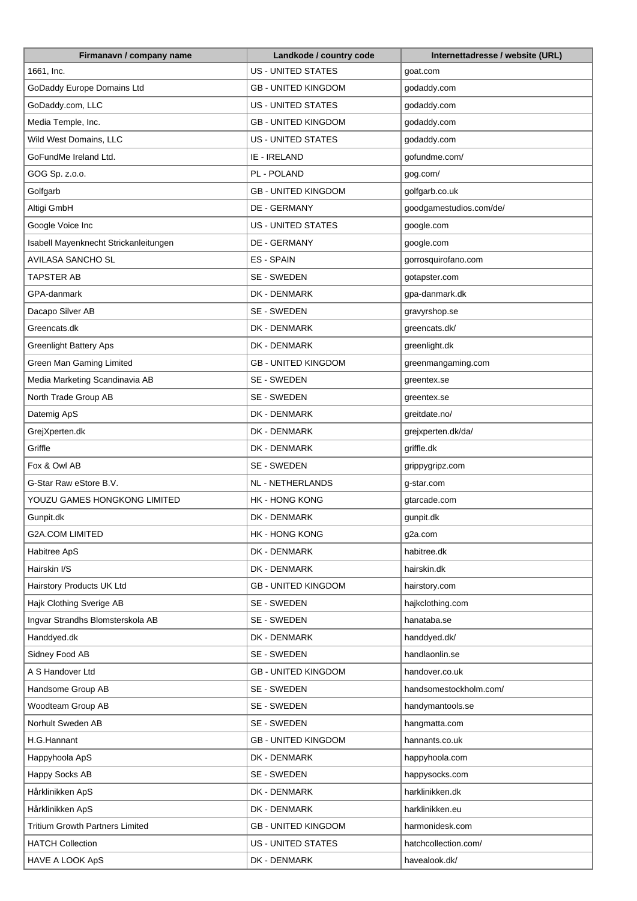| Firmanavn / company name | Landkode / country code | Internettadresse / website (URL) |
|---|---|---|
| 1661, Inc. | US - UNITED STATES | goat.com |
| GoDaddy Europe Domains Ltd | GB - UNITED KINGDOM | godaddy.com |
| GoDaddy.com, LLC | US - UNITED STATES | godaddy.com |
| Media Temple, Inc. | GB - UNITED KINGDOM | godaddy.com |
| Wild West Domains, LLC | US - UNITED STATES | godaddy.com |
| GoFundMe Ireland Ltd. | IE - IRELAND | gofundme.com/ |
| GOG Sp. z.o.o. | PL - POLAND | gog.com/ |
| Golfgarb | GB - UNITED KINGDOM | golfgarb.co.uk |
| Altigi GmbH | DE - GERMANY | goodgamestudios.com/de/ |
| Google Voice Inc | US - UNITED STATES | google.com |
| Isabell Mayenknecht Strickanleitungen | DE - GERMANY | google.com |
| AVILASA SANCHO SL | ES - SPAIN | gorrosquirofano.com |
| TAPSTER AB | SE - SWEDEN | gotapster.com |
| GPA-danmark | DK - DENMARK | gpa-danmark.dk |
| Dacapo Silver AB | SE - SWEDEN | gravyrshop.se |
| Greencats.dk | DK - DENMARK | greencats.dk/ |
| Greenlight Battery Aps | DK - DENMARK | greenlight.dk |
| Green Man Gaming Limited | GB - UNITED KINGDOM | greenmangaming.com |
| Media Marketing Scandinavia AB | SE - SWEDEN | greentex.se |
| North Trade Group AB | SE - SWEDEN | greentex.se |
| Datemig ApS | DK - DENMARK | greitdate.no/ |
| GrejXperten.dk | DK - DENMARK | grejxperten.dk/da/ |
| Griffle | DK - DENMARK | griffle.dk |
| Fox & Owl AB | SE - SWEDEN | grippygripz.com |
| G-Star Raw eStore B.V. | NL - NETHERLANDS | g-star.com |
| YOUZU GAMES HONGKONG LIMITED | HK - HONG KONG | gtarcade.com |
| Gunpit.dk | DK - DENMARK | gunpit.dk |
| G2A.COM LIMITED | HK - HONG KONG | g2a.com |
| Habitree ApS | DK - DENMARK | habitree.dk |
| Hairskin I/S | DK - DENMARK | hairskin.dk |
| Hairstory Products UK Ltd | GB - UNITED KINGDOM | hairstory.com |
| Hajk Clothing Sverige AB | SE - SWEDEN | hajkclothing.com |
| Ingvar Strandhs Blomsterskola AB | SE - SWEDEN | hanataba.se |
| Handdyed.dk | DK - DENMARK | handdyed.dk/ |
| Sidney Food AB | SE - SWEDEN | handlaonlin.se |
| A S Handover Ltd | GB - UNITED KINGDOM | handover.co.uk |
| Handsome Group AB | SE - SWEDEN | handsomestockholm.com/ |
| Woodteam Group AB | SE - SWEDEN | handymantools.se |
| Norhult Sweden AB | SE - SWEDEN | hangmatta.com |
| H.G.Hannant | GB - UNITED KINGDOM | hannants.co.uk |
| Happyhoola ApS | DK - DENMARK | happyhoola.com |
| Happy Socks AB | SE - SWEDEN | happysocks.com |
| Hårklinikken ApS | DK - DENMARK | harklinikken.dk |
| Hårklinikken ApS | DK - DENMARK | harklinikken.eu |
| Tritium Growth Partners Limited | GB - UNITED KINGDOM | harmonidesk.com |
| HATCH Collection | US - UNITED STATES | hatchcollection.com/ |
| HAVE A LOOK ApS | DK - DENMARK | havealook.dk/ |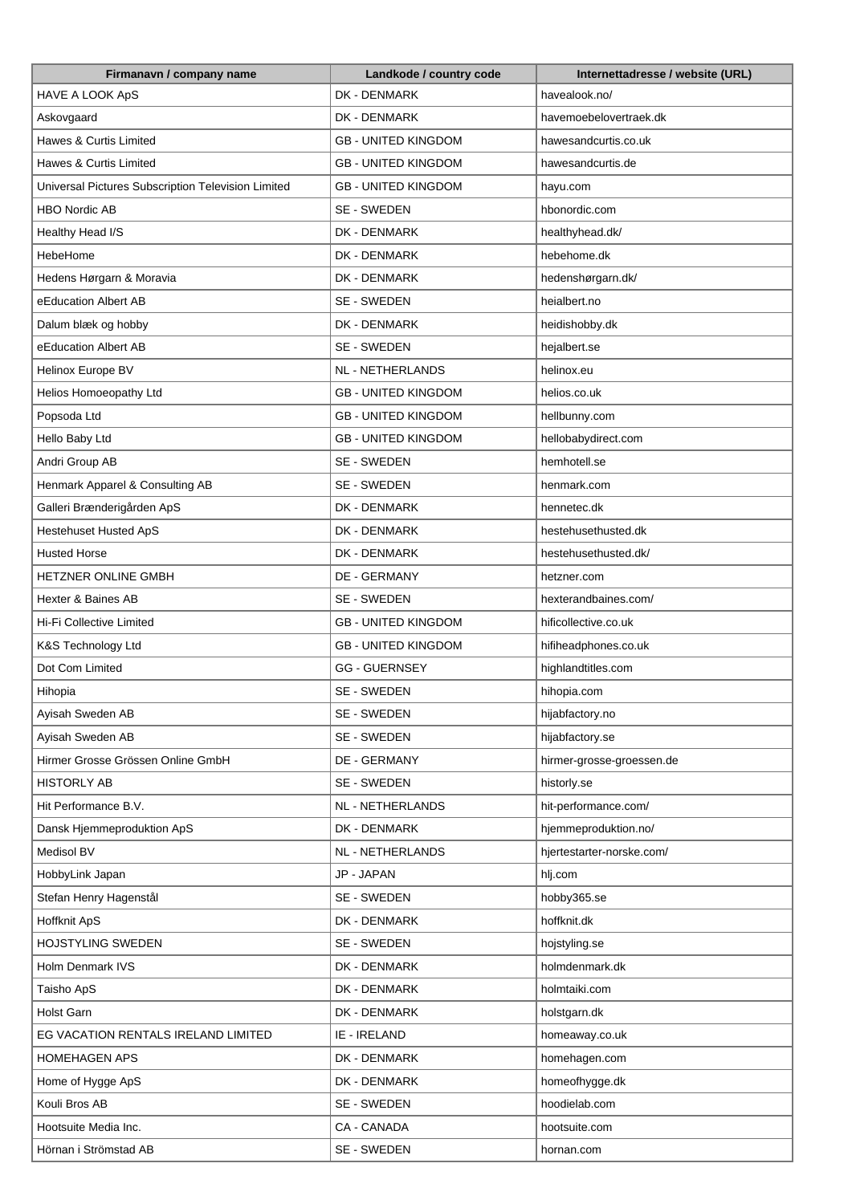| Firmanavn / company name | Landkode / country code | Internettadresse / website (URL) |
| --- | --- | --- |
| HAVE A LOOK ApS | DK - DENMARK | havealook.no/ |
| Askovgaard | DK - DENMARK | havemoebelovertraek.dk |
| Hawes & Curtis Limited | GB - UNITED KINGDOM | hawesandcurtis.co.uk |
| Hawes & Curtis Limited | GB - UNITED KINGDOM | hawesandcurtis.de |
| Universal Pictures Subscription Television Limited | GB - UNITED KINGDOM | hayu.com |
| HBO Nordic AB | SE - SWEDEN | hbonordic.com |
| Healthy Head I/S | DK - DENMARK | healthyhead.dk/ |
| HebeHome | DK - DENMARK | hebehome.dk |
| Hedens Hørgarn & Moravia | DK - DENMARK | hedenshørgarn.dk/ |
| eEducation Albert AB | SE - SWEDEN | heialbert.no |
| Dalum blæk og hobby | DK - DENMARK | heidishobby.dk |
| eEducation Albert AB | SE - SWEDEN | hejalbert.se |
| Helinox Europe BV | NL - NETHERLANDS | helinox.eu |
| Helios Homoeopathy Ltd | GB - UNITED KINGDOM | helios.co.uk |
| Popsoda Ltd | GB - UNITED KINGDOM | hellbunny.com |
| Hello Baby Ltd | GB - UNITED KINGDOM | hellobabydirect.com |
| Andri Group AB | SE - SWEDEN | hemhotell.se |
| Henmark Apparel & Consulting AB | SE - SWEDEN | henmark.com |
| Galleri Brænderigården ApS | DK - DENMARK | hennetec.dk |
| Hestehuset Husted ApS | DK - DENMARK | hestehusethusted.dk |
| Husted Horse | DK - DENMARK | hestehusethusted.dk/ |
| HETZNER ONLINE GMBH | DE - GERMANY | hetzner.com |
| Hexter & Baines AB | SE - SWEDEN | hexterandbaines.com/ |
| Hi-Fi Collective Limited | GB - UNITED KINGDOM | hificollective.co.uk |
| K&S Technology Ltd | GB - UNITED KINGDOM | hifiheadphones.co.uk |
| Dot Com Limited | GG - GUERNSEY | highlandtitles.com |
| Hihopia | SE - SWEDEN | hihopia.com |
| Ayisah Sweden AB | SE - SWEDEN | hijabfactory.no |
| Ayisah Sweden AB | SE - SWEDEN | hijabfactory.se |
| Hirmer Grosse Grössen Online GmbH | DE - GERMANY | hirmer-grosse-groessen.de |
| HISTORLY AB | SE - SWEDEN | historly.se |
| Hit Performance B.V. | NL - NETHERLANDS | hit-performance.com/ |
| Dansk Hjemmeproduktion ApS | DK - DENMARK | hjemmeproduktion.no/ |
| Medisol BV | NL - NETHERLANDS | hjertestarter-norske.com/ |
| HobbyLink Japan | JP - JAPAN | hlj.com |
| Stefan Henry Hagenstål | SE - SWEDEN | hobby365.se |
| Hoffknit ApS | DK - DENMARK | hoffknit.dk |
| HOJSTYLING SWEDEN | SE - SWEDEN | hojstyling.se |
| Holm Denmark IVS | DK - DENMARK | holmdenmark.dk |
| Taisho ApS | DK - DENMARK | holmtaiki.com |
| Holst Garn | DK - DENMARK | holstgarn.dk |
| EG VACATION RENTALS IRELAND LIMITED | IE - IRELAND | homeaway.co.uk |
| HOMEHAGEN APS | DK - DENMARK | homehagen.com |
| Home of Hygge ApS | DK - DENMARK | homeofhygge.dk |
| Kouli Bros AB | SE - SWEDEN | hoodielab.com |
| Hootsuite Media Inc. | CA - CANADA | hootsuite.com |
| Hörnan i Strömstad AB | SE - SWEDEN | hornan.com |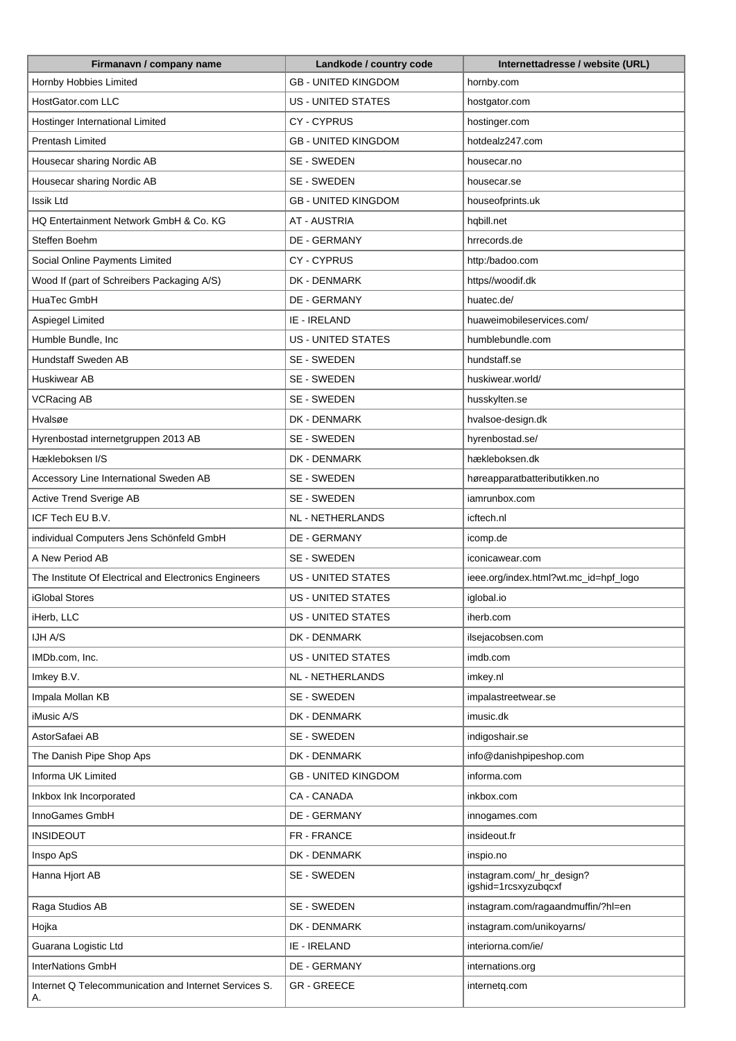| Firmanavn / company name | Landkode / country code | Internettadresse / website (URL) |
|---|---|---|
| Hornby Hobbies Limited | GB - UNITED KINGDOM | hornby.com |
| HostGator.com LLC | US - UNITED STATES | hostgator.com |
| Hostinger International Limited | CY - CYPRUS | hostinger.com |
| Prentash Limited | GB - UNITED KINGDOM | hotdealz247.com |
| Housecar sharing Nordic AB | SE - SWEDEN | housecar.no |
| Housecar sharing Nordic AB | SE - SWEDEN | housecar.se |
| Issik Ltd | GB - UNITED KINGDOM | houseofprints.uk |
| HQ Entertainment Network GmbH & Co. KG | AT - AUSTRIA | hqbill.net |
| Steffen Boehm | DE - GERMANY | hrrecords.de |
| Social Online Payments Limited | CY - CYPRUS | http:/badoo.com |
| Wood If (part of Schreibers Packaging A/S) | DK - DENMARK | https//woodif.dk |
| HuaTec GmbH | DE - GERMANY | huatec.de/ |
| Aspiegel Limited | IE - IRELAND | huaweimobileservices.com/ |
| Humble Bundle, Inc | US - UNITED STATES | humblebundle.com |
| Hundstaff Sweden AB | SE - SWEDEN | hundstaff.se |
| Huskiwear AB | SE - SWEDEN | huskiwear.world/ |
| VCRacing AB | SE - SWEDEN | husskylten.se |
| Hvalsøe | DK - DENMARK | hvalsoe-design.dk |
| Hyrenbostad internetgruppen 2013 AB | SE - SWEDEN | hyrenbostad.se/ |
| Hækleboksen I/S | DK - DENMARK | hækleboksen.dk |
| Accessory Line International Sweden AB | SE - SWEDEN | høreapparatbatteributikken.no |
| Active Trend Sverige AB | SE - SWEDEN | iamrunbox.com |
| ICF Tech EU B.V. | NL - NETHERLANDS | icftech.nl |
| individual Computers Jens Schönfeld GmbH | DE - GERMANY | icomp.de |
| A New Period AB | SE - SWEDEN | iconicawear.com |
| The Institute Of Electrical and Electronics Engineers | US - UNITED STATES | ieee.org/index.html?wt.mc_id=hpf_logo |
| iGlobal Stores | US - UNITED STATES | iglobal.io |
| iHerb, LLC | US - UNITED STATES | iherb.com |
| IJH A/S | DK - DENMARK | ilsejacobsen.com |
| IMDb.com, Inc. | US - UNITED STATES | imdb.com |
| Imkey B.V. | NL - NETHERLANDS | imkey.nl |
| Impala Mollan KB | SE - SWEDEN | impalastreetwear.se |
| iMusic A/S | DK - DENMARK | imusic.dk |
| AstorSafaei AB | SE - SWEDEN | indigoshair.se |
| The Danish Pipe Shop Aps | DK - DENMARK | info@danishpipeshop.com |
| Informa UK Limited | GB - UNITED KINGDOM | informa.com |
| Inkbox Ink Incorporated | CA - CANADA | inkbox.com |
| InnoGames GmbH | DE - GERMANY | innogames.com |
| INSIDEOUT | FR - FRANCE | insideout.fr |
| Inspo ApS | DK - DENMARK | inspio.no |
| Hanna Hjort AB | SE - SWEDEN | instagram.com/_hr_design?igshid=1rcsxyzubqcxf |
| Raga Studios AB | SE - SWEDEN | instagram.com/ragaandmuffin/?hl=en |
| Hojka | DK - DENMARK | instagram.com/unikoyarns/ |
| Guarana Logistic Ltd | IE - IRELAND | interiorna.com/ie/ |
| InterNations GmbH | DE - GERMANY | internations.org |
| Internet Q Telecommunication and Internet Services S. A. | GR - GREECE | internetq.com |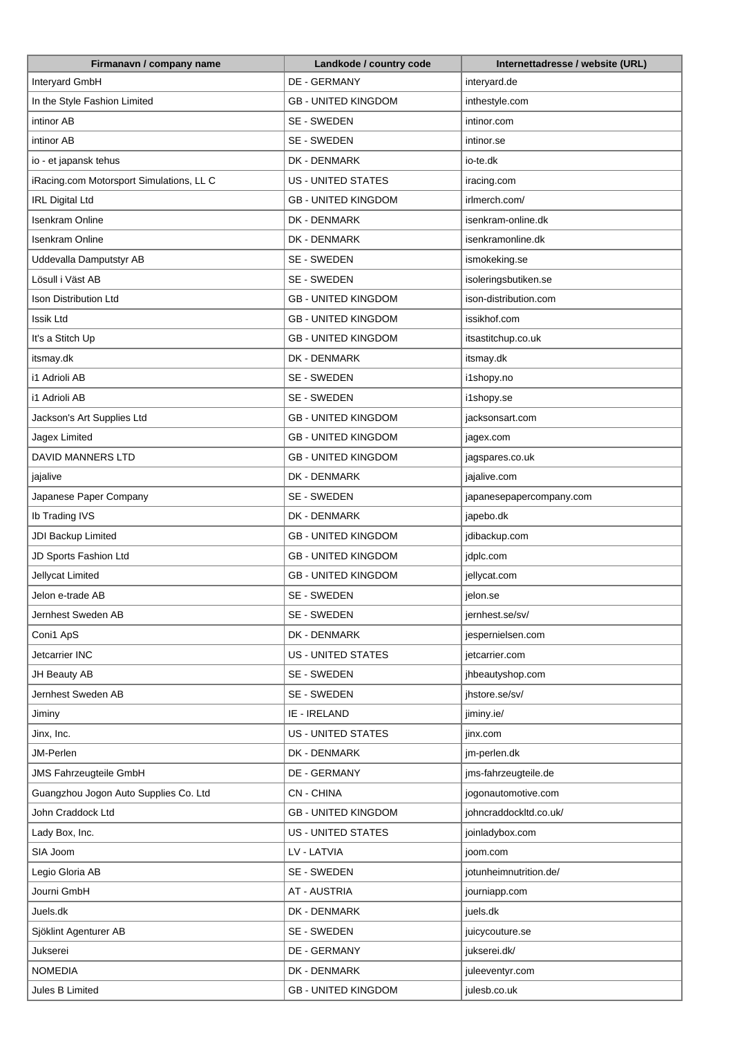| Firmanavn / company name | Landkode / country code | Internettadresse / website (URL) |
|---|---|---|
| Interyard GmbH | DE - GERMANY | interyard.de |
| In the Style Fashion Limited | GB - UNITED KINGDOM | inthestyle.com |
| intinor AB | SE - SWEDEN | intinor.com |
| intinor AB | SE - SWEDEN | intinor.se |
| io - et japansk tehus | DK - DENMARK | io-te.dk |
| iRacing.com Motorsport Simulations, LL C | US - UNITED STATES | iracing.com |
| IRL Digital Ltd | GB - UNITED KINGDOM | irlmerch.com/ |
| Isenkram Online | DK - DENMARK | isenkram-online.dk |
| Isenkram Online | DK - DENMARK | isenkramonline.dk |
| Uddevalla Damputstyr AB | SE - SWEDEN | ismokeking.se |
| Lösull i Väst AB | SE - SWEDEN | isoleringsbutiken.se |
| Ison Distribution Ltd | GB - UNITED KINGDOM | ison-distribution.com |
| Issik Ltd | GB - UNITED KINGDOM | issikhof.com |
| It's a Stitch Up | GB - UNITED KINGDOM | itsastitchup.co.uk |
| itsmay.dk | DK - DENMARK | itsmay.dk |
| i1 Adrioli AB | SE - SWEDEN | i1shopy.no |
| i1 Adrioli AB | SE - SWEDEN | i1shopy.se |
| Jackson's Art Supplies Ltd | GB - UNITED KINGDOM | jacksonsart.com |
| Jagex Limited | GB - UNITED KINGDOM | jagex.com |
| DAVID MANNERS LTD | GB - UNITED KINGDOM | jagspares.co.uk |
| jajalive | DK - DENMARK | jajalive.com |
| Japanese Paper Company | SE - SWEDEN | japanesepapercompany.com |
| Ib Trading IVS | DK - DENMARK | japebo.dk |
| JDI Backup Limited | GB - UNITED KINGDOM | jdibackup.com |
| JD Sports Fashion Ltd | GB - UNITED KINGDOM | jdplc.com |
| Jellycat Limited | GB - UNITED KINGDOM | jellycat.com |
| Jelon e-trade AB | SE - SWEDEN | jelon.se |
| Jernhest Sweden AB | SE - SWEDEN | jernhest.se/sv/ |
| Coni1 ApS | DK - DENMARK | jespernielsen.com |
| Jetcarrier INC | US - UNITED STATES | jetcarrier.com |
| JH Beauty AB | SE - SWEDEN | jhbeautyshop.com |
| Jernhest Sweden AB | SE - SWEDEN | jhstore.se/sv/ |
| Jiminy | IE - IRELAND | jiminy.ie/ |
| Jinx, Inc. | US - UNITED STATES | jinx.com |
| JM-Perlen | DK - DENMARK | jm-perlen.dk |
| JMS Fahrzeugteile GmbH | DE - GERMANY | jms-fahrzeugteile.de |
| Guangzhou Jogon Auto Supplies Co. Ltd | CN - CHINA | jogonautomotive.com |
| John Craddock Ltd | GB - UNITED KINGDOM | johncraddockltd.co.uk/ |
| Lady Box, Inc. | US - UNITED STATES | joinladybox.com |
| SIA Joom | LV - LATVIA | joom.com |
| Legio Gloria AB | SE - SWEDEN | jotunheimnutrition.de/ |
| Journi GmbH | AT - AUSTRIA | journiapp.com |
| Juels.dk | DK - DENMARK | juels.dk |
| Sjöklint Agenturer AB | SE - SWEDEN | juicycouture.se |
| Jukserei | DE - GERMANY | jukserei.dk/ |
| NOMEDIA | DK - DENMARK | juleeventyr.com |
| Jules B Limited | GB - UNITED KINGDOM | julesb.co.uk |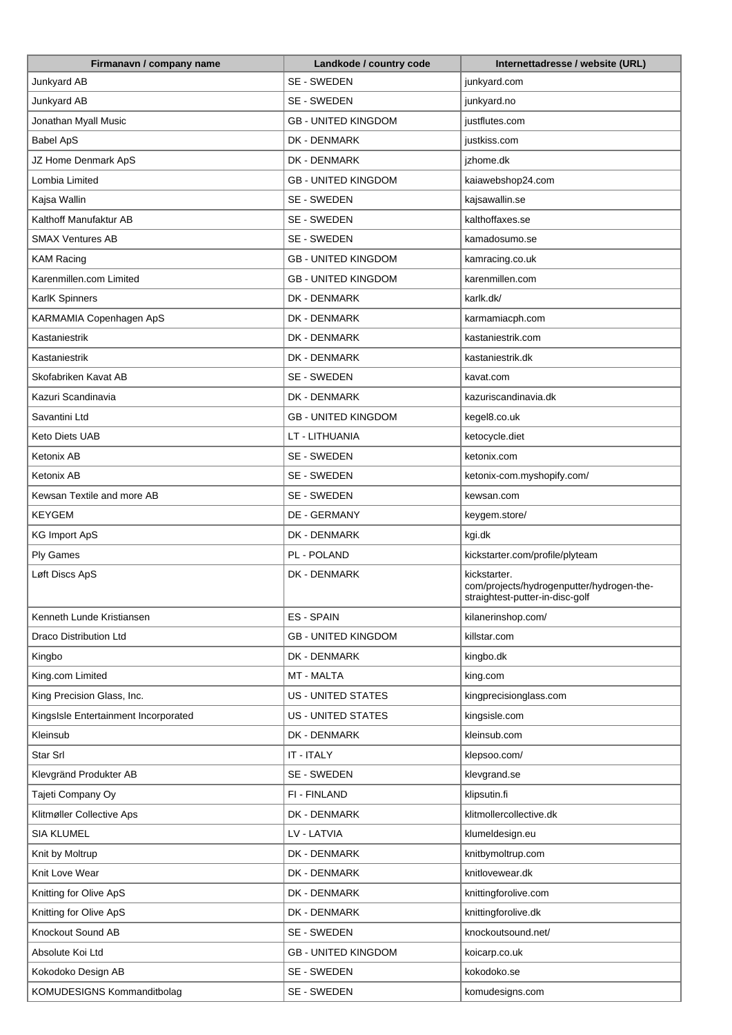| Firmanavn / company name | Landkode / country code | Internettadresse / website (URL) |
| --- | --- | --- |
| Junkyard AB | SE - SWEDEN | junkyard.com |
| Junkyard AB | SE - SWEDEN | junkyard.no |
| Jonathan Myall Music | GB - UNITED KINGDOM | justflutes.com |
| Babel ApS | DK - DENMARK | justkiss.com |
| JZ Home Denmark ApS | DK - DENMARK | jzhome.dk |
| Lombia Limited | GB - UNITED KINGDOM | kaiawebshop24.com |
| Kajsa Wallin | SE - SWEDEN | kajsawallin.se |
| Kalthoff Manufaktur AB | SE - SWEDEN | kalthoffaxes.se |
| SMAX Ventures AB | SE - SWEDEN | kamadosumo.se |
| KAM Racing | GB - UNITED KINGDOM | kamracing.co.uk |
| Karenmillen.com Limited | GB - UNITED KINGDOM | karenmillen.com |
| KarlK Spinners | DK - DENMARK | karlk.dk/ |
| KARMAMIA Copenhagen ApS | DK - DENMARK | karmamiacph.com |
| Kastaniestrik | DK - DENMARK | kastaniestrik.com |
| Kastaniestrik | DK - DENMARK | kastaniestrik.dk |
| Skofabriken Kavat AB | SE - SWEDEN | kavat.com |
| Kazuri Scandinavia | DK - DENMARK | kazuriscandinavia.dk |
| Savantini Ltd | GB - UNITED KINGDOM | kegel8.co.uk |
| Keto Diets UAB | LT - LITHUANIA | ketocycle.diet |
| Ketonix AB | SE - SWEDEN | ketonix.com |
| Ketonix AB | SE - SWEDEN | ketonix-com.myshopify.com/ |
| Kewsan Textile and more AB | SE - SWEDEN | kewsan.com |
| KEYGEM | DE - GERMANY | keygem.store/ |
| KG Import ApS | DK - DENMARK | kgi.dk |
| Ply Games | PL - POLAND | kickstarter.com/profile/plyteam |
| Løft Discs ApS | DK - DENMARK | kickstarter. com/projects/hydrogenputter/hydrogen-the-straightest-putter-in-disc-golf |
| Kenneth Lunde Kristiansen | ES - SPAIN | kilanerinshop.com/ |
| Draco Distribution Ltd | GB - UNITED KINGDOM | killstar.com |
| Kingbo | DK - DENMARK | kingbo.dk |
| King.com Limited | MT - MALTA | king.com |
| King Precision Glass, Inc. | US - UNITED STATES | kingprecisionglass.com |
| KingsIsle Entertainment Incorporated | US - UNITED STATES | kingsisle.com |
| Kleinsub | DK - DENMARK | kleinsub.com |
| Star Srl | IT - ITALY | klepsoo.com/ |
| Klevgränd Produkter AB | SE - SWEDEN | klevgrand.se |
| Tajeti Company Oy | FI - FINLAND | klipsutin.fi |
| Klitmøller Collective Aps | DK - DENMARK | klitmollercollective.dk |
| SIA KLUMEL | LV - LATVIA | klumeldesign.eu |
| Knit by Moltrup | DK - DENMARK | knitbymoltrup.com |
| Knit Love Wear | DK - DENMARK | knitlovewear.dk |
| Knitting for Olive ApS | DK - DENMARK | knittingforolive.com |
| Knitting for Olive ApS | DK - DENMARK | knittingforolive.dk |
| Knockout Sound AB | SE - SWEDEN | knockoutsound.net/ |
| Absolute Koi Ltd | GB - UNITED KINGDOM | koicarp.co.uk |
| Kokodoko Design AB | SE - SWEDEN | kokodoko.se |
| KOMUDESIGNS Kommanditbolag | SE - SWEDEN | komudesigns.com |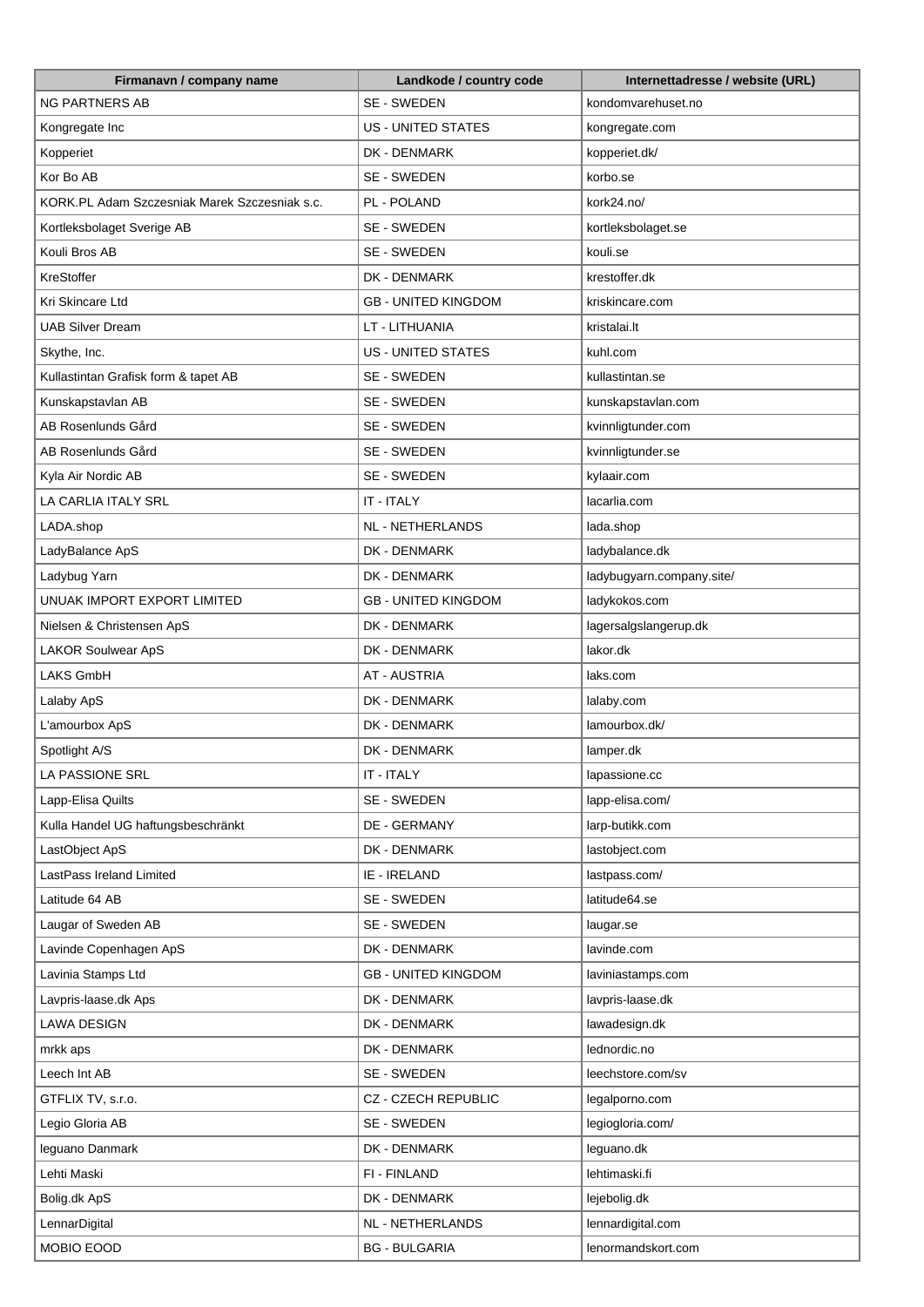| Firmanavn / company name | Landkode / country code | Internettadresse / website (URL) |
|---|---|---|
| NG PARTNERS AB | SE - SWEDEN | kondomvarehuset.no |
| Kongregate Inc | US - UNITED STATES | kongregate.com |
| Kopperiet | DK - DENMARK | kopperiet.dk/ |
| Kor Bo AB | SE - SWEDEN | korbo.se |
| KORK.PL Adam Szczesniak Marek Szczesniak s.c. | PL - POLAND | kork24.no/ |
| Kortleksbolaget Sverige AB | SE - SWEDEN | kortleksbolaget.se |
| Kouli Bros AB | SE - SWEDEN | kouli.se |
| KreStoffer | DK - DENMARK | krestoffer.dk |
| Kri Skincare Ltd | GB - UNITED KINGDOM | kriskincare.com |
| UAB Silver Dream | LT - LITHUANIA | kristalai.lt |
| Skythe, Inc. | US - UNITED STATES | kuhl.com |
| Kullastintan Grafisk form & tapet AB | SE - SWEDEN | kullastintan.se |
| Kunskapstavlan AB | SE - SWEDEN | kunskapstavlan.com |
| AB Rosenlunds Gård | SE - SWEDEN | kvinnligtunder.com |
| AB Rosenlunds Gård | SE - SWEDEN | kvinnligtunder.se |
| Kyla Air Nordic AB | SE - SWEDEN | kylaair.com |
| LA CARLIA ITALY SRL | IT - ITALY | lacarlia.com |
| LADA.shop | NL - NETHERLANDS | lada.shop |
| LadyBalance ApS | DK - DENMARK | ladybalance.dk |
| Ladybug Yarn | DK - DENMARK | ladybugyarn.company.site/ |
| UNUAK IMPORT EXPORT LIMITED | GB - UNITED KINGDOM | ladykokos.com |
| Nielsen & Christensen ApS | DK - DENMARK | lagersalgslangerup.dk |
| LAKOR Soulwear ApS | DK - DENMARK | lakor.dk |
| LAKS GmbH | AT - AUSTRIA | laks.com |
| Lalaby ApS | DK - DENMARK | lalaby.com |
| L'amourbox ApS | DK - DENMARK | lamourbox.dk/ |
| Spotlight A/S | DK - DENMARK | lamper.dk |
| LA PASSIONE SRL | IT - ITALY | lapassione.cc |
| Lapp-Elisa Quilts | SE - SWEDEN | lapp-elisa.com/ |
| Kulla Handel UG haftungsbeschränkt | DE - GERMANY | larp-butikk.com |
| LastObject ApS | DK - DENMARK | lastobject.com |
| LastPass Ireland Limited | IE - IRELAND | lastpass.com/ |
| Latitude 64 AB | SE - SWEDEN | latitude64.se |
| Laugar of Sweden AB | SE - SWEDEN | laugar.se |
| Lavinde Copenhagen ApS | DK - DENMARK | lavinde.com |
| Lavinia Stamps Ltd | GB - UNITED KINGDOM | laviniastamps.com |
| Lavpris-laase.dk Aps | DK - DENMARK | lavpris-laase.dk |
| LAWA DESIGN | DK - DENMARK | lawadesign.dk |
| mrkk aps | DK - DENMARK | lednordic.no |
| Leech Int AB | SE - SWEDEN | leechstore.com/sv |
| GTFLIX TV, s.r.o. | CZ - CZECH REPUBLIC | legalporno.com |
| Legio Gloria AB | SE - SWEDEN | legiogloria.com/ |
| leguano Danmark | DK - DENMARK | leguano.dk |
| Lehti Maski | FI - FINLAND | lehtimaski.fi |
| Bolig.dk ApS | DK - DENMARK | lejebolig.dk |
| LennarDigital | NL - NETHERLANDS | lennardigital.com |
| MOBIO EOOD | BG - BULGARIA | lenormandskort.com |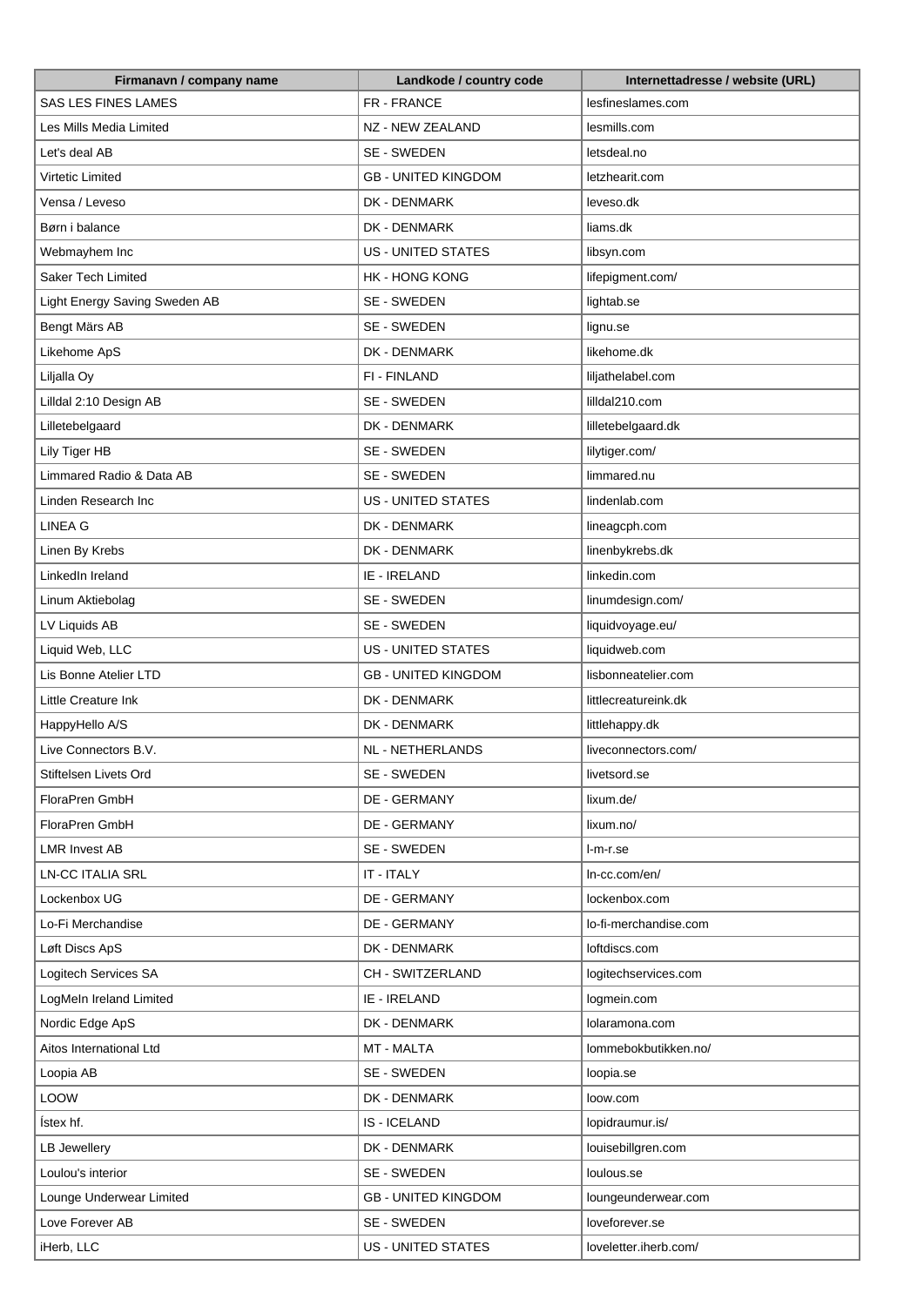| Firmanavn / company name | Landkode / country code | Internettadresse / website (URL) |
| --- | --- | --- |
| SAS LES FINES LAMES | FR - FRANCE | lesfineslames.com |
| Les Mills Media Limited | NZ - NEW ZEALAND | lesmills.com |
| Let's deal AB | SE - SWEDEN | letsdeal.no |
| Virtetic Limited | GB - UNITED KINGDOM | letzhearit.com |
| Vensa / Leveso | DK - DENMARK | leveso.dk |
| Børn i balance | DK - DENMARK | liams.dk |
| Webmayhem Inc | US - UNITED STATES | libsyn.com |
| Saker Tech Limited | HK - HONG KONG | lifepigment.com/ |
| Light Energy Saving Sweden AB | SE - SWEDEN | lightab.se |
| Bengt Märs AB | SE - SWEDEN | lignu.se |
| Likehome ApS | DK - DENMARK | likehome.dk |
| Liljalla Oy | FI - FINLAND | liljathelabel.com |
| Lilldal 2:10 Design AB | SE - SWEDEN | lilldal210.com |
| Lilletebelgaard | DK - DENMARK | lilletebelgaard.dk |
| Lily Tiger HB | SE - SWEDEN | lilytiger.com/ |
| Limmared Radio & Data AB | SE - SWEDEN | limmared.nu |
| Linden Research Inc | US - UNITED STATES | lindenlab.com |
| LINEA G | DK - DENMARK | lineagcph.com |
| Linen By Krebs | DK - DENMARK | linenbykrebs.dk |
| LinkedIn Ireland | IE - IRELAND | linkedin.com |
| Linum Aktiebolag | SE - SWEDEN | linumdesign.com/ |
| LV Liquids AB | SE - SWEDEN | liquidvoyage.eu/ |
| Liquid Web, LLC | US - UNITED STATES | liquidweb.com |
| Lis Bonne Atelier LTD | GB - UNITED KINGDOM | lisbonneatelier.com |
| Little Creature Ink | DK - DENMARK | littlecreatureink.dk |
| HappyHello A/S | DK - DENMARK | littlehappy.dk |
| Live Connectors B.V. | NL - NETHERLANDS | liveconnectors.com/ |
| Stiftelsen Livets Ord | SE - SWEDEN | livetsord.se |
| FloraPren GmbH | DE - GERMANY | lixum.de/ |
| FloraPren GmbH | DE - GERMANY | lixum.no/ |
| LMR Invest AB | SE - SWEDEN | l-m-r.se |
| LN-CC ITALIA SRL | IT - ITALY | ln-cc.com/en/ |
| Lockenbox UG | DE - GERMANY | lockenbox.com |
| Lo-Fi Merchandise | DE - GERMANY | lo-fi-merchandise.com |
| Løft Discs ApS | DK - DENMARK | loftdiscs.com |
| Logitech Services SA | CH - SWITZERLAND | logitechservices.com |
| LogMeIn Ireland Limited | IE - IRELAND | logmein.com |
| Nordic Edge ApS | DK - DENMARK | lolaramona.com |
| Aitos International Ltd | MT - MALTA | lommebokbutikken.no/ |
| Loopia AB | SE - SWEDEN | loopia.se |
| LOOW | DK - DENMARK | loow.com |
| Ístex hf. | IS - ICELAND | lopidraumur.is/ |
| LB Jewellery | DK - DENMARK | louisebillgren.com |
| Loulou's interior | SE - SWEDEN | loulous.se |
| Lounge Underwear Limited | GB - UNITED KINGDOM | loungeunderwear.com |
| Love Forever AB | SE - SWEDEN | loveforever.se |
| iHerb, LLC | US - UNITED STATES | loveletter.iherb.com/ |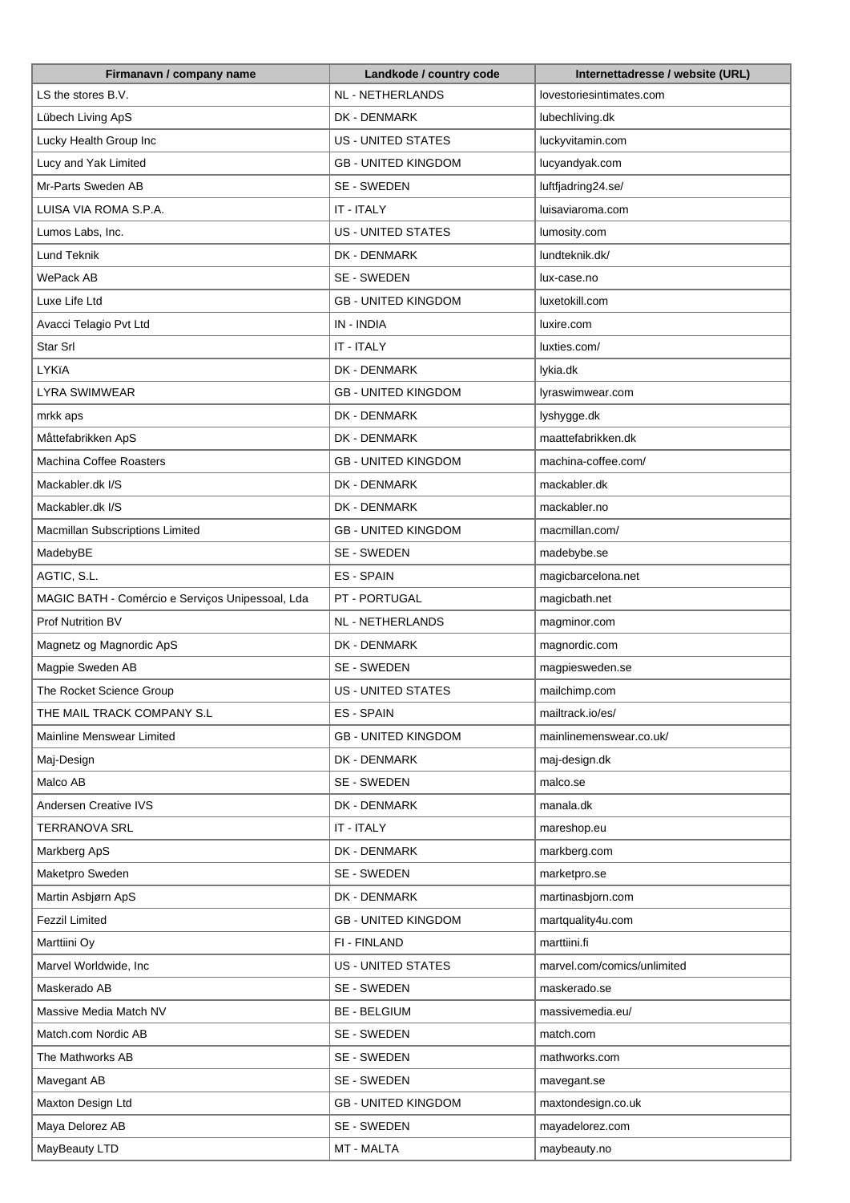| Firmanavn / company name | Landkode / country code | Internettadresse / website (URL) |
| --- | --- | --- |
| LS the stores B.V. | NL - NETHERLANDS | lovestoriesintimates.com |
| Lübech Living ApS | DK - DENMARK | lubechliving.dk |
| Lucky Health Group Inc | US - UNITED STATES | luckyvitamin.com |
| Lucy and Yak Limited | GB - UNITED KINGDOM | lucyandyak.com |
| Mr-Parts Sweden AB | SE - SWEDEN | luftfjadring24.se/ |
| LUISA VIA ROMA S.P.A. | IT - ITALY | luisaviaroma.com |
| Lumos Labs, Inc. | US - UNITED STATES | lumosity.com |
| Lund Teknik | DK - DENMARK | lundteknik.dk/ |
| WePack AB | SE - SWEDEN | lux-case.no |
| Luxe Life Ltd | GB - UNITED KINGDOM | luxetokill.com |
| Avacci Telagio Pvt Ltd | IN - INDIA | luxire.com |
| Star Srl | IT - ITALY | luxties.com/ |
| LYKïA | DK - DENMARK | lykia.dk |
| LYRA SWIMWEAR | GB - UNITED KINGDOM | lyraswimwear.com |
| mrkk aps | DK - DENMARK | lyshygge.dk |
| Måttefabrikken ApS | DK - DENMARK | maattefabrikken.dk |
| Machina Coffee Roasters | GB - UNITED KINGDOM | machina-coffee.com/ |
| Mackabler.dk I/S | DK - DENMARK | mackabler.dk |
| Mackabler.dk I/S | DK - DENMARK | mackabler.no |
| Macmillan Subscriptions Limited | GB - UNITED KINGDOM | macmillan.com/ |
| MadebyBE | SE - SWEDEN | madebybe.se |
| AGTIC, S.L. | ES - SPAIN | magicbarcelona.net |
| MAGIC BATH - Comércio e Serviços Unipessoal, Lda | PT - PORTUGAL | magicbath.net |
| Prof Nutrition BV | NL - NETHERLANDS | magminor.com |
| Magnetz og Magnordic ApS | DK - DENMARK | magnordic.com |
| Magpie Sweden AB | SE - SWEDEN | magpiesweden.se |
| The Rocket Science Group | US - UNITED STATES | mailchimp.com |
| THE MAIL TRACK COMPANY S.L | ES - SPAIN | mailtrack.io/es/ |
| Mainline Menswear Limited | GB - UNITED KINGDOM | mainlinemenswear.co.uk/ |
| Maj-Design | DK - DENMARK | maj-design.dk |
| Malco AB | SE - SWEDEN | malco.se |
| Andersen Creative IVS | DK - DENMARK | manala.dk |
| TERRANOVA SRL | IT - ITALY | mareshop.eu |
| Markberg ApS | DK - DENMARK | markberg.com |
| Maketpro Sweden | SE - SWEDEN | marketpro.se |
| Martin Asbjørn ApS | DK - DENMARK | martinasbjorn.com |
| Fezzil Limited | GB - UNITED KINGDOM | martquality4u.com |
| Marttiini Oy | FI - FINLAND | marttiini.fi |
| Marvel Worldwide, Inc | US - UNITED STATES | marvel.com/comics/unlimited |
| Maskerado AB | SE - SWEDEN | maskerado.se |
| Massive Media Match NV | BE - BELGIUM | massivemedia.eu/ |
| Match.com Nordic AB | SE - SWEDEN | match.com |
| The Mathworks AB | SE - SWEDEN | mathworks.com |
| Mavegant AB | SE - SWEDEN | mavegant.se |
| Maxton Design Ltd | GB - UNITED KINGDOM | maxtondesign.co.uk |
| Maya Delorez AB | SE - SWEDEN | mayadelorez.com |
| MayBeauty LTD | MT - MALTA | maybeauty.no |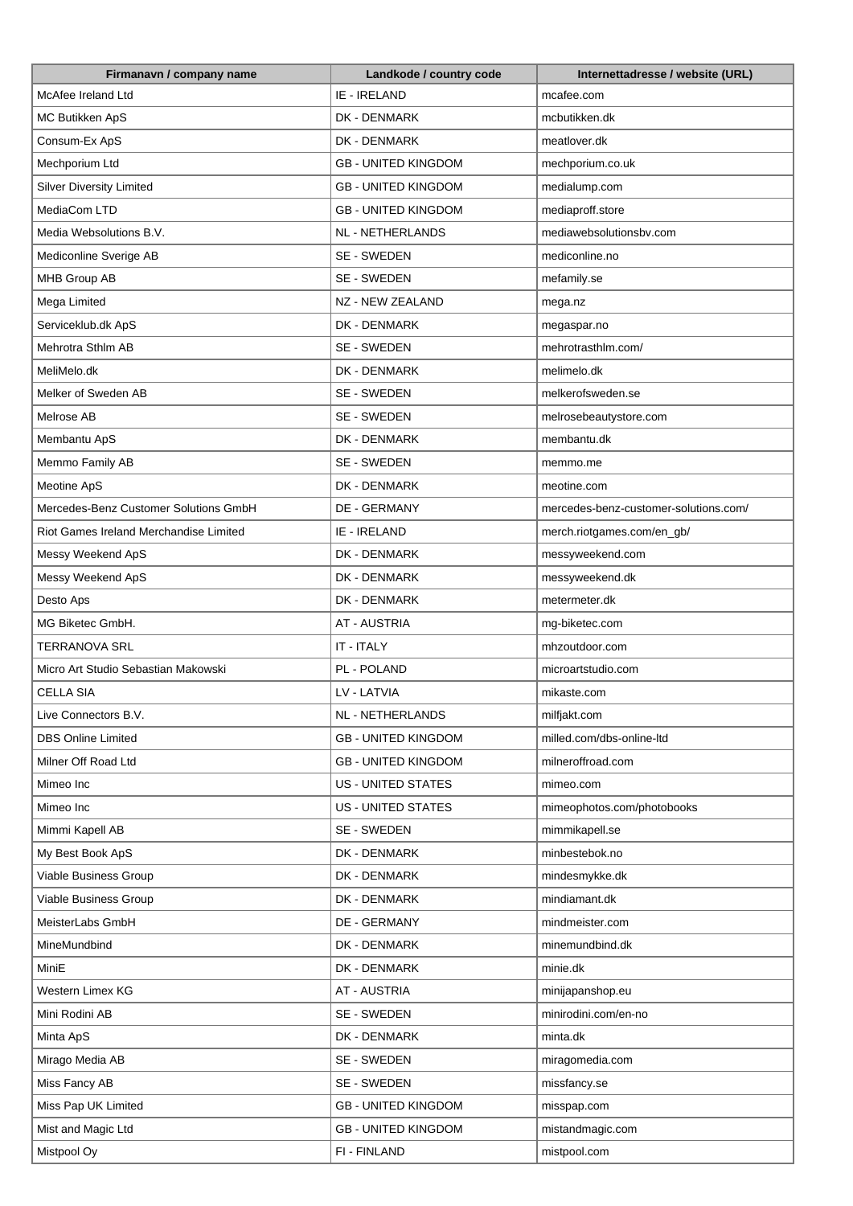| Firmanavn / company name | Landkode / country code | Internettadresse / website (URL) |
| --- | --- | --- |
| McAfee Ireland Ltd | IE - IRELAND | mcafee.com |
| MC Butikken ApS | DK - DENMARK | mcbutikken.dk |
| Consum-Ex ApS | DK - DENMARK | meatlover.dk |
| Mechporium Ltd | GB - UNITED KINGDOM | mechporium.co.uk |
| Silver Diversity Limited | GB - UNITED KINGDOM | medialump.com |
| MediaCom LTD | GB - UNITED KINGDOM | mediaproff.store |
| Media Websolutions B.V. | NL - NETHERLANDS | mediawebsolutionsbv.com |
| Mediconline Sverige AB | SE - SWEDEN | mediconline.no |
| MHB Group AB | SE - SWEDEN | mefamily.se |
| Mega Limited | NZ - NEW ZEALAND | mega.nz |
| Serviceklub.dk ApS | DK - DENMARK | megaspar.no |
| Mehrotra Sthlm AB | SE - SWEDEN | mehrotrasthlm.com/ |
| MeliMelo.dk | DK - DENMARK | melimelo.dk |
| Melker of Sweden AB | SE - SWEDEN | melkerofsweden.se |
| Melrose AB | SE - SWEDEN | melrosebeautystore.com |
| Membantu ApS | DK - DENMARK | membantu.dk |
| Memmo Family AB | SE - SWEDEN | memmo.me |
| Meotine ApS | DK - DENMARK | meotine.com |
| Mercedes-Benz Customer Solutions GmbH | DE - GERMANY | mercedes-benz-customer-solutions.com/ |
| Riot Games Ireland Merchandise Limited | IE - IRELAND | merch.riotgames.com/en_gb/ |
| Messy Weekend ApS | DK - DENMARK | messyweekend.com |
| Messy Weekend ApS | DK - DENMARK | messyweekend.dk |
| Desto Aps | DK - DENMARK | metermeter.dk |
| MG Biketec GmbH. | AT - AUSTRIA | mg-biketec.com |
| TERRANOVA SRL | IT - ITALY | mhzoutdoor.com |
| Micro Art Studio Sebastian Makowski | PL - POLAND | microartstudio.com |
| CELLA SIA | LV - LATVIA | mikaste.com |
| Live Connectors B.V. | NL - NETHERLANDS | milfjakt.com |
| DBS Online Limited | GB - UNITED KINGDOM | milled.com/dbs-online-ltd |
| Milner Off Road Ltd | GB - UNITED KINGDOM | milneroffroad.com |
| Mimeo Inc | US - UNITED STATES | mimeo.com |
| Mimeo Inc | US - UNITED STATES | mimeophotos.com/photobooks |
| Mimmi Kapell AB | SE - SWEDEN | mimmikapell.se |
| My Best Book ApS | DK - DENMARK | minbestebok.no |
| Viable Business Group | DK - DENMARK | mindesmykke.dk |
| Viable Business Group | DK - DENMARK | mindiamant.dk |
| MeisterLabs GmbH | DE - GERMANY | mindmeister.com |
| MineMundbind | DK - DENMARK | minemundbind.dk |
| MiniE | DK - DENMARK | minie.dk |
| Western Limex KG | AT - AUSTRIA | minijapanshop.eu |
| Mini Rodini AB | SE - SWEDEN | minirodini.com/en-no |
| Minta ApS | DK - DENMARK | minta.dk |
| Mirago Media AB | SE - SWEDEN | miragomedia.com |
| Miss Fancy AB | SE - SWEDEN | missfancy.se |
| Miss Pap UK Limited | GB - UNITED KINGDOM | misspap.com |
| Mist and Magic Ltd | GB - UNITED KINGDOM | mistandmagic.com |
| Mistpool Oy | FI - FINLAND | mistpool.com |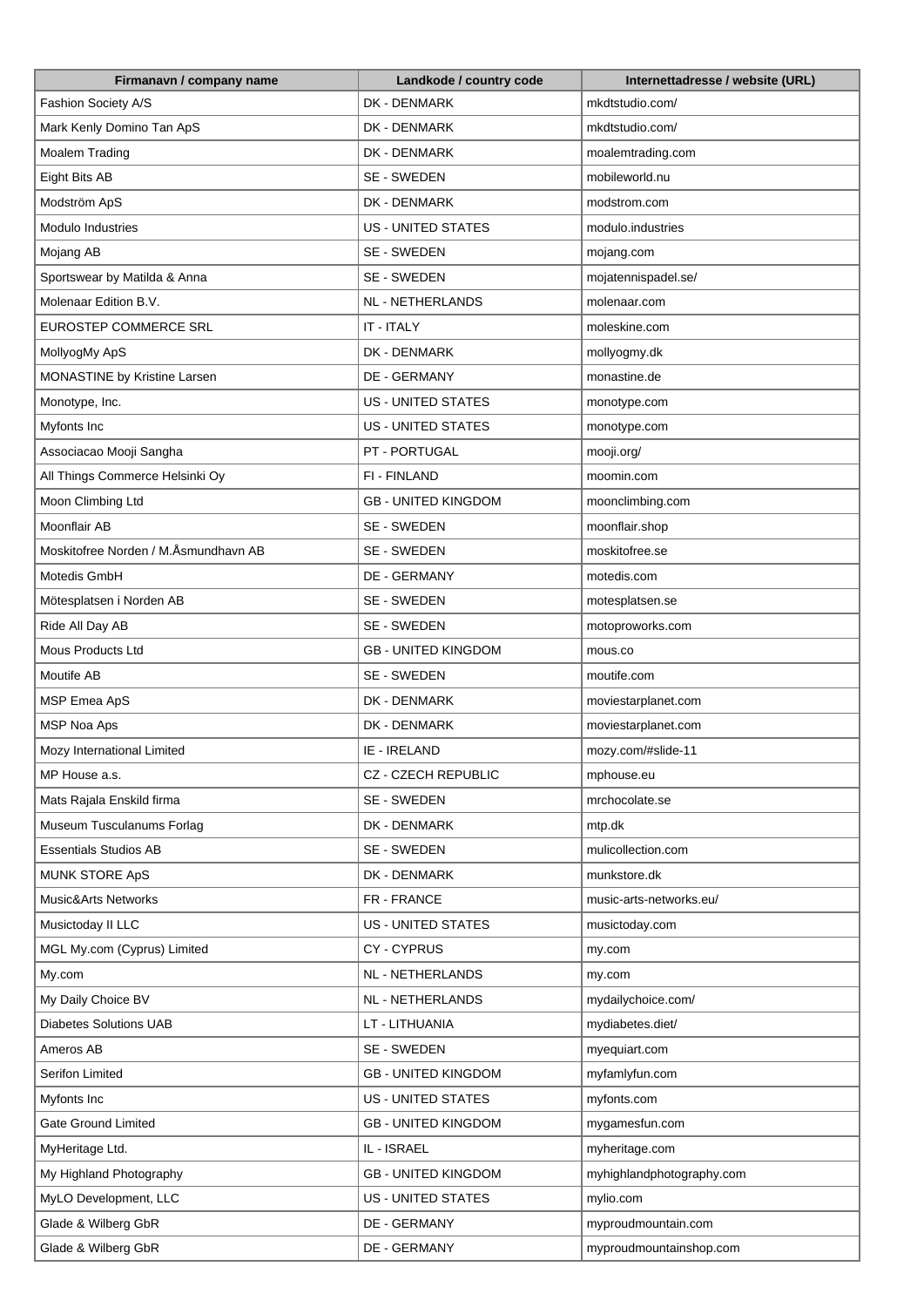| Firmanavn / company name | Landkode / country code | Internettadresse / website (URL) |
|---|---|---|
| Fashion Society A/S | DK - DENMARK | mkdtstudio.com/ |
| Mark Kenly Domino Tan ApS | DK - DENMARK | mkdtstudio.com/ |
| Moalem Trading | DK - DENMARK | moalemtrading.com |
| Eight Bits AB | SE - SWEDEN | mobileworld.nu |
| Modström ApS | DK - DENMARK | modstrom.com |
| Modulo Industries | US - UNITED STATES | modulo.industries |
| Mojang AB | SE - SWEDEN | mojang.com |
| Sportswear by Matilda & Anna | SE - SWEDEN | mojatennispadel.se/ |
| Molenaar Edition B.V. | NL - NETHERLANDS | molenaar.com |
| EUROSTEP COMMERCE SRL | IT - ITALY | moleskine.com |
| MollyogMy ApS | DK - DENMARK | mollyogmy.dk |
| MONASTINE by Kristine Larsen | DE - GERMANY | monastine.de |
| Monotype, Inc. | US - UNITED STATES | monotype.com |
| Myfonts Inc | US - UNITED STATES | monotype.com |
| Associacao Mooji Sangha | PT - PORTUGAL | mooji.org/ |
| All Things Commerce Helsinki Oy | FI - FINLAND | moomin.com |
| Moon Climbing Ltd | GB - UNITED KINGDOM | moonclimbing.com |
| Moonflair AB | SE - SWEDEN | moonflair.shop |
| Moskitofree Norden / M.Åsmundhavn AB | SE - SWEDEN | moskitofree.se |
| Motedis GmbH | DE - GERMANY | motedis.com |
| Mötesplatsen i Norden AB | SE - SWEDEN | motesplatsen.se |
| Ride All Day AB | SE - SWEDEN | motoproworks.com |
| Mous Products Ltd | GB - UNITED KINGDOM | mous.co |
| Moutife AB | SE - SWEDEN | moutife.com |
| MSP Emea ApS | DK - DENMARK | moviestarplanet.com |
| MSP Noa Aps | DK - DENMARK | moviestarplanet.com |
| Mozy International Limited | IE - IRELAND | mozy.com/#slide-11 |
| MP House a.s. | CZ - CZECH REPUBLIC | mphouse.eu |
| Mats Rajala Enskild firma | SE - SWEDEN | mrchocolate.se |
| Museum Tusculanums Forlag | DK - DENMARK | mtp.dk |
| Essentials Studios AB | SE - SWEDEN | mulicollection.com |
| MUNK STORE ApS | DK - DENMARK | munkstore.dk |
| Music&Arts Networks | FR - FRANCE | music-arts-networks.eu/ |
| Musictoday II LLC | US - UNITED STATES | musictoday.com |
| MGL My.com (Cyprus) Limited | CY - CYPRUS | my.com |
| My.com | NL - NETHERLANDS | my.com |
| My Daily Choice BV | NL - NETHERLANDS | mydailychoice.com/ |
| Diabetes Solutions UAB | LT - LITHUANIA | mydiabetes.diet/ |
| Ameros AB | SE - SWEDEN | myequiart.com |
| Serifon Limited | GB - UNITED KINGDOM | myfamlyfun.com |
| Myfonts Inc | US - UNITED STATES | myfonts.com |
| Gate Ground Limited | GB - UNITED KINGDOM | mygamesfun.com |
| MyHeritage Ltd. | IL - ISRAEL | myheritage.com |
| My Highland Photography | GB - UNITED KINGDOM | myhighlandphotography.com |
| MyLO Development, LLC | US - UNITED STATES | mylio.com |
| Glade & Wilberg GbR | DE - GERMANY | myproudmountain.com |
| Glade & Wilberg GbR | DE - GERMANY | myproudmountainshop.com |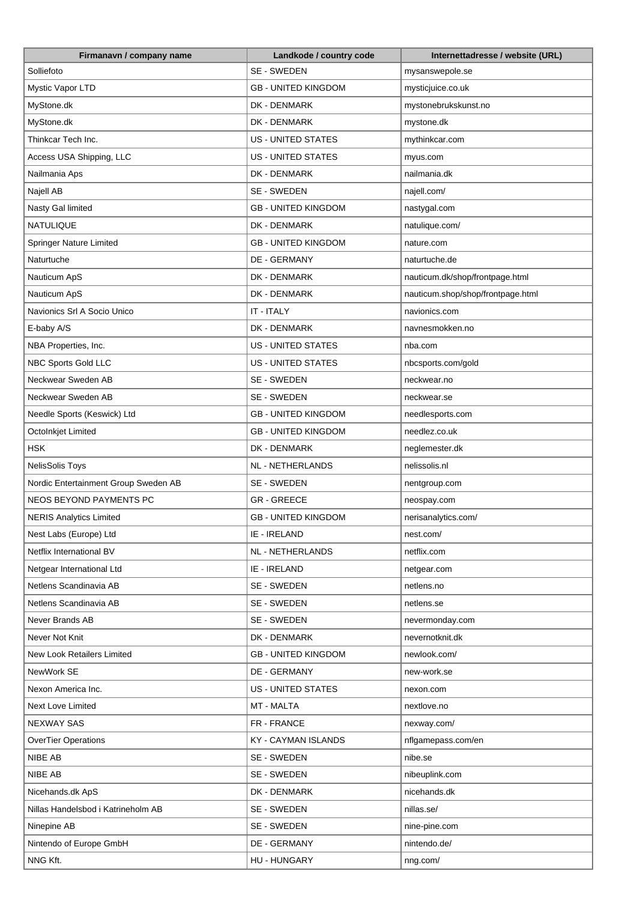| Firmanavn / company name | Landkode / country code | Internettadresse / website (URL) |
|---|---|---|
| Solliefoto | SE - SWEDEN | mysanswepole.se |
| Mystic Vapor LTD | GB - UNITED KINGDOM | mysticjuice.co.uk |
| MyStone.dk | DK - DENMARK | mystonebrukskunst.no |
| MyStone.dk | DK - DENMARK | mystone.dk |
| Thinkcar Tech Inc. | US - UNITED STATES | mythinkcar.com |
| Access USA Shipping, LLC | US - UNITED STATES | myus.com |
| Nailmania Aps | DK - DENMARK | nailmania.dk |
| Najell AB | SE - SWEDEN | najell.com/ |
| Nasty Gal limited | GB - UNITED KINGDOM | nastygal.com |
| NATULIQUE | DK - DENMARK | natulique.com/ |
| Springer Nature Limited | GB - UNITED KINGDOM | nature.com |
| Naturtuche | DE - GERMANY | naturtuche.de |
| Nauticum ApS | DK - DENMARK | nauticum.dk/shop/frontpage.html |
| Nauticum ApS | DK - DENMARK | nauticum.shop/shop/frontpage.html |
| Navionics Srl A Socio Unico | IT - ITALY | navionics.com |
| E-baby A/S | DK - DENMARK | navnesmokken.no |
| NBA Properties, Inc. | US - UNITED STATES | nba.com |
| NBC Sports Gold LLC | US - UNITED STATES | nbcsports.com/gold |
| Neckwear Sweden AB | SE - SWEDEN | neckwear.no |
| Neckwear Sweden AB | SE - SWEDEN | neckwear.se |
| Needle Sports (Keswick) Ltd | GB - UNITED KINGDOM | needlesports.com |
| OctoInkjet Limited | GB - UNITED KINGDOM | needlez.co.uk |
| HSK | DK - DENMARK | neglemester.dk |
| NelisSolis Toys | NL - NETHERLANDS | nelissolis.nl |
| Nordic Entertainment Group Sweden AB | SE - SWEDEN | nentgroup.com |
| NEOS BEYOND PAYMENTS PC | GR - GREECE | neospay.com |
| NERIS Analytics Limited | GB - UNITED KINGDOM | nerisanalytics.com/ |
| Nest Labs (Europe) Ltd | IE - IRELAND | nest.com/ |
| Netflix International BV | NL - NETHERLANDS | netflix.com |
| Netgear International Ltd | IE - IRELAND | netgear.com |
| Netlens Scandinavia AB | SE - SWEDEN | netlens.no |
| Netlens Scandinavia AB | SE - SWEDEN | netlens.se |
| Never Brands AB | SE - SWEDEN | nevermonday.com |
| Never Not Knit | DK - DENMARK | nevernotknit.dk |
| New Look Retailers Limited | GB - UNITED KINGDOM | newlook.com/ |
| NewWork SE | DE - GERMANY | new-work.se |
| Nexon America Inc. | US - UNITED STATES | nexon.com |
| Next Love Limited | MT - MALTA | nextlove.no |
| NEXWAY SAS | FR - FRANCE | nexway.com/ |
| OverTier Operations | KY - CAYMAN ISLANDS | nflgamepass.com/en |
| NIBE AB | SE - SWEDEN | nibe.se |
| NIBE AB | SE - SWEDEN | nibeuplink.com |
| Nicehands.dk ApS | DK - DENMARK | nicehands.dk |
| Nillas Handelsbod i Katrineholm AB | SE - SWEDEN | nillas.se/ |
| Ninepine AB | SE - SWEDEN | nine-pine.com |
| Nintendo of Europe GmbH | DE - GERMANY | nintendo.de/ |
| NNG Kft. | HU - HUNGARY | nng.com/ |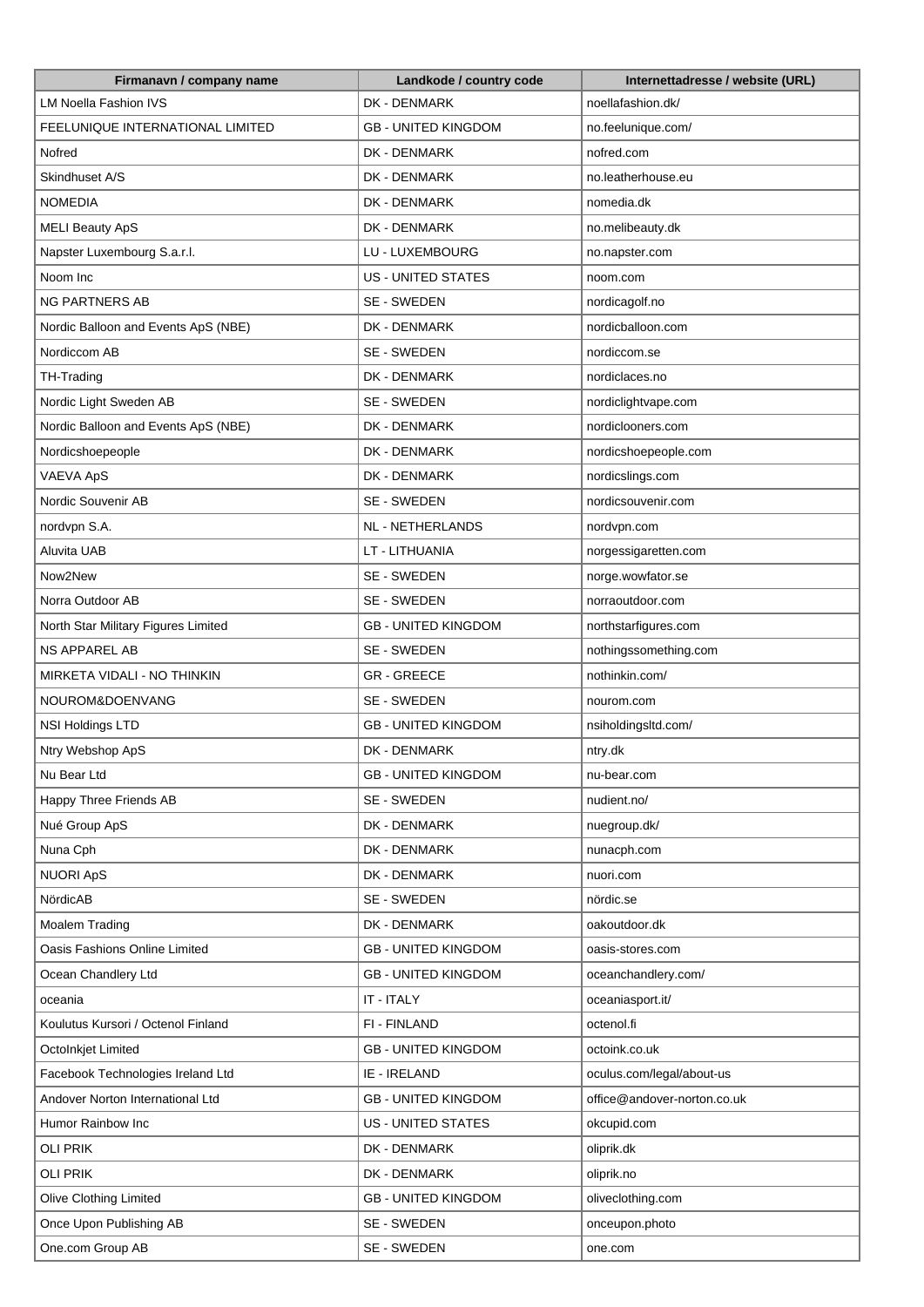| Firmanavn / company name | Landkode / country code | Internettadresse / website (URL) |
| --- | --- | --- |
| LM Noella Fashion IVS | DK - DENMARK | noellafashion.dk/ |
| FEELUNIQUE INTERNATIONAL LIMITED | GB - UNITED KINGDOM | no.feelunique.com/ |
| Nofred | DK - DENMARK | nofred.com |
| Skindhuset A/S | DK - DENMARK | no.leatherhouse.eu |
| NOMEDIA | DK - DENMARK | nomedia.dk |
| MELI Beauty ApS | DK - DENMARK | no.melibeauty.dk |
| Napster Luxembourg S.a.r.l. | LU - LUXEMBOURG | no.napster.com |
| Noom Inc | US - UNITED STATES | noom.com |
| NG PARTNERS AB | SE - SWEDEN | nordicagolf.no |
| Nordic Balloon and Events ApS (NBE) | DK - DENMARK | nordicballoon.com |
| Nordiccom AB | SE - SWEDEN | nordiccom.se |
| TH-Trading | DK - DENMARK | nordiclaces.no |
| Nordic Light Sweden AB | SE - SWEDEN | nordiclightvape.com |
| Nordic Balloon and Events ApS (NBE) | DK - DENMARK | nordiclooners.com |
| Nordicshoepeople | DK - DENMARK | nordicshoepeople.com |
| VAEVA ApS | DK - DENMARK | nordicslings.com |
| Nordic Souvenir AB | SE - SWEDEN | nordicsouvenir.com |
| nordvpn S.A. | NL - NETHERLANDS | nordvpn.com |
| Aluvita UAB | LT - LITHUANIA | norgessigaretten.com |
| Now2New | SE - SWEDEN | norge.wowfator.se |
| Norra Outdoor AB | SE - SWEDEN | norraoutdoor.com |
| North Star Military Figures Limited | GB - UNITED KINGDOM | northstarfigures.com |
| NS APPAREL AB | SE - SWEDEN | nothingssomething.com |
| MIRKETA VIDALI - NO THINKIN | GR - GREECE | nothinkin.com/ |
| NOUROM&DOENVANG | SE - SWEDEN | nourom.com |
| NSI Holdings LTD | GB - UNITED KINGDOM | nsiholdingsltd.com/ |
| Ntry Webshop ApS | DK - DENMARK | ntry.dk |
| Nu Bear Ltd | GB - UNITED KINGDOM | nu-bear.com |
| Happy Three Friends AB | SE - SWEDEN | nudient.no/ |
| Nué Group ApS | DK - DENMARK | nuegroup.dk/ |
| Nuna Cph | DK - DENMARK | nunacph.com |
| NUORI ApS | DK - DENMARK | nuori.com |
| NördicAB | SE - SWEDEN | nördic.se |
| Moalem Trading | DK - DENMARK | oakoutdoor.dk |
| Oasis Fashions Online Limited | GB - UNITED KINGDOM | oasis-stores.com |
| Ocean Chandlery Ltd | GB - UNITED KINGDOM | oceanchandlery.com/ |
| oceania | IT - ITALY | oceaniasport.it/ |
| Koulutus Kursori / Octenol Finland | FI - FINLAND | octenol.fi |
| OctoInkjet Limited | GB - UNITED KINGDOM | octoink.co.uk |
| Facebook Technologies Ireland Ltd | IE - IRELAND | oculus.com/legal/about-us |
| Andover Norton International Ltd | GB - UNITED KINGDOM | office@andover-norton.co.uk |
| Humor Rainbow Inc | US - UNITED STATES | okcupid.com |
| OLI PRIK | DK - DENMARK | oliprik.dk |
| OLI PRIK | DK - DENMARK | oliprik.no |
| Olive Clothing Limited | GB - UNITED KINGDOM | oliveclothing.com |
| Once Upon Publishing AB | SE - SWEDEN | onceupon.photo |
| One.com Group AB | SE - SWEDEN | one.com |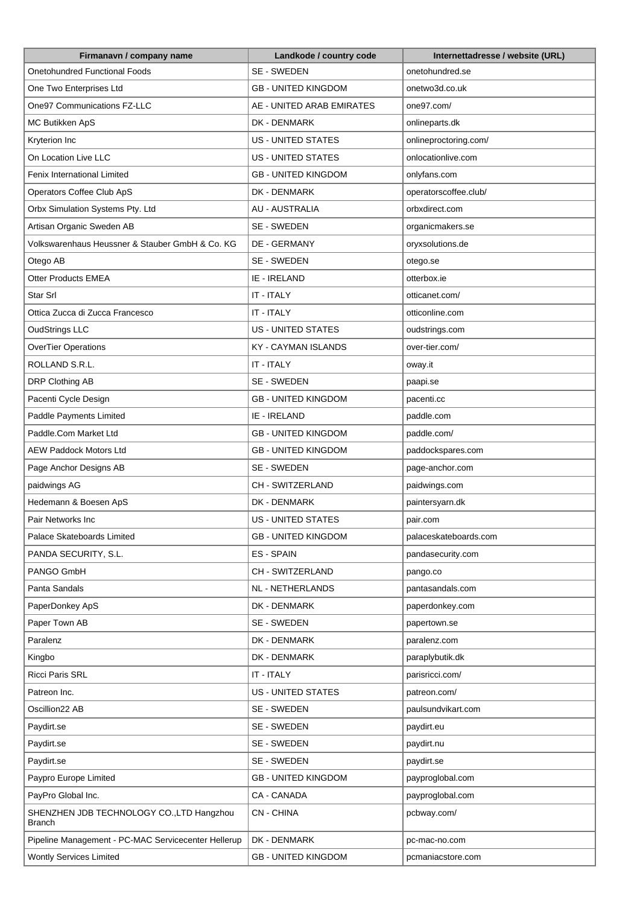| Firmanavn / company name | Landkode / country code | Internettadresse / website (URL) |
|---|---|---|
| Onetohundred Functional Foods | SE - SWEDEN | onetohundred.se |
| One Two Enterprises Ltd | GB - UNITED KINGDOM | onetwo3d.co.uk |
| One97 Communications FZ-LLC | AE - UNITED ARAB EMIRATES | one97.com/ |
| MC Butikken ApS | DK - DENMARK | onlineparts.dk |
| Kryterion Inc | US - UNITED STATES | onlineproctoring.com/ |
| On Location Live LLC | US - UNITED STATES | onlocationlive.com |
| Fenix International Limited | GB - UNITED KINGDOM | onlyfans.com |
| Operators Coffee Club ApS | DK - DENMARK | operatorscoffee.club/ |
| Orbx Simulation Systems Pty. Ltd | AU - AUSTRALIA | orbxdirect.com |
| Artisan Organic Sweden AB | SE - SWEDEN | organicmakers.se |
| Volkswarenhaus Heussner & Stauber GmbH & Co. KG | DE - GERMANY | oryxsolutions.de |
| Otego AB | SE - SWEDEN | otego.se |
| Otter Products EMEA | IE - IRELAND | otterbox.ie |
| Star Srl | IT - ITALY | otticanet.com/ |
| Ottica Zucca di Zucca Francesco | IT - ITALY | otticonline.com |
| OudStrings LLC | US - UNITED STATES | oudstrings.com |
| OverTier Operations | KY - CAYMAN ISLANDS | over-tier.com/ |
| ROLLAND S.R.L. | IT - ITALY | oway.it |
| DRP Clothing AB | SE - SWEDEN | paapi.se |
| Pacenti Cycle Design | GB - UNITED KINGDOM | pacenti.cc |
| Paddle Payments Limited | IE - IRELAND | paddle.com |
| Paddle.Com Market Ltd | GB - UNITED KINGDOM | paddle.com/ |
| AEW Paddock Motors Ltd | GB - UNITED KINGDOM | paddockspares.com |
| Page Anchor Designs AB | SE - SWEDEN | page-anchor.com |
| paidwings AG | CH - SWITZERLAND | paidwings.com |
| Hedemann & Boesen ApS | DK - DENMARK | paintersyarn.dk |
| Pair Networks Inc | US - UNITED STATES | pair.com |
| Palace Skateboards Limited | GB - UNITED KINGDOM | palaceskateboards.com |
| PANDA SECURITY, S.L. | ES - SPAIN | pandasecurity.com |
| PANGO GmbH | CH - SWITZERLAND | pango.co |
| Panta Sandals | NL - NETHERLANDS | pantasandals.com |
| PaperDonkey ApS | DK - DENMARK | paperdonkey.com |
| Paper Town AB | SE - SWEDEN | papertown.se |
| Paralenz | DK - DENMARK | paralenz.com |
| Kingbo | DK - DENMARK | paraplybutik.dk |
| Ricci Paris SRL | IT - ITALY | parisricci.com/ |
| Patreon Inc. | US - UNITED STATES | patreon.com/ |
| Oscillion22 AB | SE - SWEDEN | paulsundvikart.com |
| Paydirt.se | SE - SWEDEN | paydirt.eu |
| Paydirt.se | SE - SWEDEN | paydirt.nu |
| Paydirt.se | SE - SWEDEN | paydirt.se |
| Paypro Europe Limited | GB - UNITED KINGDOM | payproglobal.com |
| PayPro Global Inc. | CA - CANADA | payproglobal.com |
| SHENZHEN JDB TECHNOLOGY CO.,LTD Hangzhou Branch | CN - CHINA | pcbway.com/ |
| Pipeline Management - PC-MAC Servicecenter Hellerup | DK - DENMARK | pc-mac-no.com |
| Wontly Services Limited | GB - UNITED KINGDOM | pcmaniacstore.com |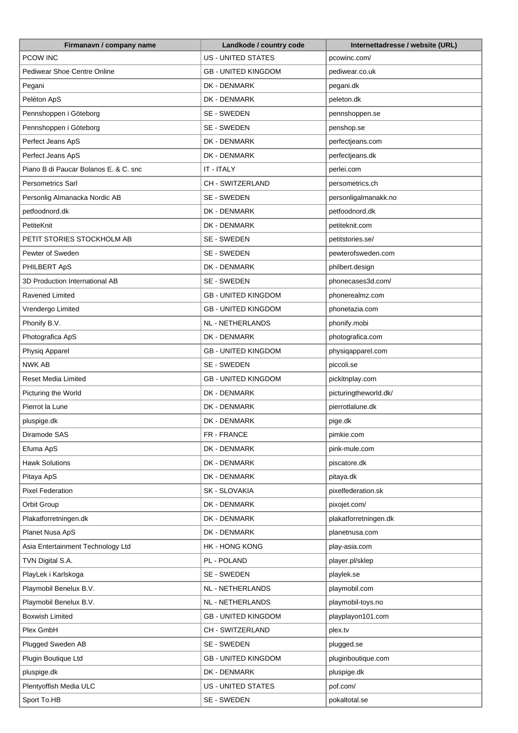| Firmanavn / company name | Landkode / country code | Internettadresse / website (URL) |
| --- | --- | --- |
| PCOW INC | US - UNITED STATES | pcowinc.com/ |
| Pediwear Shoe Centre Online | GB - UNITED KINGDOM | pediwear.co.uk |
| Pegani | DK - DENMARK | pegani.dk |
| Peléton ApS | DK - DENMARK | peleton.dk |
| Pennshoppen i Göteborg | SE - SWEDEN | pennshoppen.se |
| Pennshoppen i Göteborg | SE - SWEDEN | penshop.se |
| Perfect Jeans ApS | DK - DENMARK | perfectjeans.com |
| Perfect Jeans ApS | DK - DENMARK | perfectjeans.dk |
| Piano B di Paucar Bolanos E. & C. snc | IT - ITALY | perlei.com |
| Persometrics Sarl | CH - SWITZERLAND | persometrics.ch |
| Personlig Almanacka Nordic AB | SE - SWEDEN | personligalmanakk.no |
| petfoodnord.dk | DK - DENMARK | petfoodnord.dk |
| PetiteKnit | DK - DENMARK | petiteknit.com |
| PETIT STORIES STOCKHOLM AB | SE - SWEDEN | petitstories.se/ |
| Pewter of Sweden | SE - SWEDEN | pewterofsweden.com |
| PHILBERT ApS | DK - DENMARK | philbert.design |
| 3D Production International AB | SE - SWEDEN | phonecases3d.com/ |
| Ravened Limited | GB - UNITED KINGDOM | phonerealmz.com |
| Vrendergo Limited | GB - UNITED KINGDOM | phonetazia.com |
| Phonify B.V. | NL - NETHERLANDS | phonify.mobi |
| Photografica ApS | DK - DENMARK | photografica.com |
| Physiq Apparel | GB - UNITED KINGDOM | physiqapparel.com |
| NWK AB | SE - SWEDEN | piccoli.se |
| Reset Media Limited | GB - UNITED KINGDOM | pickitnplay.com |
| Picturing the World | DK - DENMARK | picturingtheworld.dk/ |
| Pierrot la Lune | DK - DENMARK | pierrotlalune.dk |
| pluspige.dk | DK - DENMARK | pige.dk |
| Diramode SAS | FR - FRANCE | pimkie.com |
| Efuma ApS | DK - DENMARK | pink-mule.com |
| Hawk Solutions | DK - DENMARK | piscatore.dk |
| Pitaya ApS | DK - DENMARK | pitaya.dk |
| Pixel Federation | SK - SLOVAKIA | pixelfederation.sk |
| Orbit Group | DK - DENMARK | pixojet.com/ |
| Plakatforretningen.dk | DK - DENMARK | plakatforretningen.dk |
| Planet Nusa ApS | DK - DENMARK | planetnusa.com |
| Asia Entertainment Technology Ltd | HK - HONG KONG | play-asia.com |
| TVN Digital S.A. | PL - POLAND | player.pl/sklep |
| PlayLek i Karlskoga | SE - SWEDEN | playlek.se |
| Playmobil Benelux B.V. | NL - NETHERLANDS | playmobil.com |
| Playmobil Benelux B.V. | NL - NETHERLANDS | playmobil-toys.no |
| Boxwish Limited | GB - UNITED KINGDOM | playplayon101.com |
| Plex GmbH | CH - SWITZERLAND | plex.tv |
| Plugged Sweden AB | SE - SWEDEN | plugged.se |
| Plugin Boutique Ltd | GB - UNITED KINGDOM | pluginboutique.com |
| pluspige.dk | DK - DENMARK | pluspige.dk |
| Plentyoffish Media ULC | US - UNITED STATES | pof.com/ |
| Sport To.HB | SE - SWEDEN | pokaltotal.se |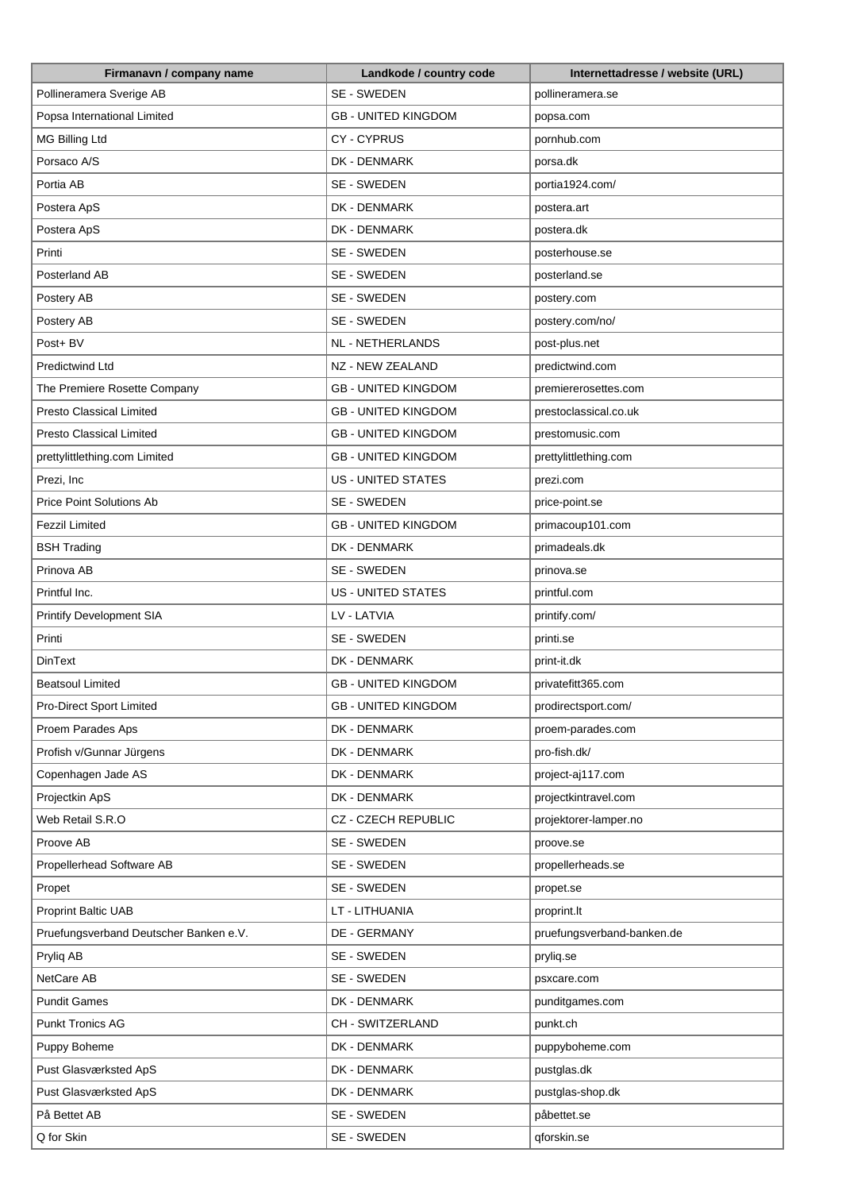| Firmanavn / company name | Landkode / country code | Internettadresse / website (URL) |
|---|---|---|
| Pollineramera Sverige AB | SE - SWEDEN | pollineramera.se |
| Popsa International Limited | GB - UNITED KINGDOM | popsa.com |
| MG Billing Ltd | CY - CYPRUS | pornhub.com |
| Porsaco A/S | DK - DENMARK | porsa.dk |
| Portia AB | SE - SWEDEN | portia1924.com/ |
| Postera ApS | DK - DENMARK | postera.art |
| Postera ApS | DK - DENMARK | postera.dk |
| Printi | SE - SWEDEN | posterhouse.se |
| Posterland AB | SE - SWEDEN | posterland.se |
| Postery AB | SE - SWEDEN | postery.com |
| Postery AB | SE - SWEDEN | postery.com/no/ |
| Post+ BV | NL - NETHERLANDS | post-plus.net |
| Predictwind Ltd | NZ - NEW ZEALAND | predictwind.com |
| The Premiere Rosette Company | GB - UNITED KINGDOM | premiererosettes.com |
| Presto Classical Limited | GB - UNITED KINGDOM | prestoclassical.co.uk |
| Presto Classical Limited | GB - UNITED KINGDOM | prestomusic.com |
| prettylittlething.com Limited | GB - UNITED KINGDOM | prettylittlething.com |
| Prezi, Inc | US - UNITED STATES | prezi.com |
| Price Point Solutions Ab | SE - SWEDEN | price-point.se |
| Fezzil Limited | GB - UNITED KINGDOM | primacoup101.com |
| BSH Trading | DK - DENMARK | primadeals.dk |
| Prinova AB | SE - SWEDEN | prinova.se |
| Printful Inc. | US - UNITED STATES | printful.com |
| Printify Development SIA | LV - LATVIA | printify.com/ |
| Printi | SE - SWEDEN | printi.se |
| DinText | DK - DENMARK | print-it.dk |
| Beatsoul Limited | GB - UNITED KINGDOM | privatefitt365.com |
| Pro-Direct Sport Limited | GB - UNITED KINGDOM | prodirectsport.com/ |
| Proem Parades Aps | DK - DENMARK | proem-parades.com |
| Profish v/Gunnar Jürgens | DK - DENMARK | pro-fish.dk/ |
| Copenhagen Jade AS | DK - DENMARK | project-aj117.com |
| Projectkin ApS | DK - DENMARK | projectkintravel.com |
| Web Retail S.R.O | CZ - CZECH REPUBLIC | projektorer-lamper.no |
| Proove AB | SE - SWEDEN | proove.se |
| Propellerhead Software AB | SE - SWEDEN | propellerheads.se |
| Propet | SE - SWEDEN | propet.se |
| Proprint Baltic UAB | LT - LITHUANIA | proprint.lt |
| Pruefungsverband Deutscher Banken e.V. | DE - GERMANY | pruefungsverband-banken.de |
| Pryliq AB | SE - SWEDEN | pryliq.se |
| NetCare AB | SE - SWEDEN | psxcare.com |
| Pundit Games | DK - DENMARK | punditgames.com |
| Punkt Tronics AG | CH - SWITZERLAND | punkt.ch |
| Puppy Boheme | DK - DENMARK | puppyboheme.com |
| Pust Glasværksted ApS | DK - DENMARK | pustglas.dk |
| Pust Glasværksted ApS | DK - DENMARK | pustglas-shop.dk |
| På Bettet AB | SE - SWEDEN | påbettet.se |
| Q for Skin | SE - SWEDEN | qforskin.se |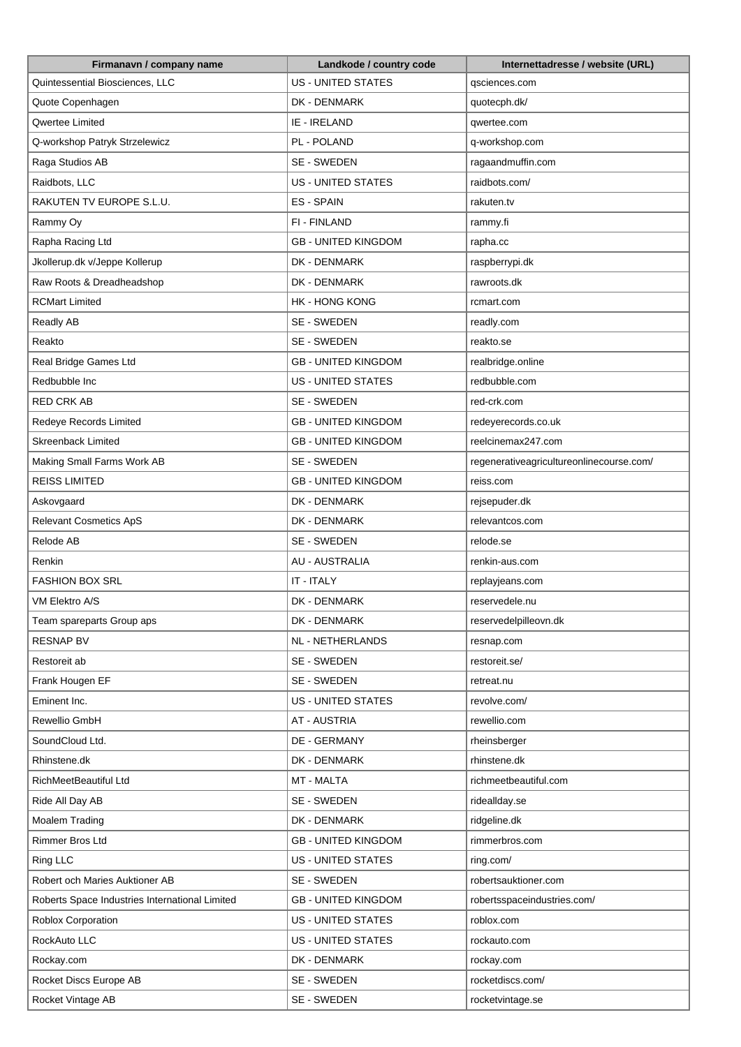| Firmanavn / company name | Landkode / country code | Internettadresse / website (URL) |
| --- | --- | --- |
| Quintessential Biosciences, LLC | US - UNITED STATES | qsciences.com |
| Quote Copenhagen | DK - DENMARK | quotecph.dk/ |
| Qwertee Limited | IE - IRELAND | qwertee.com |
| Q-workshop Patryk Strzelewicz | PL - POLAND | q-workshop.com |
| Raga Studios AB | SE - SWEDEN | ragaandmuffin.com |
| Raidbots, LLC | US - UNITED STATES | raidbots.com/ |
| RAKUTEN TV EUROPE S.L.U. | ES - SPAIN | rakuten.tv |
| Rammy Oy | FI - FINLAND | rammy.fi |
| Rapha Racing Ltd | GB - UNITED KINGDOM | rapha.cc |
| Jkollerup.dk v/Jeppe Kollerup | DK - DENMARK | raspberrypi.dk |
| Raw Roots & Dreadheadshop | DK - DENMARK | rawroots.dk |
| RCMart Limited | HK - HONG KONG | rcmart.com |
| Readly AB | SE - SWEDEN | readly.com |
| Reakto | SE - SWEDEN | reakto.se |
| Real Bridge Games Ltd | GB - UNITED KINGDOM | realbridge.online |
| Redbubble Inc | US - UNITED STATES | redbubble.com |
| RED CRK AB | SE - SWEDEN | red-crk.com |
| Redeye Records Limited | GB - UNITED KINGDOM | redeyerecords.co.uk |
| Skreenback Limited | GB - UNITED KINGDOM | reelcinemax247.com |
| Making Small Farms Work AB | SE - SWEDEN | regenerativeagricultureonlinecourse.com/ |
| REISS LIMITED | GB - UNITED KINGDOM | reiss.com |
| Askovgaard | DK - DENMARK | rejsepuder.dk |
| Relevant Cosmetics ApS | DK - DENMARK | relevantcos.com |
| Relode AB | SE - SWEDEN | relode.se |
| Renkin | AU - AUSTRALIA | renkin-aus.com |
| FASHION BOX SRL | IT - ITALY | replayjeans.com |
| VM Elektro A/S | DK - DENMARK | reservedele.nu |
| Team spareparts Group aps | DK - DENMARK | reservedelpilleovn.dk |
| RESNAP BV | NL - NETHERLANDS | resnap.com |
| Restoreit ab | SE - SWEDEN | restoreit.se/ |
| Frank Hougen EF | SE - SWEDEN | retreat.nu |
| Eminent Inc. | US - UNITED STATES | revolve.com/ |
| Rewellio GmbH | AT - AUSTRIA | rewellio.com |
| SoundCloud Ltd. | DE - GERMANY | rheinsberger |
| Rhinstene.dk | DK - DENMARK | rhinstene.dk |
| RichMeetBeautiful Ltd | MT - MALTA | richmeetbeautiful.com |
| Ride All Day AB | SE - SWEDEN | rideallday.se |
| Moalem Trading | DK - DENMARK | ridgeline.dk |
| Rimmer Bros Ltd | GB - UNITED KINGDOM | rimmerbros.com |
| Ring LLC | US - UNITED STATES | ring.com/ |
| Robert och Maries Auktioner AB | SE - SWEDEN | robertsauktioner.com |
| Roberts Space Industries International Limited | GB - UNITED KINGDOM | robertsspaceindustries.com/ |
| Roblox Corporation | US - UNITED STATES | roblox.com |
| RockAuto LLC | US - UNITED STATES | rockauto.com |
| Rockay.com | DK - DENMARK | rockay.com |
| Rocket Discs Europe AB | SE - SWEDEN | rocketdiscs.com/ |
| Rocket Vintage AB | SE - SWEDEN | rocketvintage.se |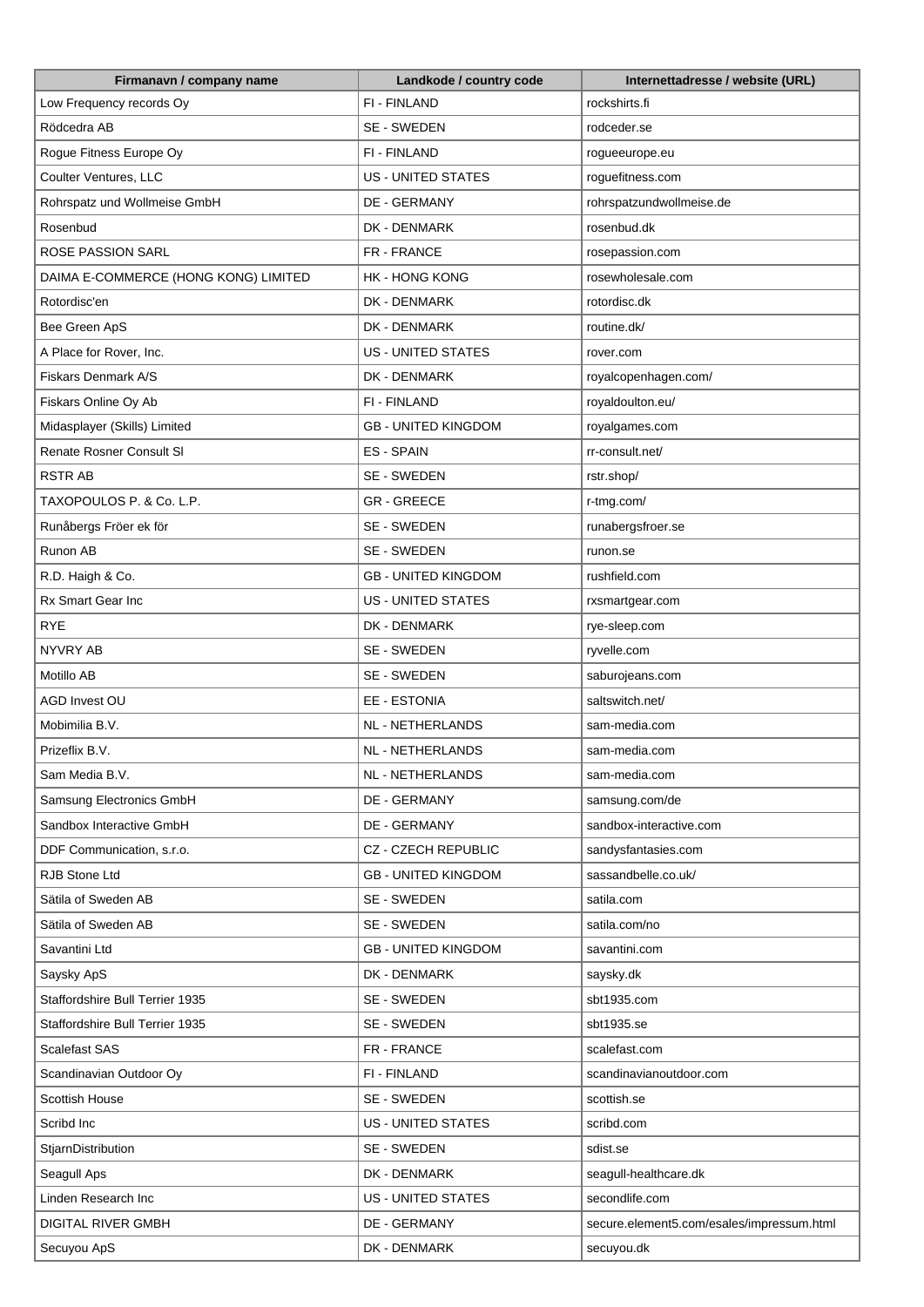| Firmanavn / company name | Landkode / country code | Internettadresse / website (URL) |
|---|---|---|
| Low Frequency records Oy | FI - FINLAND | rockshirts.fi |
| Rödcedra AB | SE - SWEDEN | rodceder.se |
| Rogue Fitness Europe Oy | FI - FINLAND | rogueeurope.eu |
| Coulter Ventures, LLC | US - UNITED STATES | roguefitness.com |
| Rohrspatz und Wollmeise GmbH | DE - GERMANY | rohrspatzundwollmeise.de |
| Rosenbud | DK - DENMARK | rosenbud.dk |
| ROSE PASSION SARL | FR - FRANCE | rosepassion.com |
| DAIMA E-COMMERCE (HONG KONG) LIMITED | HK - HONG KONG | rosewholesale.com |
| Rotordisc'en | DK - DENMARK | rotordisc.dk |
| Bee Green ApS | DK - DENMARK | routine.dk/ |
| A Place for Rover, Inc. | US - UNITED STATES | rover.com |
| Fiskars Denmark A/S | DK - DENMARK | royalcopenhagen.com/ |
| Fiskars Online Oy Ab | FI - FINLAND | royaldoulton.eu/ |
| Midasplayer (Skills) Limited | GB - UNITED KINGDOM | royalgames.com |
| Renate Rosner Consult Sl | ES - SPAIN | rr-consult.net/ |
| RSTR AB | SE - SWEDEN | rstr.shop/ |
| TAXOPOULOS P. & Co. L.P. | GR - GREECE | r-tmg.com/ |
| Runåbergs Fröer ek för | SE - SWEDEN | runabergsfroer.se |
| Runon AB | SE - SWEDEN | runon.se |
| R.D. Haigh & Co. | GB - UNITED KINGDOM | rushfield.com |
| Rx Smart Gear Inc | US - UNITED STATES | rxsmartgear.com |
| RYE | DK - DENMARK | rye-sleep.com |
| NYVRY AB | SE - SWEDEN | ryvelle.com |
| Motillo AB | SE - SWEDEN | saburojeans.com |
| AGD Invest OU | EE - ESTONIA | saltswitch.net/ |
| Mobimilia B.V. | NL - NETHERLANDS | sam-media.com |
| Prizeflix B.V. | NL - NETHERLANDS | sam-media.com |
| Sam Media B.V. | NL - NETHERLANDS | sam-media.com |
| Samsung Electronics GmbH | DE - GERMANY | samsung.com/de |
| Sandbox Interactive GmbH | DE - GERMANY | sandbox-interactive.com |
| DDF Communication, s.r.o. | CZ - CZECH REPUBLIC | sandysfantasies.com |
| RJB Stone Ltd | GB - UNITED KINGDOM | sassandbelle.co.uk/ |
| Sätila of Sweden AB | SE - SWEDEN | satila.com |
| Sätila of Sweden AB | SE - SWEDEN | satila.com/no |
| Savantini Ltd | GB - UNITED KINGDOM | savantini.com |
| Saysky ApS | DK - DENMARK | saysky.dk |
| Staffordshire Bull Terrier 1935 | SE - SWEDEN | sbt1935.com |
| Staffordshire Bull Terrier 1935 | SE - SWEDEN | sbt1935.se |
| Scalefast SAS | FR - FRANCE | scalefast.com |
| Scandinavian Outdoor Oy | FI - FINLAND | scandinavianoutdoor.com |
| Scottish House | SE - SWEDEN | scottish.se |
| Scribd Inc | US - UNITED STATES | scribd.com |
| StjarnDistribution | SE - SWEDEN | sdist.se |
| Seagull Aps | DK - DENMARK | seagull-healthcare.dk |
| Linden Research Inc | US - UNITED STATES | secondlife.com |
| DIGITAL RIVER GMBH | DE - GERMANY | secure.element5.com/esales/impressum.html |
| Secuyou ApS | DK - DENMARK | secuyou.dk |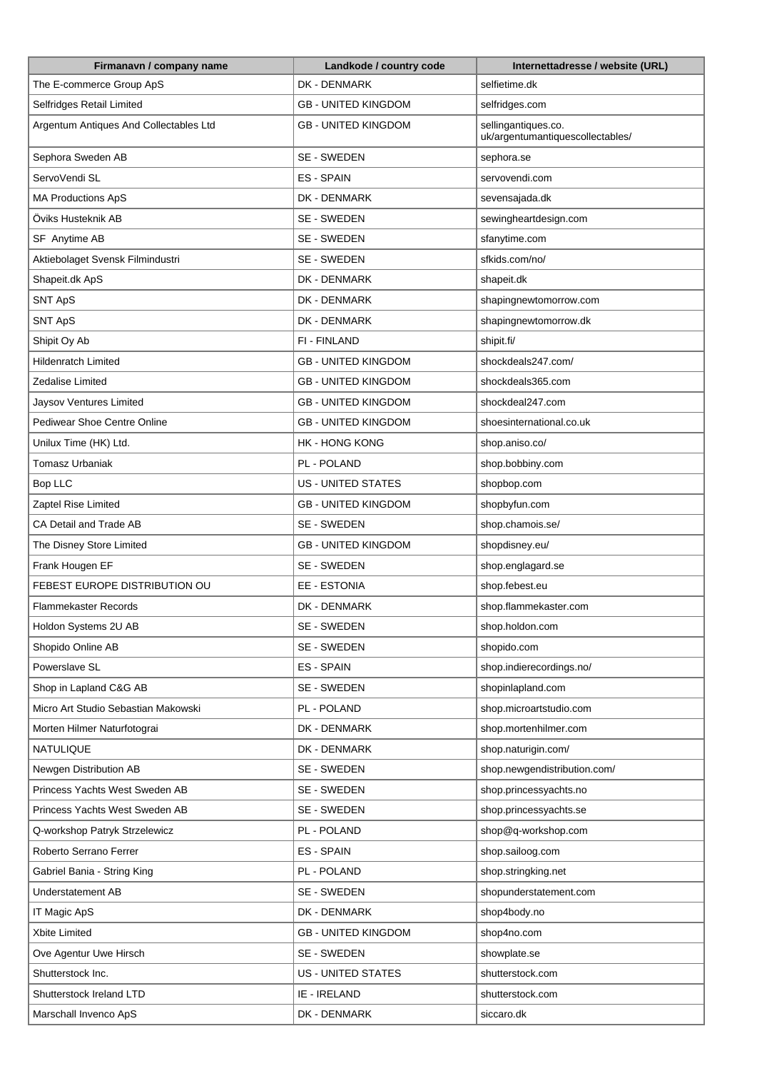| Firmanavn / company name | Landkode / country code | Internettadresse / website (URL) |
|---|---|---|
| The E-commerce Group ApS | DK - DENMARK | selfietime.dk |
| Selfridges Retail Limited | GB - UNITED KINGDOM | selfridges.com |
| Argentum Antiques And Collectables Ltd | GB - UNITED KINGDOM | sellingantiques.co.uk/argentumantiquescollectables/ |
| Sephora Sweden AB | SE - SWEDEN | sephora.se |
| ServoVendi SL | ES - SPAIN | servovendi.com |
| MA Productions ApS | DK - DENMARK | sevensajada.dk |
| Öviks Husteknik AB | SE - SWEDEN | sewingheartdesign.com |
| SF Anytime AB | SE - SWEDEN | sfanytime.com |
| Aktiebolaget Svensk Filmindustri | SE - SWEDEN | sfkids.com/no/ |
| Shapeit.dk ApS | DK - DENMARK | shapeit.dk |
| SNT ApS | DK - DENMARK | shapingnewtomorrow.com |
| SNT ApS | DK - DENMARK | shapingnewtomorrow.dk |
| Shipit Oy Ab | FI - FINLAND | shipit.fi/ |
| Hildenratch Limited | GB - UNITED KINGDOM | shockdeals247.com/ |
| Zedalise Limited | GB - UNITED KINGDOM | shockdeals365.com |
| Jaysov Ventures Limited | GB - UNITED KINGDOM | shockdeal247.com |
| Pediwear Shoe Centre Online | GB - UNITED KINGDOM | shoesinternational.co.uk |
| Unilux Time (HK) Ltd. | HK - HONG KONG | shop.aniso.co/ |
| Tomasz Urbaniak | PL - POLAND | shop.bobbiny.com |
| Bop LLC | US - UNITED STATES | shopbop.com |
| Zaptel Rise Limited | GB - UNITED KINGDOM | shopbyfun.com |
| CA Detail and Trade AB | SE - SWEDEN | shop.chamois.se/ |
| The Disney Store Limited | GB - UNITED KINGDOM | shopdisney.eu/ |
| Frank Hougen EF | SE - SWEDEN | shop.englagard.se |
| FEBEST EUROPE DISTRIBUTION OU | EE - ESTONIA | shop.febest.eu |
| Flammekaster Records | DK - DENMARK | shop.flammekaster.com |
| Holdon Systems 2U AB | SE - SWEDEN | shop.holdon.com |
| Shopido Online AB | SE - SWEDEN | shopido.com |
| Powerslave SL | ES - SPAIN | shop.indierecordings.no/ |
| Shop in Lapland C&G AB | SE - SWEDEN | shopinlapland.com |
| Micro Art Studio Sebastian Makowski | PL - POLAND | shop.microartstudio.com |
| Morten Hilmer Naturfotograi | DK - DENMARK | shop.mortenhilmer.com |
| NATULIQUE | DK - DENMARK | shop.naturigin.com/ |
| Newgen Distribution AB | SE - SWEDEN | shop.newgendistribution.com/ |
| Princess Yachts West Sweden AB | SE - SWEDEN | shop.princessyachts.no |
| Princess Yachts West Sweden AB | SE - SWEDEN | shop.princessyachts.se |
| Q-workshop Patryk Strzelewicz | PL - POLAND | shop@q-workshop.com |
| Roberto Serrano Ferrer | ES - SPAIN | shop.sailoog.com |
| Gabriel Bania - String King | PL - POLAND | shop.stringking.net |
| Understatement AB | SE - SWEDEN | shopunderstatement.com |
| IT Magic ApS | DK - DENMARK | shop4body.no |
| Xbite Limited | GB - UNITED KINGDOM | shop4no.com |
| Ove Agentur Uwe Hirsch | SE - SWEDEN | showplate.se |
| Shutterstock Inc. | US - UNITED STATES | shutterstock.com |
| Shutterstock Ireland LTD | IE - IRELAND | shutterstock.com |
| Marschall Invenco ApS | DK - DENMARK | siccaro.dk |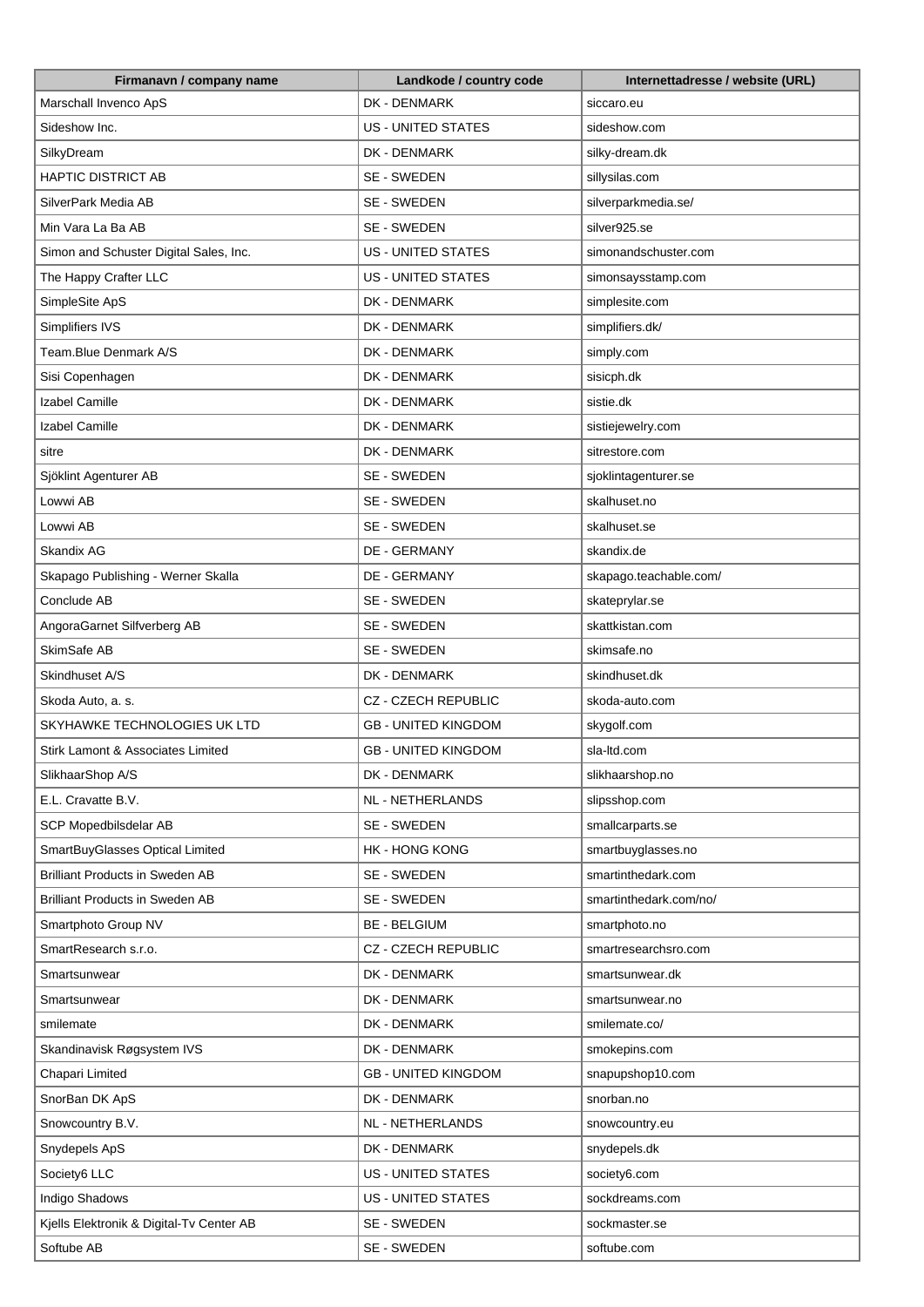| Firmanavn / company name | Landkode / country code | Internettadresse / website (URL) |
| --- | --- | --- |
| Marschall Invenco ApS | DK - DENMARK | siccaro.eu |
| Sideshow Inc. | US - UNITED STATES | sideshow.com |
| SilkyDream | DK - DENMARK | silky-dream.dk |
| HAPTIC DISTRICT AB | SE - SWEDEN | sillysilas.com |
| SilverPark Media AB | SE - SWEDEN | silverparkmedia.se/ |
| Min Vara La Ba AB | SE - SWEDEN | silver925.se |
| Simon and Schuster Digital Sales, Inc. | US - UNITED STATES | simonandschuster.com |
| The Happy Crafter LLC | US - UNITED STATES | simonsaysstamp.com |
| SimpleSite ApS | DK - DENMARK | simplesite.com |
| Simplifiers IVS | DK - DENMARK | simplifiers.dk/ |
| Team.Blue Denmark A/S | DK - DENMARK | simply.com |
| Sisi Copenhagen | DK - DENMARK | sisicph.dk |
| Izabel Camille | DK - DENMARK | sistie.dk |
| Izabel Camille | DK - DENMARK | sistiejewelry.com |
| sitre | DK - DENMARK | sitrestore.com |
| Sjöklint Agenturer AB | SE - SWEDEN | sjoklintagenturer.se |
| Lowwi AB | SE - SWEDEN | skalhuset.no |
| Lowwi AB | SE - SWEDEN | skalhuset.se |
| Skandix AG | DE - GERMANY | skandix.de |
| Skapago Publishing - Werner Skalla | DE - GERMANY | skapago.teachable.com/ |
| Conclude AB | SE - SWEDEN | skateprylar.se |
| AngoraGarnet Silfverberg AB | SE - SWEDEN | skattkistan.com |
| SkimSafe AB | SE - SWEDEN | skimsafe.no |
| Skindhuset A/S | DK - DENMARK | skindhuset.dk |
| Skoda Auto, a. s. | CZ - CZECH REPUBLIC | skoda-auto.com |
| SKYHAWKE TECHNOLOGIES UK LTD | GB - UNITED KINGDOM | skygolf.com |
| Stirk Lamont & Associates Limited | GB - UNITED KINGDOM | sla-ltd.com |
| SlikhaarShop A/S | DK - DENMARK | slikhaarshop.no |
| E.L. Cravatte B.V. | NL - NETHERLANDS | slipsshop.com |
| SCP Mopedbilsdelar AB | SE - SWEDEN | smallcarparts.se |
| SmartBuyGlasses Optical Limited | HK - HONG KONG | smartbuyglasses.no |
| Brilliant Products in Sweden AB | SE - SWEDEN | smartinthedark.com |
| Brilliant Products in Sweden AB | SE - SWEDEN | smartinthedark.com/no/ |
| Smartphoto Group NV | BE - BELGIUM | smartphoto.no |
| SmartResearch s.r.o. | CZ - CZECH REPUBLIC | smartresearchsro.com |
| Smartsunwear | DK - DENMARK | smartsunwear.dk |
| Smartsunwear | DK - DENMARK | smartsunwear.no |
| smilemate | DK - DENMARK | smilemate.co/ |
| Skandinavisk Røgsystem IVS | DK - DENMARK | smokepins.com |
| Chapari Limited | GB - UNITED KINGDOM | snapupshop10.com |
| SnorBan DK ApS | DK - DENMARK | snorban.no |
| Snowcountry B.V. | NL - NETHERLANDS | snowcountry.eu |
| Snydepels ApS | DK - DENMARK | snydepels.dk |
| Society6 LLC | US - UNITED STATES | society6.com |
| Indigo Shadows | US - UNITED STATES | sockdreams.com |
| Kjells Elektronik & Digital-Tv Center AB | SE - SWEDEN | sockmaster.se |
| Softube AB | SE - SWEDEN | softube.com |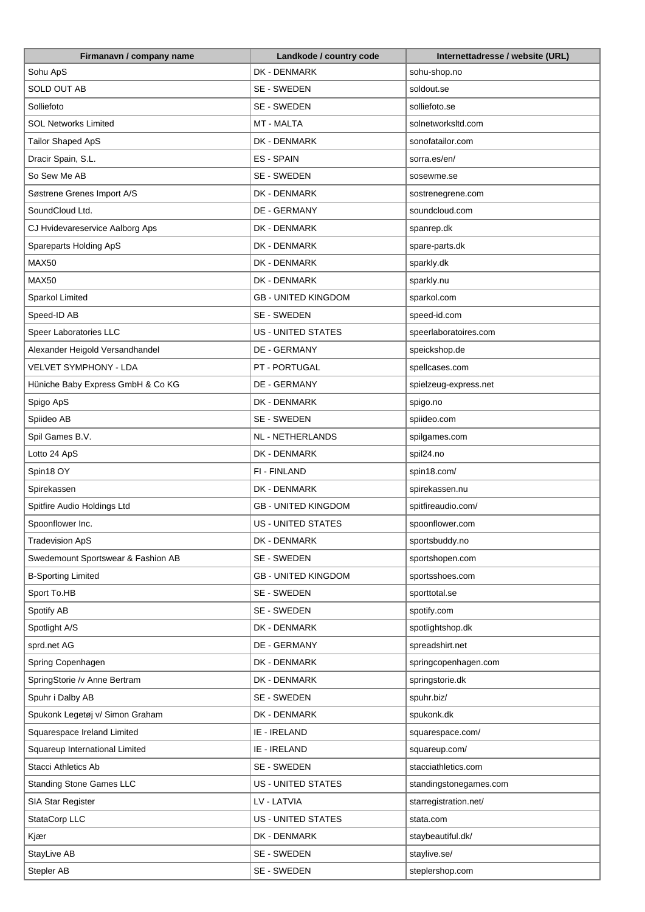| Firmanavn / company name | Landkode / country code | Internettadresse / website (URL) |
| --- | --- | --- |
| Sohu ApS | DK - DENMARK | sohu-shop.no |
| SOLD OUT AB | SE - SWEDEN | soldout.se |
| Solliefoto | SE - SWEDEN | solliefoto.se |
| SOL Networks Limited | MT - MALTA | solnetworksltd.com |
| Tailor Shaped ApS | DK - DENMARK | sonofatailor.com |
| Dracir Spain, S.L. | ES - SPAIN | sorra.es/en/ |
| So Sew Me AB | SE - SWEDEN | sosewme.se |
| Søstrene Grenes Import A/S | DK - DENMARK | sostrenegrene.com |
| SoundCloud Ltd. | DE - GERMANY | soundcloud.com |
| CJ Hvidevareservice Aalborg Aps | DK - DENMARK | spanrep.dk |
| Spareparts Holding ApS | DK - DENMARK | spare-parts.dk |
| MAX50 | DK - DENMARK | sparkly.dk |
| MAX50 | DK - DENMARK | sparkly.nu |
| Sparkol Limited | GB - UNITED KINGDOM | sparkol.com |
| Speed-ID AB | SE - SWEDEN | speed-id.com |
| Speer Laboratories LLC | US - UNITED STATES | speerlaboratoires.com |
| Alexander Heigold Versandhandel | DE - GERMANY | speickshop.de |
| VELVET SYMPHONY - LDA | PT - PORTUGAL | spellcases.com |
| Hüniche Baby Express GmbH & Co KG | DE - GERMANY | spielzeug-express.net |
| Spigo ApS | DK - DENMARK | spigo.no |
| Spiideo AB | SE - SWEDEN | spiideo.com |
| Spil Games B.V. | NL - NETHERLANDS | spilgames.com |
| Lotto 24 ApS | DK - DENMARK | spil24.no |
| Spin18 OY | FI - FINLAND | spin18.com/ |
| Spirekassen | DK - DENMARK | spirekassen.nu |
| Spitfire Audio Holdings Ltd | GB - UNITED KINGDOM | spitfireaudio.com/ |
| Spoonflower Inc. | US - UNITED STATES | spoonflower.com |
| Tradevision ApS | DK - DENMARK | sportsbuddy.no |
| Swedemount Sportswear & Fashion AB | SE - SWEDEN | sportshopen.com |
| B-Sporting Limited | GB - UNITED KINGDOM | sportsshoes.com |
| Sport To.HB | SE - SWEDEN | sporttotal.se |
| Spotify AB | SE - SWEDEN | spotify.com |
| Spotlight A/S | DK - DENMARK | spotlightshop.dk |
| sprd.net AG | DE - GERMANY | spreadshirt.net |
| Spring Copenhagen | DK - DENMARK | springcopenhagen.com |
| SpringStorie /v Anne Bertram | DK - DENMARK | springstorie.dk |
| Spuhr i Dalby AB | SE - SWEDEN | spuhr.biz/ |
| Spukonk Legetøj v/ Simon Graham | DK - DENMARK | spukonk.dk |
| Squarespace Ireland Limited | IE - IRELAND | squarespace.com/ |
| Squareup International Limited | IE - IRELAND | squareup.com/ |
| Stacci Athletics Ab | SE - SWEDEN | stacciathletics.com |
| Standing Stone Games LLC | US - UNITED STATES | standingstonegames.com |
| SIA Star Register | LV - LATVIA | starregistration.net/ |
| StataCorp LLC | US - UNITED STATES | stata.com |
| Kjær | DK - DENMARK | staybeautiful.dk/ |
| StayLive AB | SE - SWEDEN | staylive.se/ |
| Stepler AB | SE - SWEDEN | steplershop.com |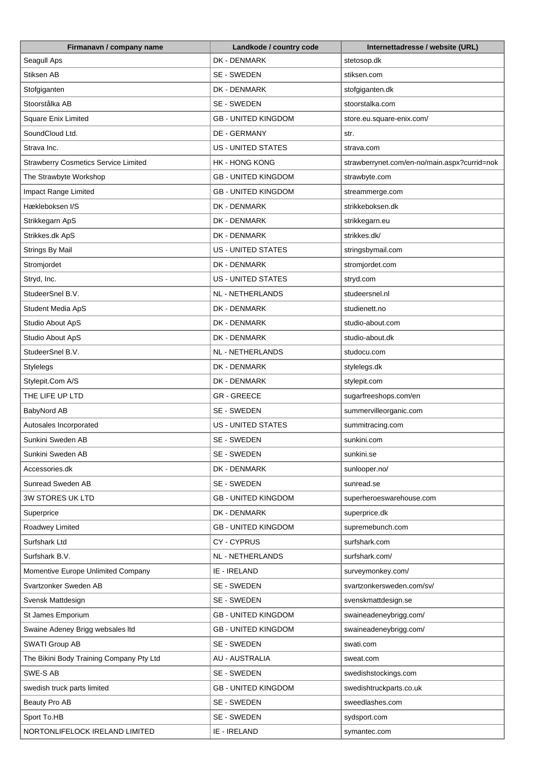| Firmanavn / company name | Landkode / country code | Internettadresse / website (URL) |
|---|---|---|
| Seagull Aps | DK - DENMARK | stetosop.dk |
| Stiksen AB | SE - SWEDEN | stiksen.com |
| Stofgiganten | DK - DENMARK | stofgiganten.dk |
| Stoorstålka AB | SE - SWEDEN | stoorstalka.com |
| Square Enix Limited | GB - UNITED KINGDOM | store.eu.square-enix.com/ |
| SoundCloud Ltd. | DE - GERMANY | str. |
| Strava Inc. | US - UNITED STATES | strava.com |
| Strawberry Cosmetics Service Limited | HK - HONG KONG | strawberrynet.com/en-no/main.aspx?currid=nok |
| The Strawbyte Workshop | GB - UNITED KINGDOM | strawbyte.com |
| Impact Range Limited | GB - UNITED KINGDOM | streammerge.com |
| Hækleboksen I/S | DK - DENMARK | strikkeboksen.dk |
| Strikkegarn ApS | DK - DENMARK | strikkegarn.eu |
| Strikkes.dk ApS | DK - DENMARK | strikkes.dk/ |
| Strings By Mail | US - UNITED STATES | stringsbymail.com |
| Stromjordet | DK - DENMARK | stromjordet.com |
| Stryd, Inc. | US - UNITED STATES | stryd.com |
| StudeerSnel B.V. | NL - NETHERLANDS | studeersnel.nl |
| Student Media ApS | DK - DENMARK | studienett.no |
| Studio About ApS | DK - DENMARK | studio-about.com |
| Studio About ApS | DK - DENMARK | studio-about.dk |
| StudeerSnel B.V. | NL - NETHERLANDS | studocu.com |
| Stylelegs | DK - DENMARK | stylelegs.dk |
| Stylepit.Com A/S | DK - DENMARK | stylepit.com |
| THE LIFE UP LTD | GR - GREECE | sugarfreeshops.com/en |
| BabyNord AB | SE - SWEDEN | summervilleorganic.com |
| Autosales Incorporated | US - UNITED STATES | summitracing.com |
| Sunkini Sweden AB | SE - SWEDEN | sunkini.com |
| Sunkini Sweden AB | SE - SWEDEN | sunkini.se |
| Accessories.dk | DK - DENMARK | sunlooper.no/ |
| Sunread Sweden AB | SE - SWEDEN | sunread.se |
| 3W STORES UK LTD | GB - UNITED KINGDOM | superheroeswarehouse.com |
| Superprice | DK - DENMARK | superprice.dk |
| Roadwey Limited | GB - UNITED KINGDOM | supremebunch.com |
| Surfshark Ltd | CY - CYPRUS | surfshark.com |
| Surfshark B.V. | NL - NETHERLANDS | surfshark.com/ |
| Momentive Europe Unlimited Company | IE - IRELAND | surveymonkey.com/ |
| Svartzonker Sweden AB | SE - SWEDEN | svartzonkersweden.com/sv/ |
| Svensk Mattdesign | SE - SWEDEN | svenskmattdesign.se |
| St James Emporium | GB - UNITED KINGDOM | swaineadeneybrigg.com/ |
| Swaine Adeney Brigg websales ltd | GB - UNITED KINGDOM | swaineadeneybrigg.com/ |
| SWATI Group AB | SE - SWEDEN | swati.com |
| The Bikini Body Training Company Pty Ltd | AU - AUSTRALIA | sweat.com |
| SWE-S AB | SE - SWEDEN | swedishstockings.com |
| swedish truck parts limited | GB - UNITED KINGDOM | swedishtruckparts.co.uk |
| Beauty Pro AB | SE - SWEDEN | sweedlashes.com |
| Sport To.HB | SE - SWEDEN | sydsport.com |
| NORTONLIFELOCK IRELAND LIMITED | IE - IRELAND | symantec.com |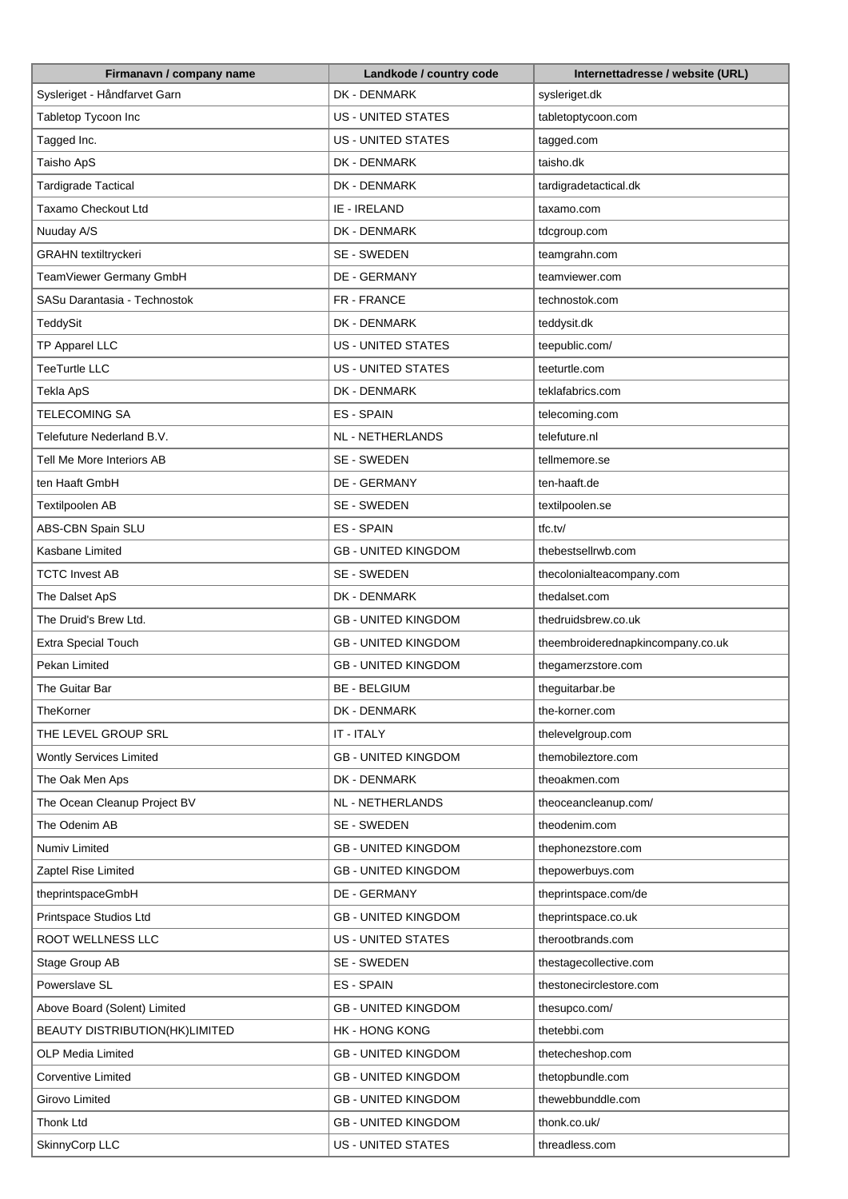| Firmanavn / company name | Landkode / country code | Internettadresse / website (URL) |
| --- | --- | --- |
| Sysleriget - Håndfarvet Garn | DK - DENMARK | sysleriget.dk |
| Tabletop Tycoon Inc | US - UNITED STATES | tabletoptycoon.com |
| Tagged Inc. | US - UNITED STATES | tagged.com |
| Taisho ApS | DK - DENMARK | taisho.dk |
| Tardigrade Tactical | DK - DENMARK | tardigradetactical.dk |
| Taxamo Checkout Ltd | IE - IRELAND | taxamo.com |
| Nuuday A/S | DK - DENMARK | tdcgroup.com |
| GRAHN textiltryckeri | SE - SWEDEN | teamgrahn.com |
| TeamViewer Germany GmbH | DE - GERMANY | teamviewer.com |
| SASu Darantasia - Technostok | FR - FRANCE | technostok.com |
| TeddySit | DK - DENMARK | teddysit.dk |
| TP Apparel LLC | US - UNITED STATES | teepublic.com/ |
| TeeTurtle LLC | US - UNITED STATES | teeturtle.com |
| Tekla ApS | DK - DENMARK | teklafabrics.com |
| TELECOMING SA | ES - SPAIN | telecoming.com |
| Telefuture Nederland B.V. | NL - NETHERLANDS | telefuture.nl |
| Tell Me More Interiors AB | SE - SWEDEN | tellmemore.se |
| ten Haaft GmbH | DE - GERMANY | ten-haaft.de |
| Textilpoolen AB | SE - SWEDEN | textilpoolen.se |
| ABS-CBN Spain SLU | ES - SPAIN | tfc.tv/ |
| Kasbane Limited | GB - UNITED KINGDOM | thebestsellrwb.com |
| TCTC Invest AB | SE - SWEDEN | thecolonialteacompany.com |
| The Dalset ApS | DK - DENMARK | thedalset.com |
| The Druid's Brew Ltd. | GB - UNITED KINGDOM | thedruidsbrew.co.uk |
| Extra Special Touch | GB - UNITED KINGDOM | theembroiderednapkincompany.co.uk |
| Pekan Limited | GB - UNITED KINGDOM | thegamerzstore.com |
| The Guitar Bar | BE - BELGIUM | theguitarbar.be |
| TheKorner | DK - DENMARK | the-korner.com |
| THE LEVEL GROUP SRL | IT - ITALY | thelevelgroup.com |
| Wontly Services Limited | GB - UNITED KINGDOM | themobileztore.com |
| The Oak Men Aps | DK - DENMARK | theoakmen.com |
| The Ocean Cleanup Project BV | NL - NETHERLANDS | theoceancleanup.com/ |
| The Odenim AB | SE - SWEDEN | theodenim.com |
| Numiv Limited | GB - UNITED KINGDOM | thephonezstore.com |
| Zaptel Rise Limited | GB - UNITED KINGDOM | thepowerbuys.com |
| theprintspaceGmbH | DE - GERMANY | theprintspace.com/de |
| Printspace Studios Ltd | GB - UNITED KINGDOM | theprintspace.co.uk |
| ROOT WELLNESS LLC | US - UNITED STATES | therootbrands.com |
| Stage Group AB | SE - SWEDEN | thestagecollective.com |
| Powerslave SL | ES - SPAIN | thestonecirclestore.com |
| Above Board (Solent) Limited | GB - UNITED KINGDOM | thesupco.com/ |
| BEAUTY DISTRIBUTION(HK)LIMITED | HK - HONG KONG | thetebbi.com |
| OLP Media Limited | GB - UNITED KINGDOM | thetecheshop.com |
| Corventive Limited | GB - UNITED KINGDOM | thetopbundle.com |
| Girovo Limited | GB - UNITED KINGDOM | thewebbunddle.com |
| Thonk Ltd | GB - UNITED KINGDOM | thonk.co.uk/ |
| SkinnyCorp LLC | US - UNITED STATES | threadless.com |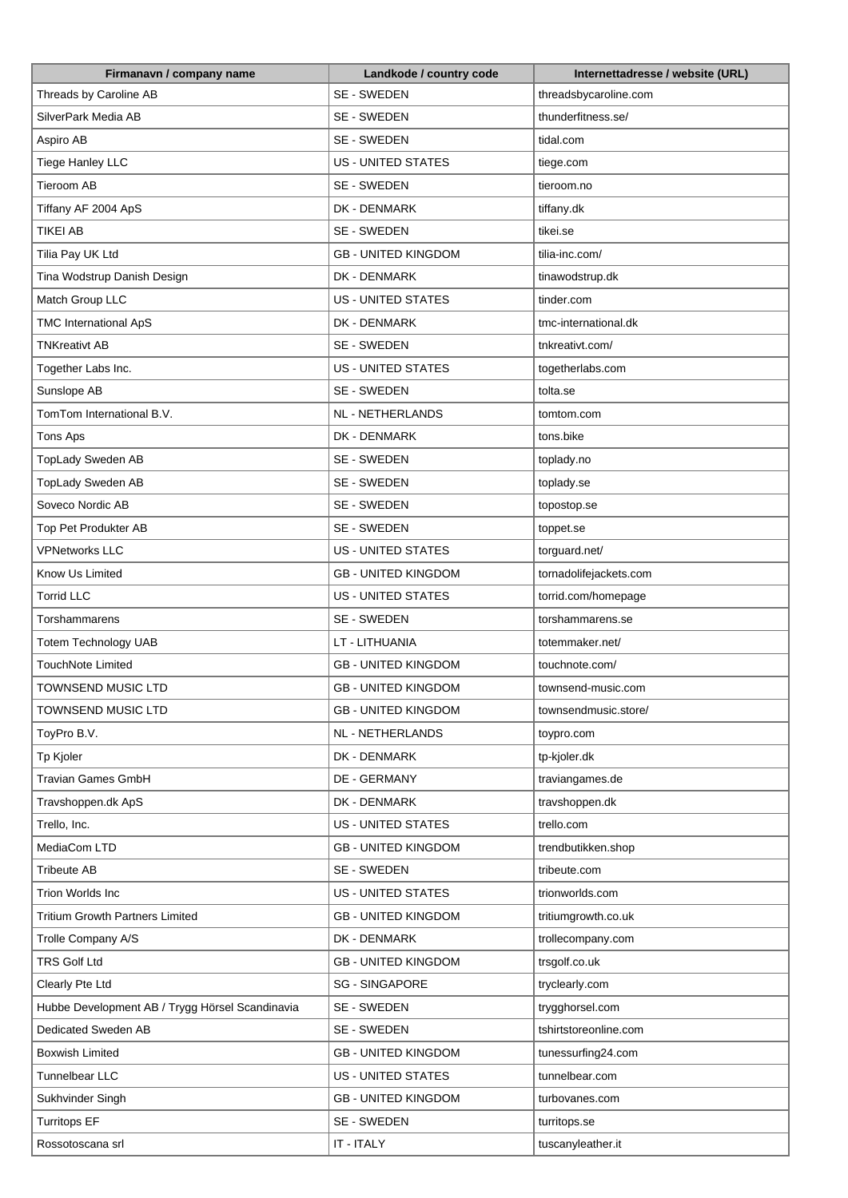| Firmanavn / company name | Landkode / country code | Internettadresse / website (URL) |
| --- | --- | --- |
| Threads by Caroline AB | SE - SWEDEN | threadsbycaroline.com |
| SilverPark Media AB | SE - SWEDEN | thunderfitness.se/ |
| Aspiro AB | SE - SWEDEN | tidal.com |
| Tiege Hanley LLC | US - UNITED STATES | tiege.com |
| Tieroom AB | SE - SWEDEN | tieroom.no |
| Tiffany AF 2004 ApS | DK - DENMARK | tiffany.dk |
| TIKEI AB | SE - SWEDEN | tikei.se |
| Tilia Pay UK Ltd | GB - UNITED KINGDOM | tilia-inc.com/ |
| Tina Wodstrup Danish Design | DK - DENMARK | tinawodstrup.dk |
| Match Group LLC | US - UNITED STATES | tinder.com |
| TMC International ApS | DK - DENMARK | tmc-international.dk |
| TNKreativt AB | SE - SWEDEN | tnkreativt.com/ |
| Together Labs Inc. | US - UNITED STATES | togetherlabs.com |
| Sunslope AB | SE - SWEDEN | tolta.se |
| TomTom International B.V. | NL - NETHERLANDS | tomtom.com |
| Tons Aps | DK - DENMARK | tons.bike |
| TopLady Sweden AB | SE - SWEDEN | toplady.no |
| TopLady Sweden AB | SE - SWEDEN | toplady.se |
| Soveco Nordic AB | SE - SWEDEN | topostop.se |
| Top Pet Produkter AB | SE - SWEDEN | toppet.se |
| VPNetworks LLC | US - UNITED STATES | torguard.net/ |
| Know Us Limited | GB - UNITED KINGDOM | tornadolifejackets.com |
| Torrid LLC | US - UNITED STATES | torrid.com/homepage |
| Torshammarens | SE - SWEDEN | torshammarens.se |
| Totem Technology UAB | LT - LITHUANIA | totemmaker.net/ |
| TouchNote Limited | GB - UNITED KINGDOM | touchnote.com/ |
| TOWNSEND MUSIC LTD | GB - UNITED KINGDOM | townsend-music.com |
| TOWNSEND MUSIC LTD | GB - UNITED KINGDOM | townsendmusic.store/ |
| ToyPro B.V. | NL - NETHERLANDS | toypro.com |
| Tp Kjoler | DK - DENMARK | tp-kjoler.dk |
| Travian Games GmbH | DE - GERMANY | traviangames.de |
| Travshoppen.dk ApS | DK - DENMARK | travshoppen.dk |
| Trello, Inc. | US - UNITED STATES | trello.com |
| MediaCom LTD | GB - UNITED KINGDOM | trendbutikken.shop |
| Tribeute AB | SE - SWEDEN | tribeute.com |
| Trion Worlds Inc | US - UNITED STATES | trionworlds.com |
| Tritium Growth Partners Limited | GB - UNITED KINGDOM | tritiumgrowth.co.uk |
| Trolle Company A/S | DK - DENMARK | trollecompany.com |
| TRS Golf Ltd | GB - UNITED KINGDOM | trsgolf.co.uk |
| Clearly Pte Ltd | SG - SINGAPORE | tryclearly.com |
| Hubbe Development AB / Trygg Hörsel Scandinavia | SE - SWEDEN | trygghorsel.com |
| Dedicated Sweden AB | SE - SWEDEN | tshirtstoreonline.com |
| Boxwish Limited | GB - UNITED KINGDOM | tunessurfing24.com |
| Tunnelbear LLC | US - UNITED STATES | tunnelbear.com |
| Sukhvinder Singh | GB - UNITED KINGDOM | turbovanes.com |
| Turritops EF | SE - SWEDEN | turritops.se |
| Rossotoscana srl | IT - ITALY | tuscanyleather.it |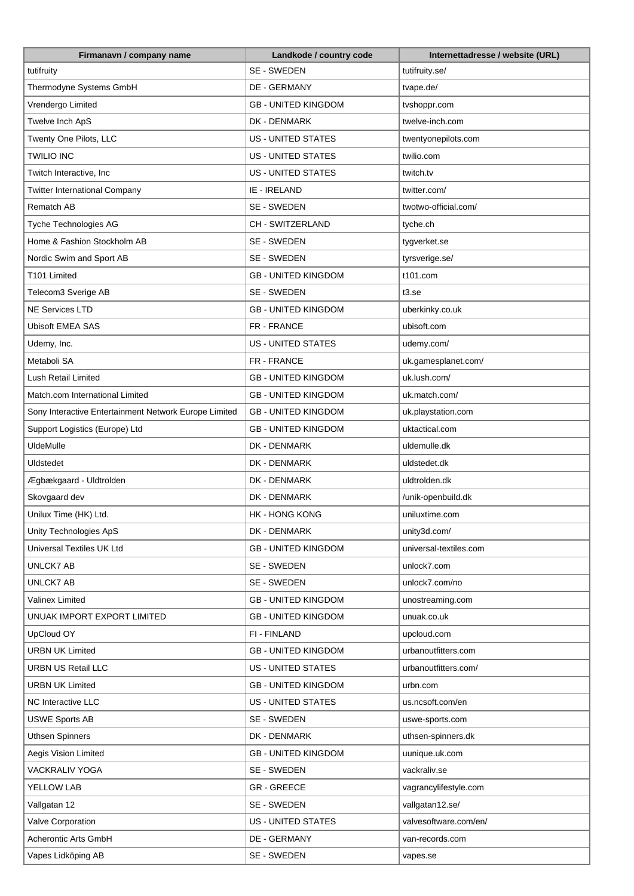| Firmanavn / company name | Landkode / country code | Internettadresse / website (URL) |
|---|---|---|
| tutifruity | SE - SWEDEN | tutifruity.se/ |
| Thermodyne Systems GmbH | DE - GERMANY | tvape.de/ |
| Vrendergo Limited | GB - UNITED KINGDOM | tvshoppr.com |
| Twelve Inch ApS | DK - DENMARK | twelve-inch.com |
| Twenty One Pilots, LLC | US - UNITED STATES | twentyonepilots.com |
| TWILIO INC | US - UNITED STATES | twilio.com |
| Twitch Interactive, Inc | US - UNITED STATES | twitch.tv |
| Twitter International Company | IE - IRELAND | twitter.com/ |
| Rematch AB | SE - SWEDEN | twotwo-official.com/ |
| Tyche Technologies AG | CH - SWITZERLAND | tyche.ch |
| Home & Fashion Stockholm AB | SE - SWEDEN | tygverket.se |
| Nordic Swim and Sport AB | SE - SWEDEN | tyrsverige.se/ |
| T101 Limited | GB - UNITED KINGDOM | t101.com |
| Telecom3 Sverige AB | SE - SWEDEN | t3.se |
| NE Services LTD | GB - UNITED KINGDOM | uberkinky.co.uk |
| Ubisoft EMEA SAS | FR - FRANCE | ubisoft.com |
| Udemy, Inc. | US - UNITED STATES | udemy.com/ |
| Metaboli SA | FR - FRANCE | uk.gamesplanet.com/ |
| Lush Retail Limited | GB - UNITED KINGDOM | uk.lush.com/ |
| Match.com International Limited | GB - UNITED KINGDOM | uk.match.com/ |
| Sony Interactive Entertainment Network Europe Limited | GB - UNITED KINGDOM | uk.playstation.com |
| Support Logistics (Europe) Ltd | GB - UNITED KINGDOM | uktactical.com |
| UldeMulle | DK - DENMARK | uldemulle.dk |
| Uldstedet | DK - DENMARK | uldstedet.dk |
| Ægbækgaard - Uldtrolden | DK - DENMARK | uldtrolden.dk |
| Skovgaard dev | DK - DENMARK | /unik-openbuild.dk |
| Unilux Time (HK) Ltd. | HK - HONG KONG | uniluxtime.com |
| Unity Technologies ApS | DK - DENMARK | unity3d.com/ |
| Universal Textiles UK Ltd | GB - UNITED KINGDOM | universal-textiles.com |
| UNLCK7 AB | SE - SWEDEN | unlock7.com |
| UNLCK7 AB | SE - SWEDEN | unlock7.com/no |
| Valinex Limited | GB - UNITED KINGDOM | unostreaming.com |
| UNUAK IMPORT EXPORT LIMITED | GB - UNITED KINGDOM | unuak.co.uk |
| UpCloud OY | FI - FINLAND | upcloud.com |
| URBN UK Limited | GB - UNITED KINGDOM | urbanoutfitters.com |
| URBN US Retail LLC | US - UNITED STATES | urbanoutfitters.com/ |
| URBN UK Limited | GB - UNITED KINGDOM | urbn.com |
| NC Interactive LLC | US - UNITED STATES | us.ncsoft.com/en |
| USWE Sports AB | SE - SWEDEN | uswe-sports.com |
| Uthsen Spinners | DK - DENMARK | uthsen-spinners.dk |
| Aegis Vision Limited | GB - UNITED KINGDOM | uunique.uk.com |
| VACKRALIV YOGA | SE - SWEDEN | vackraliv.se |
| YELLOW LAB | GR - GREECE | vagrancylifestyle.com |
| Vallgatan 12 | SE - SWEDEN | vallgatan12.se/ |
| Valve Corporation | US - UNITED STATES | valvesoftware.com/en/ |
| Acherontic Arts GmbH | DE - GERMANY | van-records.com |
| Vapes Lidköping AB | SE - SWEDEN | vapes.se |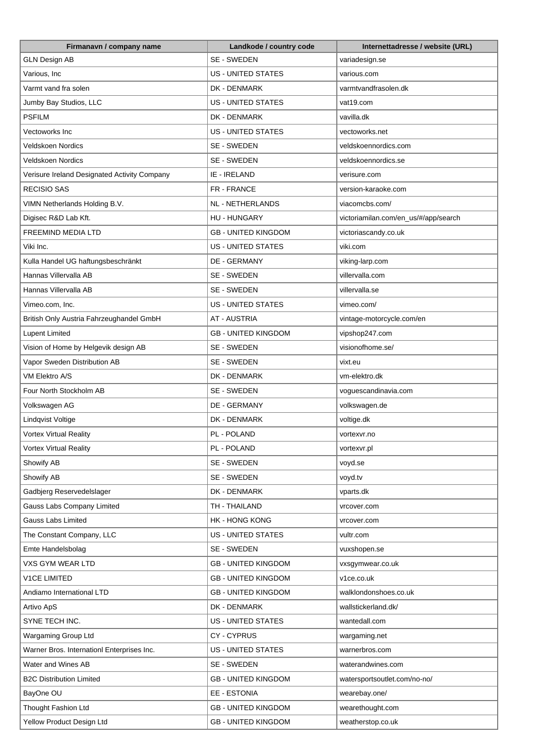| Firmanavn / company name | Landkode / country code | Internettadresse / website (URL) |
|---|---|---|
| GLN Design AB | SE - SWEDEN | variadesign.se |
| Various, Inc | US - UNITED STATES | various.com |
| Varmt vand fra solen | DK - DENMARK | varmtvandfrasolen.dk |
| Jumby Bay Studios, LLC | US - UNITED STATES | vat19.com |
| PSFILM | DK - DENMARK | vavilla.dk |
| Vectoworks Inc | US - UNITED STATES | vectoworks.net |
| Veldskoen Nordics | SE - SWEDEN | veldskoennordics.com |
| Veldskoen Nordics | SE - SWEDEN | veldskoennordics.se |
| Verisure Ireland Designated Activity Company | IE - IRELAND | verisure.com |
| RECISIO SAS | FR - FRANCE | version-karaoke.com |
| VIMN Netherlands Holding B.V. | NL - NETHERLANDS | viacomcbs.com/ |
| Digisec R&D Lab Kft. | HU - HUNGARY | victoriamilan.com/en_us/#/app/search |
| FREEMIND MEDIA LTD | GB - UNITED KINGDOM | victoriascandy.co.uk |
| Viki Inc. | US - UNITED STATES | viki.com |
| Kulla Handel UG haftungsbeschränkt | DE - GERMANY | viking-larp.com |
| Hannas Villervalla AB | SE - SWEDEN | villervalla.com |
| Hannas Villervalla AB | SE - SWEDEN | villervalla.se |
| Vimeo.com, Inc. | US - UNITED STATES | vimeo.com/ |
| British Only Austria Fahrzeughandel GmbH | AT - AUSTRIA | vintage-motorcycle.com/en |
| Lupent Limited | GB - UNITED KINGDOM | vipshop247.com |
| Vision of Home by Helgevik design AB | SE - SWEDEN | visionofhome.se/ |
| Vapor Sweden Distribution AB | SE - SWEDEN | vixt.eu |
| VM Elektro A/S | DK - DENMARK | vm-elektro.dk |
| Four North Stockholm AB | SE - SWEDEN | voguescandinavia.com |
| Volkswagen AG | DE - GERMANY | volkswagen.de |
| Lindqvist Voltige | DK - DENMARK | voltige.dk |
| Vortex Virtual Reality | PL - POLAND | vortexvr.no |
| Vortex Virtual Reality | PL - POLAND | vortexvr.pl |
| Showify AB | SE - SWEDEN | voyd.se |
| Showify AB | SE - SWEDEN | voyd.tv |
| Gadbjerg Reservedelslager | DK - DENMARK | vparts.dk |
| Gauss Labs Company Limited | TH - THAILAND | vrcover.com |
| Gauss Labs Limited | HK - HONG KONG | vrcover.com |
| The Constant Company, LLC | US - UNITED STATES | vultr.com |
| Emte Handelsbolag | SE - SWEDEN | vuxshopen.se |
| VXS GYM WEAR LTD | GB - UNITED KINGDOM | vxsgymwear.co.uk |
| V1CE LIMITED | GB - UNITED KINGDOM | v1ce.co.uk |
| Andiamo International LTD | GB - UNITED KINGDOM | walklondonshoes.co.uk |
| Artivo ApS | DK - DENMARK | wallstickerland.dk/ |
| SYNE TECH INC. | US - UNITED STATES | wantedall.com |
| Wargaming Group Ltd | CY - CYPRUS | wargaming.net |
| Warner Bros. Internationl Enterprises Inc. | US - UNITED STATES | warnerbros.com |
| Water and Wines AB | SE - SWEDEN | waterandwines.com |
| B2C Distribution Limited | GB - UNITED KINGDOM | watersportsoutlet.com/no-no/ |
| BayOne OU | EE - ESTONIA | wearebay.one/ |
| Thought Fashion Ltd | GB - UNITED KINGDOM | wearethought.com |
| Yellow Product Design Ltd | GB - UNITED KINGDOM | weatherstop.co.uk |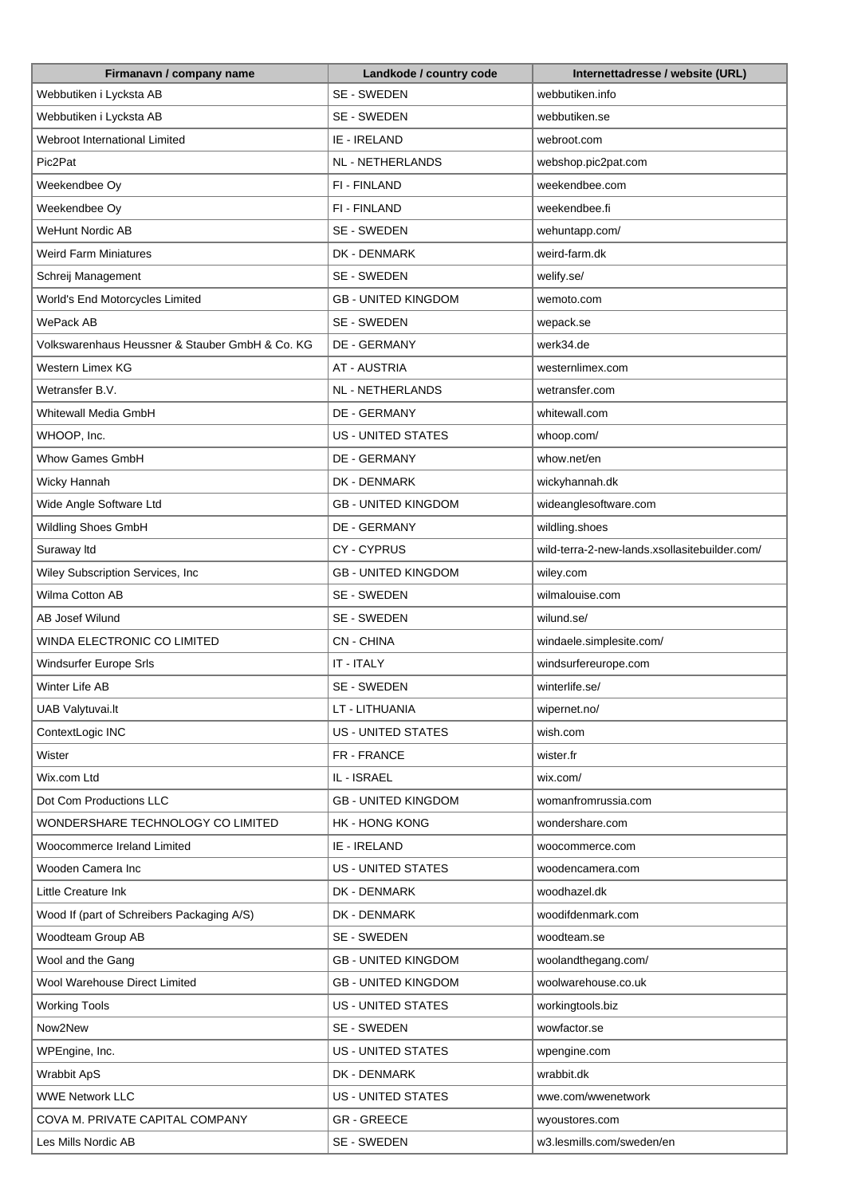| Firmanavn / company name | Landkode / country code | Internettadresse / website (URL) |
|---|---|---|
| Webbutiken i Lycksta AB | SE - SWEDEN | webbutiken.info |
| Webbutiken i Lycksta AB | SE - SWEDEN | webbutiken.se |
| Webroot International Limited | IE - IRELAND | webroot.com |
| Pic2Pat | NL - NETHERLANDS | webshop.pic2pat.com |
| Weekendbee Oy | FI - FINLAND | weekendbee.com |
| Weekendbee Oy | FI - FINLAND | weekendbee.fi |
| WeHunt Nordic AB | SE - SWEDEN | wehuntapp.com/ |
| Weird Farm Miniatures | DK - DENMARK | weird-farm.dk |
| Schreij Management | SE - SWEDEN | welify.se/ |
| World's End Motorcycles Limited | GB - UNITED KINGDOM | wemoto.com |
| WePack AB | SE - SWEDEN | wepack.se |
| Volkswarenhaus Heussner & Stauber GmbH & Co. KG | DE - GERMANY | werk34.de |
| Western Limex KG | AT - AUSTRIA | westernlimex.com |
| Wetransfer B.V. | NL - NETHERLANDS | wetransfer.com |
| Whitewall Media GmbH | DE - GERMANY | whitewall.com |
| WHOOP, Inc. | US - UNITED STATES | whoop.com/ |
| Whow Games GmbH | DE - GERMANY | whow.net/en |
| Wicky Hannah | DK - DENMARK | wickyhannah.dk |
| Wide Angle Software Ltd | GB - UNITED KINGDOM | wideanglesoftware.com |
| Wildling Shoes GmbH | DE - GERMANY | wildling.shoes |
| Suraway ltd | CY - CYPRUS | wild-terra-2-new-lands.xsollasitebuilder.com/ |
| Wiley Subscription Services, Inc | GB - UNITED KINGDOM | wiley.com |
| Wilma Cotton AB | SE - SWEDEN | wilmalouise.com |
| AB Josef Wilund | SE - SWEDEN | wilund.se/ |
| WINDA ELECTRONIC CO LIMITED | CN - CHINA | windaele.simplesite.com/ |
| Windsurfer Europe Srls | IT - ITALY | windsurfereurope.com |
| Winter Life AB | SE - SWEDEN | winterlife.se/ |
| UAB Valytuvai.lt | LT - LITHUANIA | wipernet.no/ |
| ContextLogic INC | US - UNITED STATES | wish.com |
| Wister | FR - FRANCE | wister.fr |
| Wix.com Ltd | IL - ISRAEL | wix.com/ |
| Dot Com Productions LLC | GB - UNITED KINGDOM | womanfromrussia.com |
| WONDERSHARE TECHNOLOGY CO LIMITED | HK - HONG KONG | wondershare.com |
| Woocommerce Ireland Limited | IE - IRELAND | woocommerce.com |
| Wooden Camera Inc | US - UNITED STATES | woodencamera.com |
| Little Creature Ink | DK - DENMARK | woodhazel.dk |
| Wood If (part of Schreibers Packaging A/S) | DK - DENMARK | woodifdenmark.com |
| Woodteam Group AB | SE - SWEDEN | woodteam.se |
| Wool and the Gang | GB - UNITED KINGDOM | woolandthegang.com/ |
| Wool Warehouse Direct Limited | GB - UNITED KINGDOM | woolwarehouse.co.uk |
| Working Tools | US - UNITED STATES | workingtools.biz |
| Now2New | SE - SWEDEN | wowfactor.se |
| WPEngine, Inc. | US - UNITED STATES | wpengine.com |
| Wrabbit ApS | DK - DENMARK | wrabbit.dk |
| WWE Network LLC | US - UNITED STATES | wwe.com/wwenetwork |
| COVA M. PRIVATE CAPITAL COMPANY | GR - GREECE | wyoustores.com |
| Les Mills Nordic AB | SE - SWEDEN | w3.lesmills.com/sweden/en |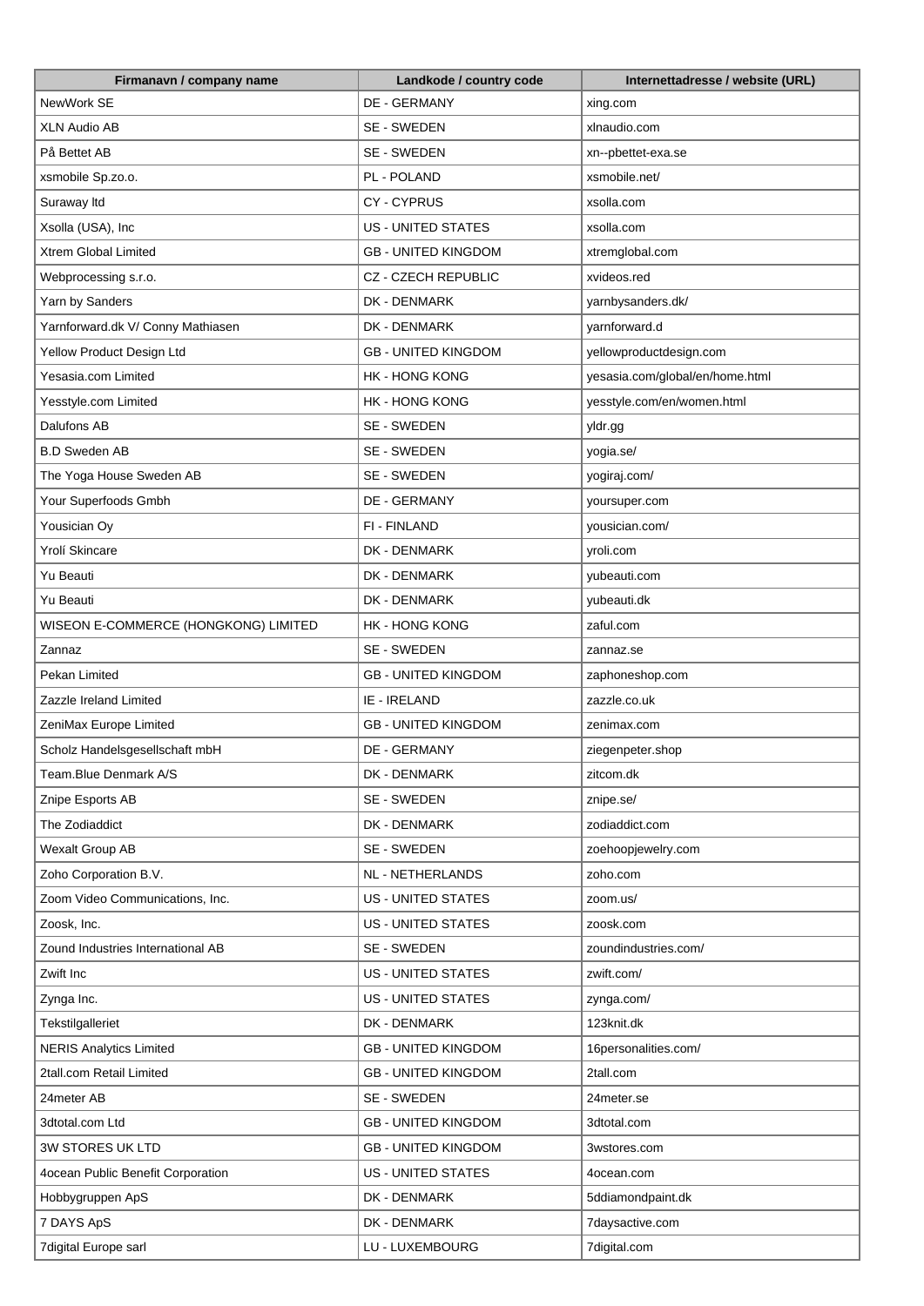| Firmanavn / company name | Landkode / country code | Internettadresse / website (URL) |
|---|---|---|
| NewWork SE | DE - GERMANY | xing.com |
| XLN Audio AB | SE - SWEDEN | xlnaudio.com |
| På Bettet AB | SE - SWEDEN | xn--pbettet-exa.se |
| xsmobile Sp.zo.o. | PL - POLAND | xsmobile.net/ |
| Suraway ltd | CY - CYPRUS | xsolla.com |
| Xsolla (USA), Inc | US - UNITED STATES | xsolla.com |
| Xtrem Global Limited | GB - UNITED KINGDOM | xtremglobal.com |
| Webprocessing s.r.o. | CZ - CZECH REPUBLIC | xvideos.red |
| Yarn by Sanders | DK - DENMARK | yarnbysanders.dk/ |
| Yarnforward.dk V/ Conny Mathiasen | DK - DENMARK | yarnforward.d |
| Yellow Product Design Ltd | GB - UNITED KINGDOM | yellowproductdesign.com |
| Yesasia.com Limited | HK - HONG KONG | yesasia.com/global/en/home.html |
| Yesstyle.com Limited | HK - HONG KONG | yesstyle.com/en/women.html |
| Dalufons AB | SE - SWEDEN | yldr.gg |
| B.D Sweden AB | SE - SWEDEN | yogia.se/ |
| The Yoga House Sweden AB | SE - SWEDEN | yogiraj.com/ |
| Your Superfoods Gmbh | DE - GERMANY | yoursuper.com |
| Yousician Oy | FI - FINLAND | yousician.com/ |
| Yrolí Skincare | DK - DENMARK | yroli.com |
| Yu Beauti | DK - DENMARK | yubeauti.com |
| Yu Beauti | DK - DENMARK | yubeauti.dk |
| WISEON E-COMMERCE (HONGKONG) LIMITED | HK - HONG KONG | zaful.com |
| Zannaz | SE - SWEDEN | zannaz.se |
| Pekan Limited | GB - UNITED KINGDOM | zaphoneshop.com |
| Zazzle Ireland Limited | IE - IRELAND | zazzle.co.uk |
| ZeniMax Europe Limited | GB - UNITED KINGDOM | zenimax.com |
| Scholz Handelsgesellschaft mbH | DE - GERMANY | ziegenpeter.shop |
| Team.Blue Denmark A/S | DK - DENMARK | zitcom.dk |
| Znipe Esports AB | SE - SWEDEN | znipe.se/ |
| The Zodiaddict | DK - DENMARK | zodiaddict.com |
| Wexalt Group AB | SE - SWEDEN | zoehoopjewelry.com |
| Zoho Corporation B.V. | NL - NETHERLANDS | zoho.com |
| Zoom Video Communications, Inc. | US - UNITED STATES | zoom.us/ |
| Zoosk, Inc. | US - UNITED STATES | zoosk.com |
| Zound Industries International AB | SE - SWEDEN | zoundindustries.com/ |
| Zwift Inc | US - UNITED STATES | zwift.com/ |
| Zynga Inc. | US - UNITED STATES | zynga.com/ |
| Tekstilgalleriet | DK - DENMARK | 123knit.dk |
| NERIS Analytics Limited | GB - UNITED KINGDOM | 16personalities.com/ |
| 2tall.com Retail Limited | GB - UNITED KINGDOM | 2tall.com |
| 24meter AB | SE - SWEDEN | 24meter.se |
| 3dtotal.com Ltd | GB - UNITED KINGDOM | 3dtotal.com |
| 3W STORES UK LTD | GB - UNITED KINGDOM | 3wstores.com |
| 4ocean Public Benefit Corporation | US - UNITED STATES | 4ocean.com |
| Hobbygruppen ApS | DK - DENMARK | 5ddiamondpaint.dk |
| 7 DAYS ApS | DK - DENMARK | 7daysactive.com |
| 7digital Europe sarl | LU - LUXEMBOURG | 7digital.com |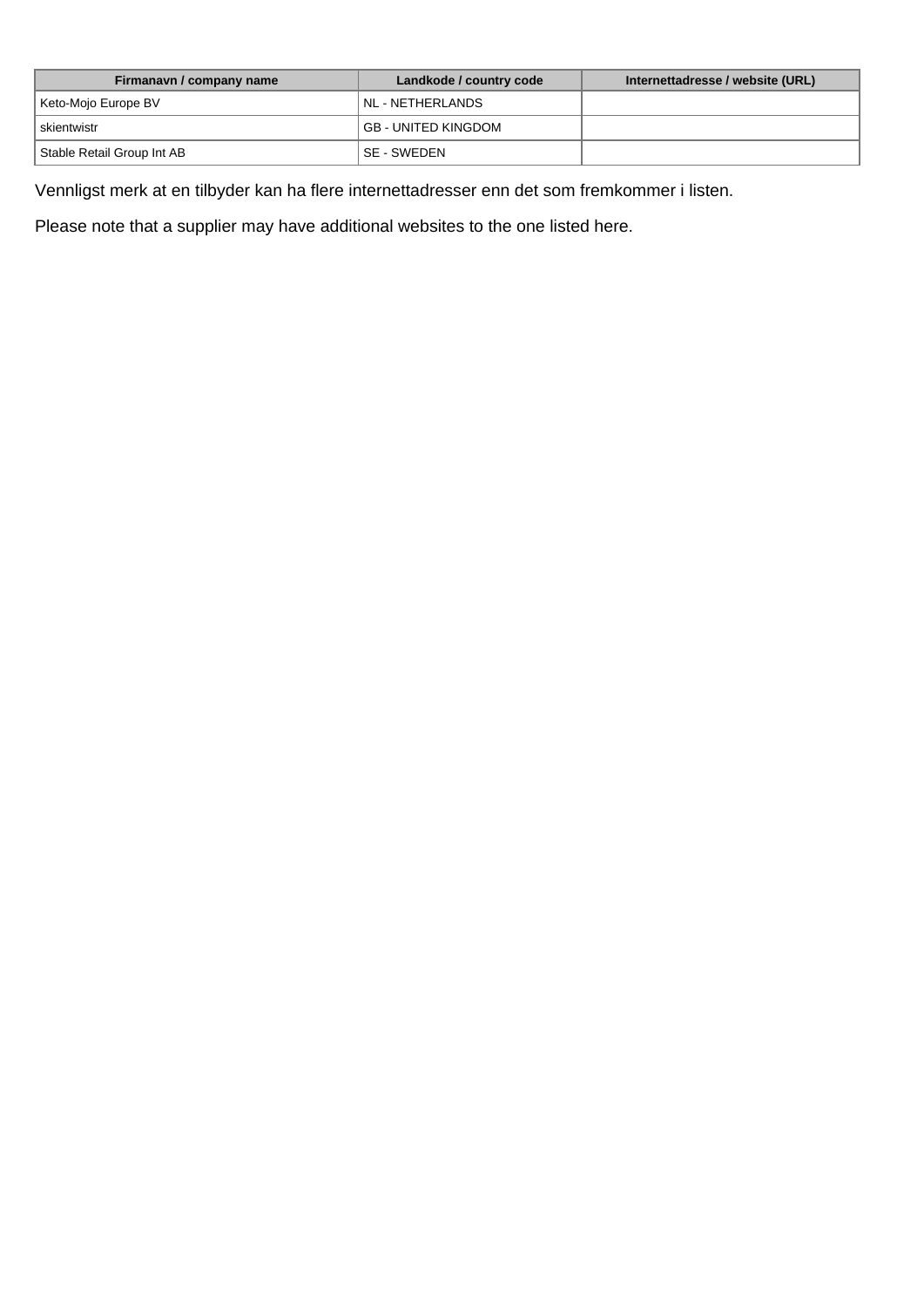| Firmanavn / company name | Landkode / country code | Internettadresse / website (URL) |
| --- | --- | --- |
| Keto-Mojo Europe BV | NL - NETHERLANDS | |
| skientwistr | GB - UNITED KINGDOM | |
| Stable Retail Group Int AB | SE - SWEDEN | |

Vennligst merk at en tilbyder kan ha flere internettadresser enn det som fremkommer i listen.

Please note that a supplier may have additional websites to the one listed here.